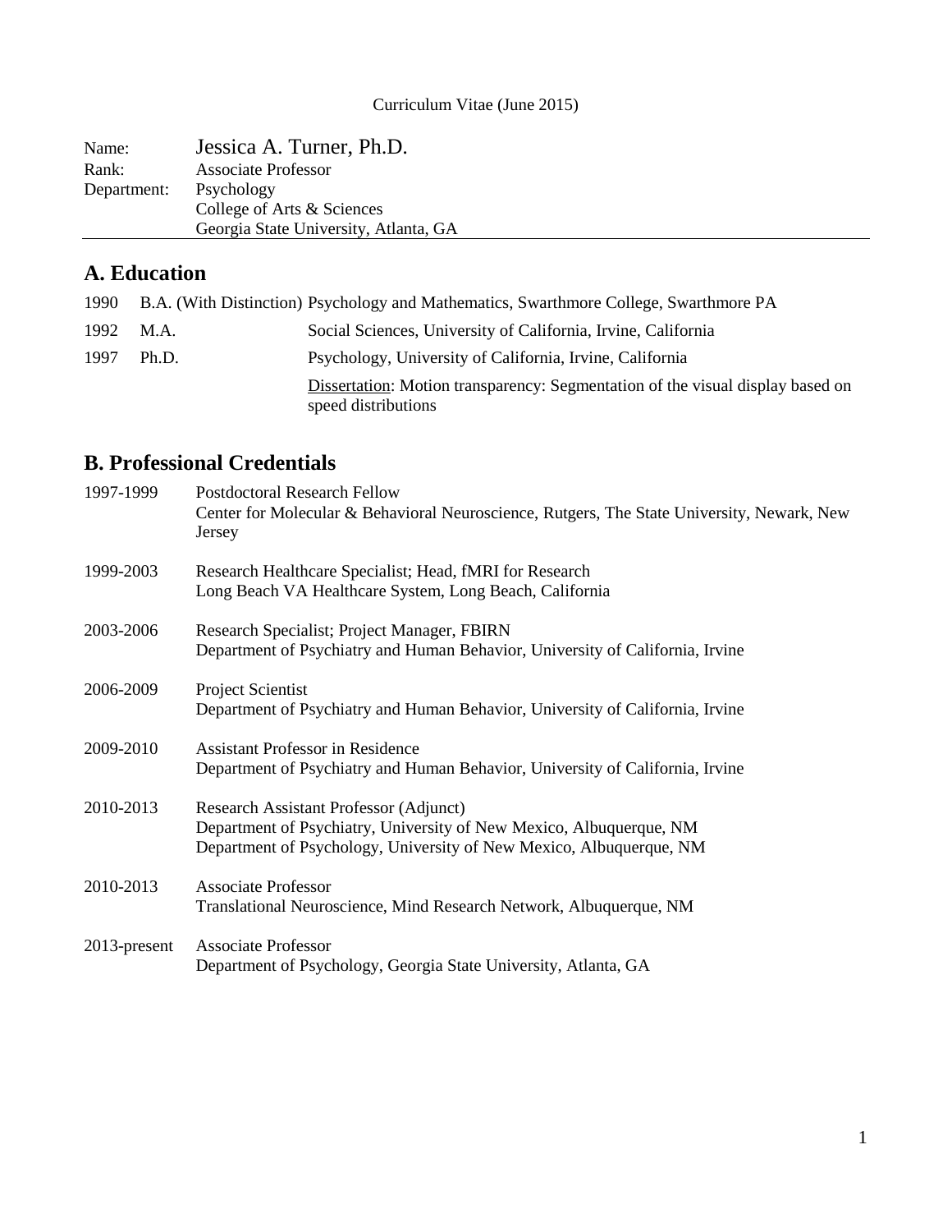Curriculum Vitae (June 2015)

| | |
|---|---|
| Name: | Jessica A. Turner, Ph.D. |
| Rank: | Associate Professor |
| Department: | Psychology<br>College of Arts & Sciences<br>Georgia State University, Atlanta, GA |

## A. Education

| | | |
|---|---|---|
| 1990 | B.A. (With Distinction) | Psychology and Mathematics, Swarthmore College, Swarthmore PA |
| 1992 | M.A. | Social Sciences, University of California, Irvine, California |
| 1997 | Ph.D. | Psychology, University of California, Irvine, California<br>Dissertation: Motion transparency: Segmentation of the visual display based on speed distributions |

## B. Professional Credentials

| | |
|---|---|
| 1997-1999 | Postdoctoral Research Fellow<br>Center for Molecular & Behavioral Neuroscience, Rutgers, The State University, Newark, New Jersey |
| 1999-2003 | Research Healthcare Specialist; Head, fMRI for Research<br>Long Beach VA Healthcare System, Long Beach, California |
| 2003-2006 | Research Specialist; Project Manager, FBIRN<br>Department of Psychiatry and Human Behavior, University of California, Irvine |
| 2006-2009 | Project Scientist<br>Department of Psychiatry and Human Behavior, University of California, Irvine |
| 2009-2010 | Assistant Professor in Residence<br>Department of Psychiatry and Human Behavior, University of California, Irvine |
| 2010-2013 | Research Assistant Professor (Adjunct)<br>Department of Psychiatry, University of New Mexico, Albuquerque, NM<br>Department of Psychology, University of New Mexico, Albuquerque, NM |
| 2010-2013 | Associate Professor<br>Translational Neuroscience, Mind Research Network, Albuquerque, NM |
| 2013-present | Associate Professor<br>Department of Psychology, Georgia State University, Atlanta, GA |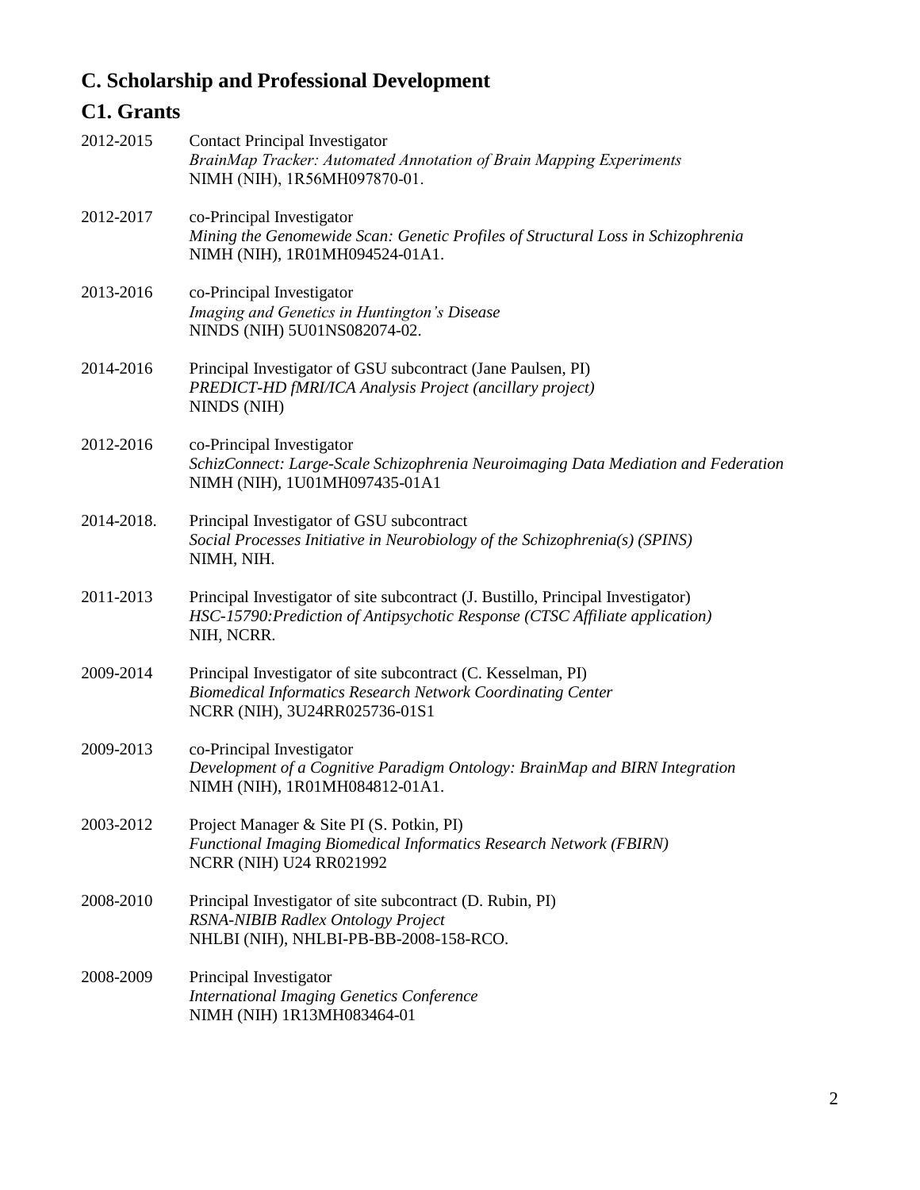## C. Scholarship and Professional Development

### C1. Grants

2012-2015 Contact Principal Investigator
*BrainMap Tracker: Automated Annotation of Brain Mapping Experiments*
NIMH (NIH), 1R56MH097870-01.

2012-2017 co-Principal Investigator
*Mining the Genomewide Scan: Genetic Profiles of Structural Loss in Schizophrenia*
NIMH (NIH), 1R01MH094524-01A1.

2013-2016 co-Principal Investigator
*Imaging and Genetics in Huntington's Disease*
NINDS (NIH) 5U01NS082074-02.

2014-2016 Principal Investigator of GSU subcontract (Jane Paulsen, PI)
*PREDICT-HD fMRI/ICA Analysis Project (ancillary project)*
NINDS (NIH)

2012-2016 co-Principal Investigator
*SchizConnect: Large-Scale Schizophrenia Neuroimaging Data Mediation and Federation*
NIMH (NIH), 1U01MH097435-01A1

2014-2018. Principal Investigator of GSU subcontract
*Social Processes Initiative in Neurobiology of the Schizophrenia(s) (SPINS)*
NIMH, NIH.

2011-2013 Principal Investigator of site subcontract (J. Bustillo, Principal Investigator)
*HSC-15790:Prediction of Antipsychotic Response (CTSC Affiliate application)*
NIH, NCRR.

2009-2014 Principal Investigator of site subcontract (C. Kesselman, PI)
*Biomedical Informatics Research Network Coordinating Center*
NCRR (NIH), 3U24RR025736-01S1

2009-2013 co-Principal Investigator
*Development of a Cognitive Paradigm Ontology: BrainMap and BIRN Integration*
NIMH (NIH), 1R01MH084812-01A1.

2003-2012 Project Manager & Site PI (S. Potkin, PI)
*Functional Imaging Biomedical Informatics Research Network (FBIRN)*
NCRR (NIH) U24 RR021992

2008-2010 Principal Investigator of site subcontract (D. Rubin, PI)
*RSNA-NIBIB Radlex Ontology Project*
NHLBI (NIH), NHLBI-PB-BB-2008-158-RCO.

2008-2009 Principal Investigator
*International Imaging Genetics Conference*
NIMH (NIH) 1R13MH083464-01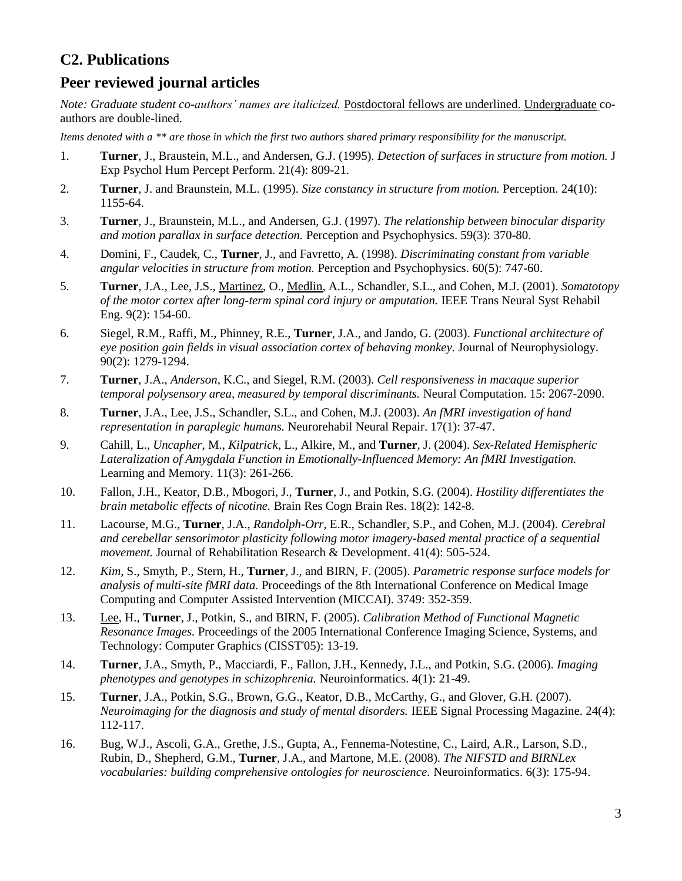## C2. Publications

## Peer reviewed journal articles

*Note: Graduate student co-authors' names are italicized.* Postdoctoral fellows are underlined. Undergraduate co-authors are double-lined.

*Items denoted with a ** are those in which the first two authors shared primary responsibility for the manuscript.*

1. **Turner**, J., Braustein, M.L., and Andersen, G.J. (1995). *Detection of surfaces in structure from motion.* J Exp Psychol Hum Percept Perform. 21(4): 809-21.
2. **Turner**, J. and Braunstein, M.L. (1995). *Size constancy in structure from motion.* Perception. 24(10): 1155-64.
3. **Turner**, J., Braunstein, M.L., and Andersen, G.J. (1997). *The relationship between binocular disparity and motion parallax in surface detection.* Perception and Psychophysics. 59(3): 370-80.
4. Domini, F., Caudek, C., **Turner**, J., and Favretto, A. (1998). *Discriminating constant from variable angular velocities in structure from motion.* Perception and Psychophysics. 60(5): 747-60.
5. **Turner**, J.A., Lee, J.S., Martinez, O., Medlin, A.L., Schandler, S.L., and Cohen, M.J. (2001). *Somatotopy of the motor cortex after long-term spinal cord injury or amputation.* IEEE Trans Neural Syst Rehabil Eng. 9(2): 154-60.
6. Siegel, R.M., Raffi, M., Phinney, R.E., **Turner**, J.A., and Jando, G. (2003). *Functional architecture of eye position gain fields in visual association cortex of behaving monkey.* Journal of Neurophysiology. 90(2): 1279-1294.
7. **Turner**, J.A., *Anderson*, K.C., and Siegel, R.M. (2003). *Cell responsiveness in macaque superior temporal polysensory area, measured by temporal discriminants.* Neural Computation. 15: 2067-2090.
8. **Turner**, J.A., Lee, J.S., Schandler, S.L., and Cohen, M.J. (2003). *An fMRI investigation of hand representation in paraplegic humans.* Neurorehabil Neural Repair. 17(1): 37-47.
9. Cahill, L., *Uncapher*, M., *Kilpatrick*, L., Alkire, M., and **Turner**, J. (2004). *Sex-Related Hemispheric Lateralization of Amygdala Function in Emotionally-Influenced Memory: An fMRI Investigation.* Learning and Memory. 11(3): 261-266.
10. Fallon, J.H., Keator, D.B., Mbogori, J., **Turner**, J., and Potkin, S.G. (2004). *Hostility differentiates the brain metabolic effects of nicotine.* Brain Res Cogn Brain Res. 18(2): 142-8.
11. Lacourse, M.G., **Turner**, J.A., *Randolph-Orr,* E.R., Schandler, S.P., and Cohen, M.J. (2004). *Cerebral and cerebellar sensorimotor plasticity following motor imagery-based mental practice of a sequential movement.* Journal of Rehabilitation Research & Development. 41(4): 505-524.
12. *Kim*, S., Smyth, P., Stern, H., **Turner**, J., and BIRN, F. (2005). *Parametric response surface models for analysis of multi-site fMRI data.* Proceedings of the 8th International Conference on Medical Image Computing and Computer Assisted Intervention (MICCAI). 3749: 352-359.
13. Lee, H., **Turner**, J., Potkin, S., and BIRN, F. (2005). *Calibration Method of Functional Magnetic Resonance Images.* Proceedings of the 2005 International Conference Imaging Science, Systems, and Technology: Computer Graphics (CISST'05): 13-19.
14. **Turner**, J.A., Smyth, P., Macciardi, F., Fallon, J.H., Kennedy, J.L., and Potkin, S.G. (2006). *Imaging phenotypes and genotypes in schizophrenia.* Neuroinformatics. 4(1): 21-49.
15. **Turner**, J.A., Potkin, S.G., Brown, G.G., Keator, D.B., McCarthy, G., and Glover, G.H. (2007). *Neuroimaging for the diagnosis and study of mental disorders.* IEEE Signal Processing Magazine. 24(4): 112-117.
16. Bug, W.J., Ascoli, G.A., Grethe, J.S., Gupta, A., Fennema-Notestine, C., Laird, A.R., Larson, S.D., Rubin, D., Shepherd, G.M., **Turner**, J.A., and Martone, M.E. (2008). *The NIFSTD and BIRNLex vocabularies: building comprehensive ontologies for neuroscience.* Neuroinformatics. 6(3): 175-94.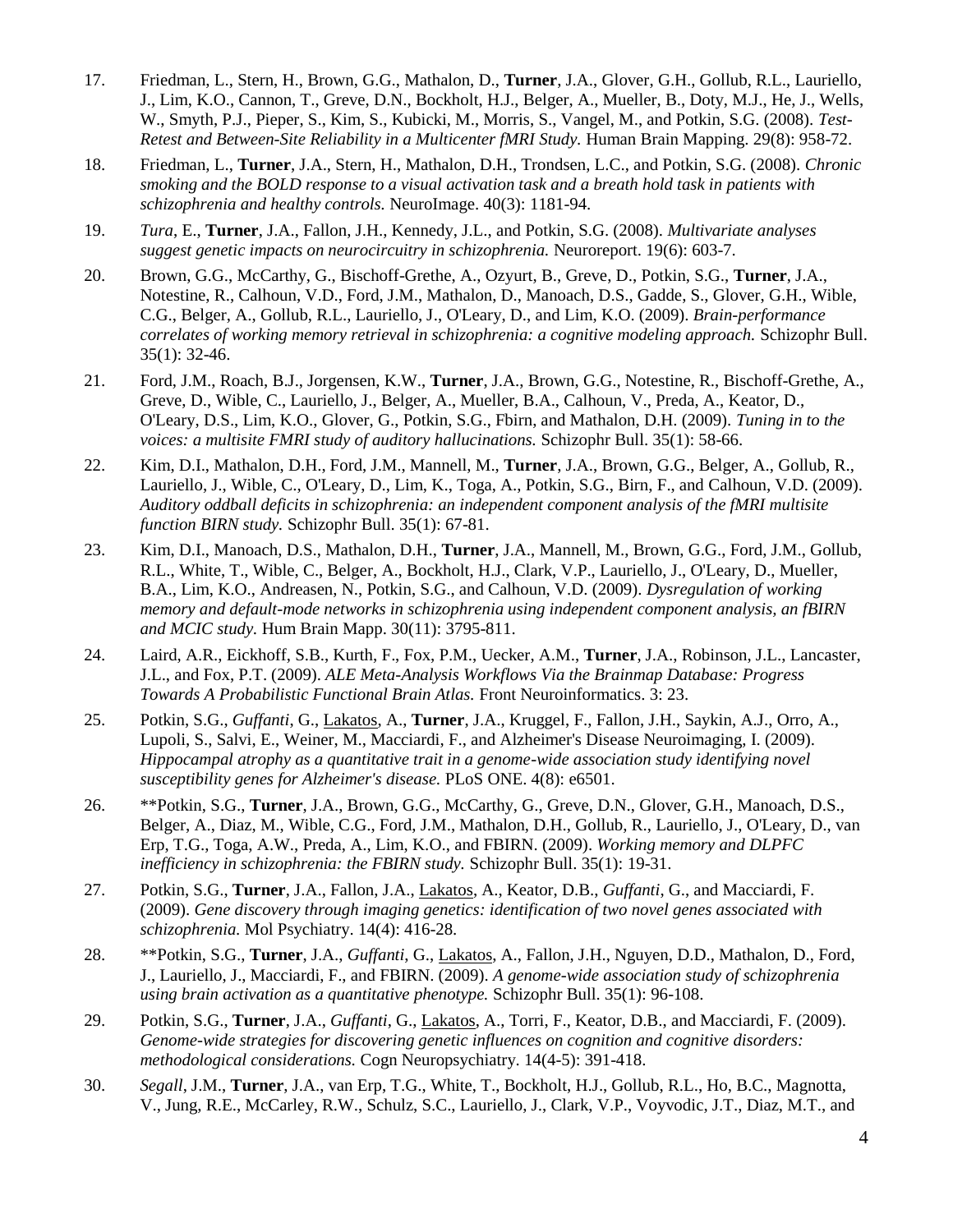17. Friedman, L., Stern, H., Brown, G.G., Mathalon, D., **Turner**, J.A., Glover, G.H., Gollub, R.L., Lauriello, J., Lim, K.O., Cannon, T., Greve, D.N., Bockholt, H.J., Belger, A., Mueller, B., Doty, M.J., He, J., Wells, W., Smyth, P.J., Pieper, S., Kim, S., Kubicki, M., Morris, S., Vangel, M., and Potkin, S.G. (2008). *Test-Retest and Between-Site Reliability in a Multicenter fMRI Study.* Human Brain Mapping. 29(8): 958-72.

18. Friedman, L., **Turner**, J.A., Stern, H., Mathalon, D.H., Trondsen, L.C., and Potkin, S.G. (2008). *Chronic smoking and the BOLD response to a visual activation task and a breath hold task in patients with schizophrenia and healthy controls.* NeuroImage. 40(3): 1181-94.

19. *Tura*, E., **Turner**, J.A., Fallon, J.H., Kennedy, J.L., and Potkin, S.G. (2008). *Multivariate analyses suggest genetic impacts on neurocircuitry in schizophrenia.* Neuroreport. 19(6): 603-7.

20. Brown, G.G., McCarthy, G., Bischoff-Grethe, A., Ozyurt, B., Greve, D., Potkin, S.G., **Turner**, J.A., Notestine, R., Calhoun, V.D., Ford, J.M., Mathalon, D., Manoach, D.S., Gadde, S., Glover, G.H., Wible, C.G., Belger, A., Gollub, R.L., Lauriello, J., O'Leary, D., and Lim, K.O. (2009). *Brain-performance correlates of working memory retrieval in schizophrenia: a cognitive modeling approach.* Schizophr Bull. 35(1): 32-46.

21. Ford, J.M., Roach, B.J., Jorgensen, K.W., **Turner**, J.A., Brown, G.G., Notestine, R., Bischoff-Grethe, A., Greve, D., Wible, C., Lauriello, J., Belger, A., Mueller, B.A., Calhoun, V., Preda, A., Keator, D., O'Leary, D.S., Lim, K.O., Glover, G., Potkin, S.G., Fbirn, and Mathalon, D.H. (2009). *Tuning in to the voices: a multisite FMRI study of auditory hallucinations.* Schizophr Bull. 35(1): 58-66.

22. Kim, D.I., Mathalon, D.H., Ford, J.M., Mannell, M., **Turner**, J.A., Brown, G.G., Belger, A., Gollub, R., Lauriello, J., Wible, C., O'Leary, D., Lim, K., Toga, A., Potkin, S.G., Birn, F., and Calhoun, V.D. (2009). *Auditory oddball deficits in schizophrenia: an independent component analysis of the fMRI multisite function BIRN study.* Schizophr Bull. 35(1): 67-81.

23. Kim, D.I., Manoach, D.S., Mathalon, D.H., **Turner**, J.A., Mannell, M., Brown, G.G., Ford, J.M., Gollub, R.L., White, T., Wible, C., Belger, A., Bockholt, H.J., Clark, V.P., Lauriello, J., O'Leary, D., Mueller, B.A., Lim, K.O., Andreasen, N., Potkin, S.G., and Calhoun, V.D. (2009). *Dysregulation of working memory and default-mode networks in schizophrenia using independent component analysis, an fBIRN and MCIC study.* Hum Brain Mapp. 30(11): 3795-811.

24. Laird, A.R., Eickhoff, S.B., Kurth, F., Fox, P.M., Uecker, A.M., **Turner**, J.A., Robinson, J.L., Lancaster, J.L., and Fox, P.T. (2009). *ALE Meta-Analysis Workflows Via the Brainmap Database: Progress Towards A Probabilistic Functional Brain Atlas.* Front Neuroinformatics. 3: 23.

25. Potkin, S.G., *Guffanti*, G., Lakatos, A., **Turner**, J.A., Kruggel, F., Fallon, J.H., Saykin, A.J., Orro, A., Lupoli, S., Salvi, E., Weiner, M., Macciardi, F., and Alzheimer's Disease Neuroimaging, I. (2009). *Hippocampal atrophy as a quantitative trait in a genome-wide association study identifying novel susceptibility genes for Alzheimer's disease.* PLoS ONE. 4(8): e6501.

26. **Potkin, S.G., **Turner**, J.A., Brown, G.G., McCarthy, G., Greve, D.N., Glover, G.H., Manoach, D.S., Belger, A., Diaz, M., Wible, C.G., Ford, J.M., Mathalon, D.H., Gollub, R., Lauriello, J., O'Leary, D., van Erp, T.G., Toga, A.W., Preda, A., Lim, K.O., and FBIRN. (2009). *Working memory and DLPFC inefficiency in schizophrenia: the FBIRN study.* Schizophr Bull. 35(1): 19-31.

27. Potkin, S.G., **Turner**, J.A., Fallon, J.A., Lakatos, A., Keator, D.B., *Guffanti*, G., and Macciardi, F. (2009). *Gene discovery through imaging genetics: identification of two novel genes associated with schizophrenia.* Mol Psychiatry. 14(4): 416-28.

28. **Potkin, S.G., **Turner**, J.A., *Guffanti*, G., Lakatos, A., Fallon, J.H., Nguyen, D.D., Mathalon, D., Ford, J., Lauriello, J., Macciardi, F., and FBIRN. (2009). *A genome-wide association study of schizophrenia using brain activation as a quantitative phenotype.* Schizophr Bull. 35(1): 96-108.

29. Potkin, S.G., **Turner**, J.A., *Guffanti*, G., Lakatos, A., Torri, F., Keator, D.B., and Macciardi, F. (2009). *Genome-wide strategies for discovering genetic influences on cognition and cognitive disorders: methodological considerations.* Cogn Neuropsychiatry. 14(4-5): 391-418.

30. *Segall*, J.M., **Turner**, J.A., van Erp, T.G., White, T., Bockholt, H.J., Gollub, R.L., Ho, B.C., Magnotta, V., Jung, R.E., McCarley, R.W., Schulz, S.C., Lauriello, J., Clark, V.P., Voyvodic, J.T., Diaz, M.T., and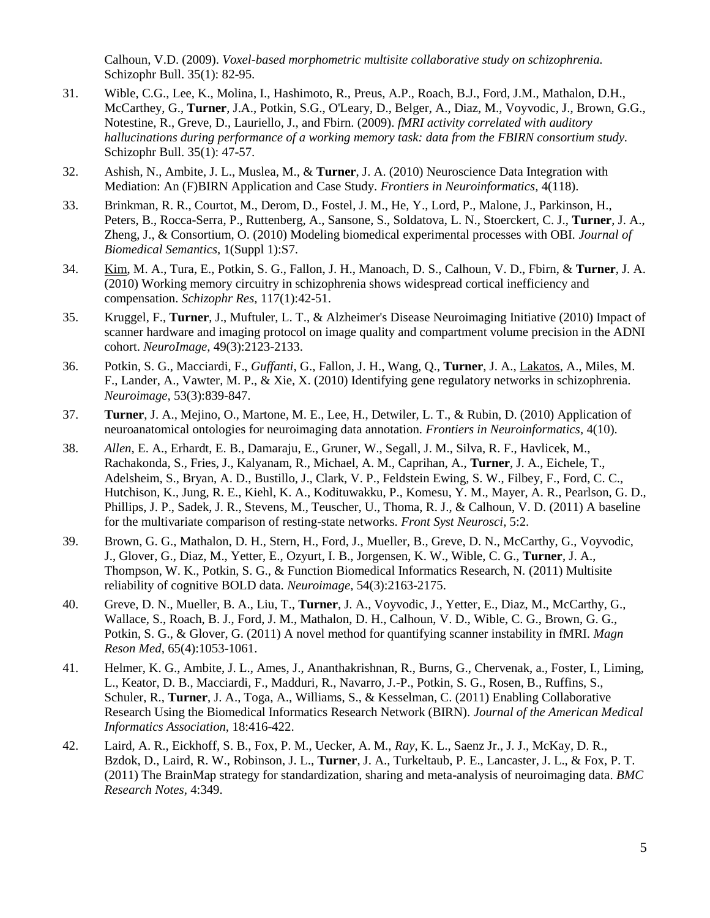Calhoun, V.D. (2009). *Voxel-based morphometric multisite collaborative study on schizophrenia.* Schizophr Bull. 35(1): 82-95.

31. Wible, C.G., Lee, K., Molina, I., Hashimoto, R., Preus, A.P., Roach, B.J., Ford, J.M., Mathalon, D.H., McCarthey, G., **Turner**, J.A., Potkin, S.G., O'Leary, D., Belger, A., Diaz, M., Voyvodic, J., Brown, G.G., Notestine, R., Greve, D., Lauriello, J., and Fbirn. (2009). *fMRI activity correlated with auditory hallucinations during performance of a working memory task: data from the FBIRN consortium study.* Schizophr Bull. 35(1): 47-57.

32. Ashish, N., Ambite, J. L., Muslea, M., & **Turner**, J. A. (2010) Neuroscience Data Integration with Mediation: An (F)BIRN Application and Case Study. *Frontiers in Neuroinformatics,* 4(118).

33. Brinkman, R. R., Courtot, M., Derom, D., Fostel, J. M., He, Y., Lord, P., Malone, J., Parkinson, H., Peters, B., Rocca-Serra, P., Ruttenberg, A., Sansone, S., Soldatova, L. N., Stoerckert, C. J., **Turner**, J. A., Zheng, J., & Consortium, O. (2010) Modeling biomedical experimental processes with OBI. *Journal of Biomedical Semantics,* 1(Suppl 1):S7.

34. Kim, M. A., Tura, E., Potkin, S. G., Fallon, J. H., Manoach, D. S., Calhoun, V. D., Fbirn, & **Turner**, J. A. (2010) Working memory circuitry in schizophrenia shows widespread cortical inefficiency and compensation. *Schizophr Res,* 117(1):42-51.

35. Kruggel, F., **Turner**, J., Muftuler, L. T., & Alzheimer's Disease Neuroimaging Initiative (2010) Impact of scanner hardware and imaging protocol on image quality and compartment volume precision in the ADNI cohort. *NeuroImage,* 49(3):2123-2133.

36. Potkin, S. G., Macciardi, F., *Guffanti*, G., Fallon, J. H., Wang, Q., **Turner**, J. A., Lakatos, A., Miles, M. F., Lander, A., Vawter, M. P., & Xie, X. (2010) Identifying gene regulatory networks in schizophrenia. *Neuroimage,* 53(3):839-847.

37. **Turner**, J. A., Mejino, O., Martone, M. E., Lee, H., Detwiler, L. T., & Rubin, D. (2010) Application of neuroanatomical ontologies for neuroimaging data annotation. *Frontiers in Neuroinformatics,* 4(10).

38. *Allen*, E. A., Erhardt, E. B., Damaraju, E., Gruner, W., Segall, J. M., Silva, R. F., Havlicek, M., Rachakonda, S., Fries, J., Kalyanam, R., Michael, A. M., Caprihan, A., **Turner**, J. A., Eichele, T., Adelsheim, S., Bryan, A. D., Bustillo, J., Clark, V. P., Feldstein Ewing, S. W., Filbey, F., Ford, C. C., Hutchison, K., Jung, R. E., Kiehl, K. A., Kodituwakku, P., Komesu, Y. M., Mayer, A. R., Pearlson, G. D., Phillips, J. P., Sadek, J. R., Stevens, M., Teuscher, U., Thoma, R. J., & Calhoun, V. D. (2011) A baseline for the multivariate comparison of resting-state networks. *Front Syst Neurosci,* 5:2.

39. Brown, G. G., Mathalon, D. H., Stern, H., Ford, J., Mueller, B., Greve, D. N., McCarthy, G., Voyvodic, J., Glover, G., Diaz, M., Yetter, E., Ozyurt, I. B., Jorgensen, K. W., Wible, C. G., **Turner**, J. A., Thompson, W. K., Potkin, S. G., & Function Biomedical Informatics Research, N. (2011) Multisite reliability of cognitive BOLD data. *Neuroimage,* 54(3):2163-2175.

40. Greve, D. N., Mueller, B. A., Liu, T., **Turner**, J. A., Voyvodic, J., Yetter, E., Diaz, M., McCarthy, G., Wallace, S., Roach, B. J., Ford, J. M., Mathalon, D. H., Calhoun, V. D., Wible, C. G., Brown, G. G., Potkin, S. G., & Glover, G. (2011) A novel method for quantifying scanner instability in fMRI. *Magn Reson Med,* 65(4):1053-1061.

41. Helmer, K. G., Ambite, J. L., Ames, J., Ananthakrishnan, R., Burns, G., Chervenak, a., Foster, I., Liming, L., Keator, D. B., Macciardi, F., Madduri, R., Navarro, J.-P., Potkin, S. G., Rosen, B., Ruffins, S., Schuler, R., **Turner**, J. A., Toga, A., Williams, S., & Kesselman, C. (2011) Enabling Collaborative Research Using the Biomedical Informatics Research Network (BIRN). *Journal of the American Medical Informatics Association,* 18:416-422.

42. Laird, A. R., Eickhoff, S. B., Fox, P. M., Uecker, A. M., *Ray*, K. L., Saenz Jr., J. J., McKay, D. R., Bzdok, D., Laird, R. W., Robinson, J. L., **Turner**, J. A., Turkeltaub, P. E., Lancaster, J. L., & Fox, P. T. (2011) The BrainMap strategy for standardization, sharing and meta-analysis of neuroimaging data. *BMC Research Notes,* 4:349.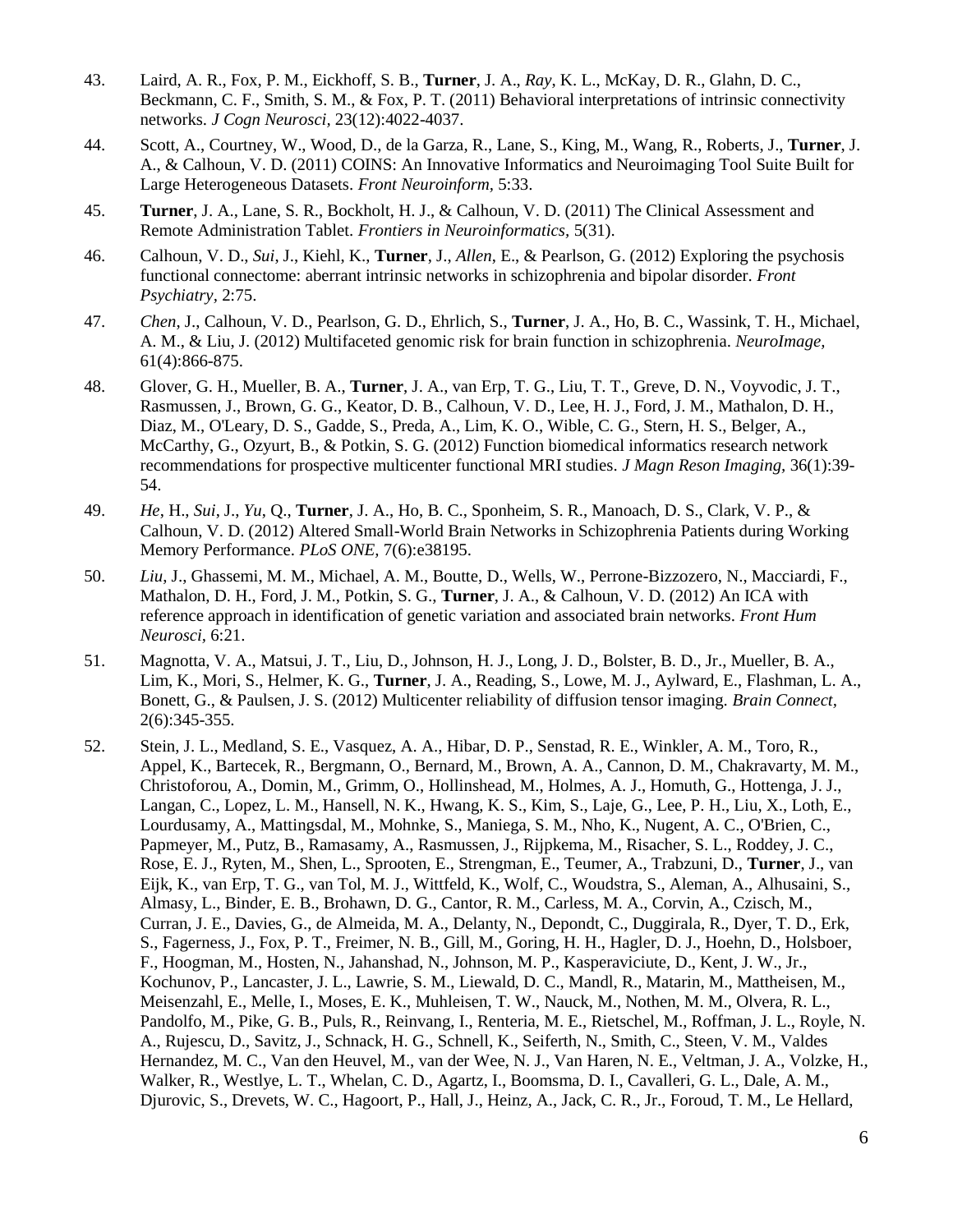43. Laird, A. R., Fox, P. M., Eickhoff, S. B., **Turner**, J. A., *Ray*, K. L., McKay, D. R., Glahn, D. C., Beckmann, C. F., Smith, S. M., & Fox, P. T. (2011) Behavioral interpretations of intrinsic connectivity networks. *J Cogn Neurosci*, 23(12):4022-4037.

44. Scott, A., Courtney, W., Wood, D., de la Garza, R., Lane, S., King, M., Wang, R., Roberts, J., **Turner**, J. A., & Calhoun, V. D. (2011) COINS: An Innovative Informatics and Neuroimaging Tool Suite Built for Large Heterogeneous Datasets. *Front Neuroinform*, 5:33.

45. **Turner**, J. A., Lane, S. R., Bockholt, H. J., & Calhoun, V. D. (2011) The Clinical Assessment and Remote Administration Tablet. *Frontiers in Neuroinformatics*, 5(31).

46. Calhoun, V. D., *Sui*, J., Kiehl, K., **Turner**, J., *Allen*, E., & Pearlson, G. (2012) Exploring the psychosis functional connectome: aberrant intrinsic networks in schizophrenia and bipolar disorder. *Front Psychiatry*, 2:75.

47. *Chen*, J., Calhoun, V. D., Pearlson, G. D., Ehrlich, S., **Turner**, J. A., Ho, B. C., Wassink, T. H., Michael, A. M., & Liu, J. (2012) Multifaceted genomic risk for brain function in schizophrenia. *NeuroImage*, 61(4):866-875.

48. Glover, G. H., Mueller, B. A., **Turner**, J. A., van Erp, T. G., Liu, T. T., Greve, D. N., Voyvodic, J. T., Rasmussen, J., Brown, G. G., Keator, D. B., Calhoun, V. D., Lee, H. J., Ford, J. M., Mathalon, D. H., Diaz, M., O'Leary, D. S., Gadde, S., Preda, A., Lim, K. O., Wible, C. G., Stern, H. S., Belger, A., McCarthy, G., Ozyurt, B., & Potkin, S. G. (2012) Function biomedical informatics research network recommendations for prospective multicenter functional MRI studies. *J Magn Reson Imaging*, 36(1):39-54.

49. *He*, H., *Sui*, J., *Yu*, Q., **Turner**, J. A., Ho, B. C., Sponheim, S. R., Manoach, D. S., Clark, V. P., & Calhoun, V. D. (2012) Altered Small-World Brain Networks in Schizophrenia Patients during Working Memory Performance. *PLoS ONE*, 7(6):e38195.

50. *Liu*, J., Ghassemi, M. M., Michael, A. M., Boutte, D., Wells, W., Perrone-Bizzozero, N., Macciardi, F., Mathalon, D. H., Ford, J. M., Potkin, S. G., **Turner**, J. A., & Calhoun, V. D. (2012) An ICA with reference approach in identification of genetic variation and associated brain networks. *Front Hum Neurosci*, 6:21.

51. Magnotta, V. A., Matsui, J. T., Liu, D., Johnson, H. J., Long, J. D., Bolster, B. D., Jr., Mueller, B. A., Lim, K., Mori, S., Helmer, K. G., **Turner**, J. A., Reading, S., Lowe, M. J., Aylward, E., Flashman, L. A., Bonett, G., & Paulsen, J. S. (2012) Multicenter reliability of diffusion tensor imaging. *Brain Connect*, 2(6):345-355.

52. Stein, J. L., Medland, S. E., Vasquez, A. A., Hibar, D. P., Senstad, R. E., Winkler, A. M., Toro, R., Appel, K., Bartecek, R., Bergmann, O., Bernard, M., Brown, A. A., Cannon, D. M., Chakravarty, M. M., Christoforou, A., Domin, M., Grimm, O., Hollinshead, M., Holmes, A. J., Homuth, G., Hottenga, J. J., Langan, C., Lopez, L. M., Hansell, N. K., Hwang, K. S., Kim, S., Laje, G., Lee, P. H., Liu, X., Loth, E., Lourdusamy, A., Mattingsdal, M., Mohnke, S., Maniega, S. M., Nho, K., Nugent, A. C., O'Brien, C., Papmeyer, M., Putz, B., Ramasamy, A., Rasmussen, J., Rijpkema, M., Risacher, S. L., Roddey, J. C., Rose, E. J., Ryten, M., Shen, L., Sprooten, E., Strengman, E., Teumer, A., Trabzuni, D., **Turner**, J., van Eijk, K., van Erp, T. G., van Tol, M. J., Wittfeld, K., Wolf, C., Woudstra, S., Aleman, A., Alhusaini, S., Almasy, L., Binder, E. B., Brohawn, D. G., Cantor, R. M., Carless, M. A., Corvin, A., Czisch, M., Curran, J. E., Davies, G., de Almeida, M. A., Delanty, N., Depondt, C., Duggirala, R., Dyer, T. D., Erk, S., Fagerness, J., Fox, P. T., Freimer, N. B., Gill, M., Goring, H. H., Hagler, D. J., Hoehn, D., Holsboer, F., Hoogman, M., Hosten, N., Jahanshad, N., Johnson, M. P., Kasperaviciute, D., Kent, J. W., Jr., Kochunov, P., Lancaster, J. L., Lawrie, S. M., Liewald, D. C., Mandl, R., Matarin, M., Mattheisen, M., Meisenzahl, E., Melle, I., Moses, E. K., Muhleisen, T. W., Nauck, M., Nothen, M. M., Olvera, R. L., Pandolfo, M., Pike, G. B., Puls, R., Reinvang, I., Renteria, M. E., Rietschel, M., Roffman, J. L., Royle, N. A., Rujescu, D., Savitz, J., Schnack, H. G., Schnell, K., Seiferth, N., Smith, C., Steen, V. M., Valdes Hernandez, M. C., Van den Heuvel, M., van der Wee, N. J., Van Haren, N. E., Veltman, J. A., Volzke, H., Walker, R., Westlye, L. T., Whelan, C. D., Agartz, I., Boomsma, D. I., Cavalleri, G. L., Dale, A. M., Djurovic, S., Drevets, W. C., Hagoort, P., Hall, J., Heinz, A., Jack, C. R., Jr., Foroud, T. M., Le Hellard,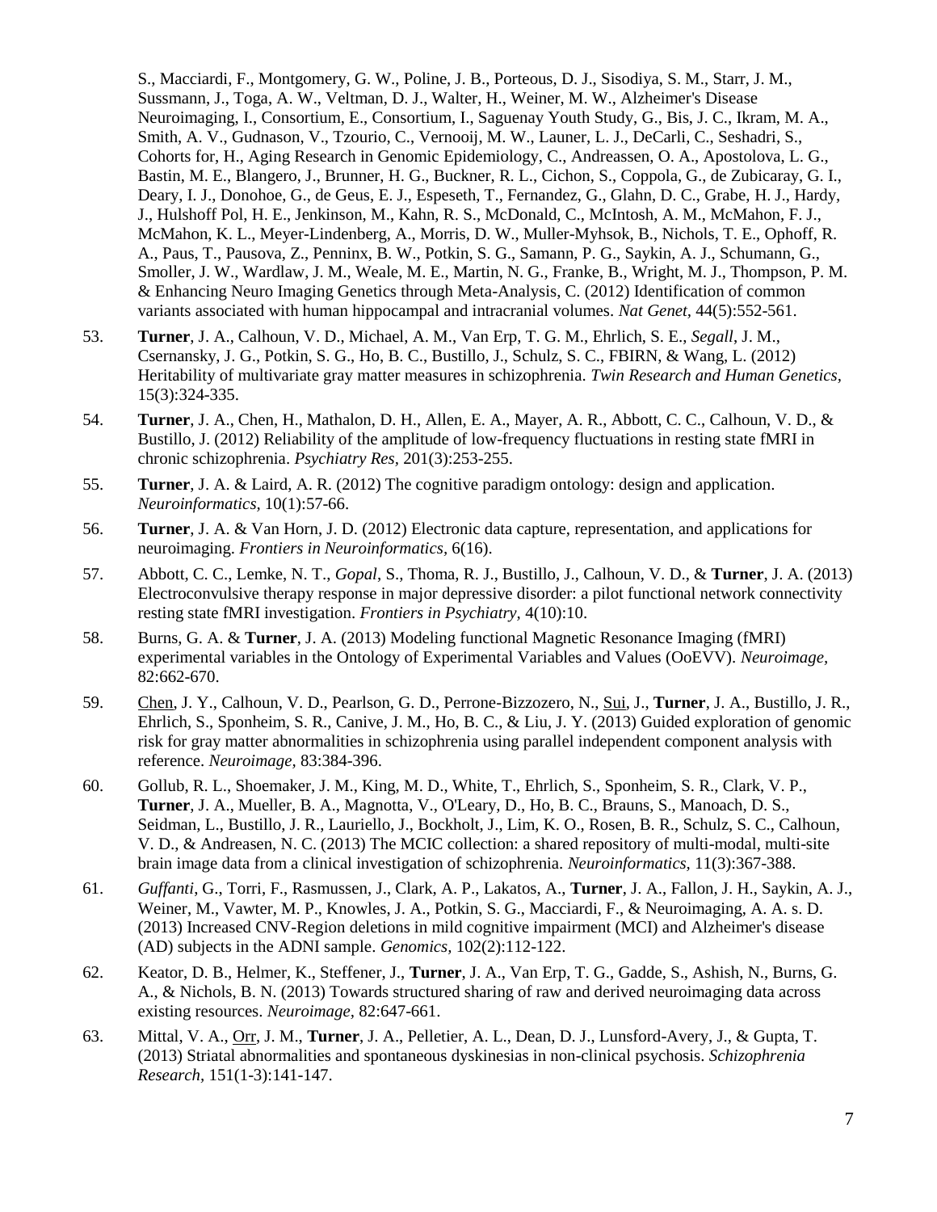S., Macciardi, F., Montgomery, G. W., Poline, J. B., Porteous, D. J., Sisodiya, S. M., Starr, J. M., Sussmann, J., Toga, A. W., Veltman, D. J., Walter, H., Weiner, M. W., Alzheimer's Disease Neuroimaging, I., Consortium, E., Consortium, I., Saguenay Youth Study, G., Bis, J. C., Ikram, M. A., Smith, A. V., Gudnason, V., Tzourio, C., Vernooij, M. W., Launer, L. J., DeCarli, C., Seshadri, S., Cohorts for, H., Aging Research in Genomic Epidemiology, C., Andreassen, O. A., Apostolova, L. G., Bastin, M. E., Blangero, J., Brunner, H. G., Buckner, R. L., Cichon, S., Coppola, G., de Zubicaray, G. I., Deary, I. J., Donohoe, G., de Geus, E. J., Espeseth, T., Fernandez, G., Glahn, D. C., Grabe, H. J., Hardy, J., Hulshoff Pol, H. E., Jenkinson, M., Kahn, R. S., McDonald, C., McIntosh, A. M., McMahon, F. J., McMahon, K. L., Meyer-Lindenberg, A., Morris, D. W., Muller-Myhsok, B., Nichols, T. E., Ophoff, R. A., Paus, T., Pausova, Z., Penninx, B. W., Potkin, S. G., Samann, P. G., Saykin, A. J., Schumann, G., Smoller, J. W., Wardlaw, J. M., Weale, M. E., Martin, N. G., Franke, B., Wright, M. J., Thompson, P. M. & Enhancing Neuro Imaging Genetics through Meta-Analysis, C. (2012) Identification of common variants associated with human hippocampal and intracranial volumes. *Nat Genet*, 44(5):552-561.

53. **Turner**, J. A., Calhoun, V. D., Michael, A. M., Van Erp, T. G. M., Ehrlich, S. E., *Segall*, J. M., Csernansky, J. G., Potkin, S. G., Ho, B. C., Bustillo, J., Schulz, S. C., FBIRN, & Wang, L. (2012) Heritability of multivariate gray matter measures in schizophrenia. *Twin Research and Human Genetics*, 15(3):324-335.

54. **Turner**, J. A., Chen, H., Mathalon, D. H., Allen, E. A., Mayer, A. R., Abbott, C. C., Calhoun, V. D., & Bustillo, J. (2012) Reliability of the amplitude of low-frequency fluctuations in resting state fMRI in chronic schizophrenia. *Psychiatry Res*, 201(3):253-255.

55. **Turner**, J. A. & Laird, A. R. (2012) The cognitive paradigm ontology: design and application. *Neuroinformatics*, 10(1):57-66.

56. **Turner**, J. A. & Van Horn, J. D. (2012) Electronic data capture, representation, and applications for neuroimaging. *Frontiers in Neuroinformatics*, 6(16).

57. Abbott, C. C., Lemke, N. T., *Gopal*, S., Thoma, R. J., Bustillo, J., Calhoun, V. D., & **Turner**, J. A. (2013) Electroconvulsive therapy response in major depressive disorder: a pilot functional network connectivity resting state fMRI investigation. *Frontiers in Psychiatry*, 4(10):10.

58. Burns, G. A. & **Turner**, J. A. (2013) Modeling functional Magnetic Resonance Imaging (fMRI) experimental variables in the Ontology of Experimental Variables and Values (OoEVV). *Neuroimage*, 82:662-670.

59. Chen, J. Y., Calhoun, V. D., Pearlson, G. D., Perrone-Bizzozero, N., Sui, J., **Turner**, J. A., Bustillo, J. R., Ehrlich, S., Sponheim, S. R., Canive, J. M., Ho, B. C., & Liu, J. Y. (2013) Guided exploration of genomic risk for gray matter abnormalities in schizophrenia using parallel independent component analysis with reference. *Neuroimage*, 83:384-396.

60. Gollub, R. L., Shoemaker, J. M., King, M. D., White, T., Ehrlich, S., Sponheim, S. R., Clark, V. P., **Turner**, J. A., Mueller, B. A., Magnotta, V., O'Leary, D., Ho, B. C., Brauns, S., Manoach, D. S., Seidman, L., Bustillo, J. R., Lauriello, J., Bockholt, J., Lim, K. O., Rosen, B. R., Schulz, S. C., Calhoun, V. D., & Andreasen, N. C. (2013) The MCIC collection: a shared repository of multi-modal, multi-site brain image data from a clinical investigation of schizophrenia. *Neuroinformatics*, 11(3):367-388.

61. *Guffanti*, G., Torri, F., Rasmussen, J., Clark, A. P., Lakatos, A., **Turner**, J. A., Fallon, J. H., Saykin, A. J., Weiner, M., Vawter, M. P., Knowles, J. A., Potkin, S. G., Macciardi, F., & Neuroimaging, A. A. s. D. (2013) Increased CNV-Region deletions in mild cognitive impairment (MCI) and Alzheimer's disease (AD) subjects in the ADNI sample. *Genomics*, 102(2):112-122.

62. Keator, D. B., Helmer, K., Steffener, J., **Turner**, J. A., Van Erp, T. G., Gadde, S., Ashish, N., Burns, G. A., & Nichols, B. N. (2013) Towards structured sharing of raw and derived neuroimaging data across existing resources. *Neuroimage*, 82:647-661.

63. Mittal, V. A., Orr, J. M., **Turner**, J. A., Pelletier, A. L., Dean, D. J., Lunsford-Avery, J., & Gupta, T. (2013) Striatal abnormalities and spontaneous dyskinesias in non-clinical psychosis. *Schizophrenia Research*, 151(1-3):141-147.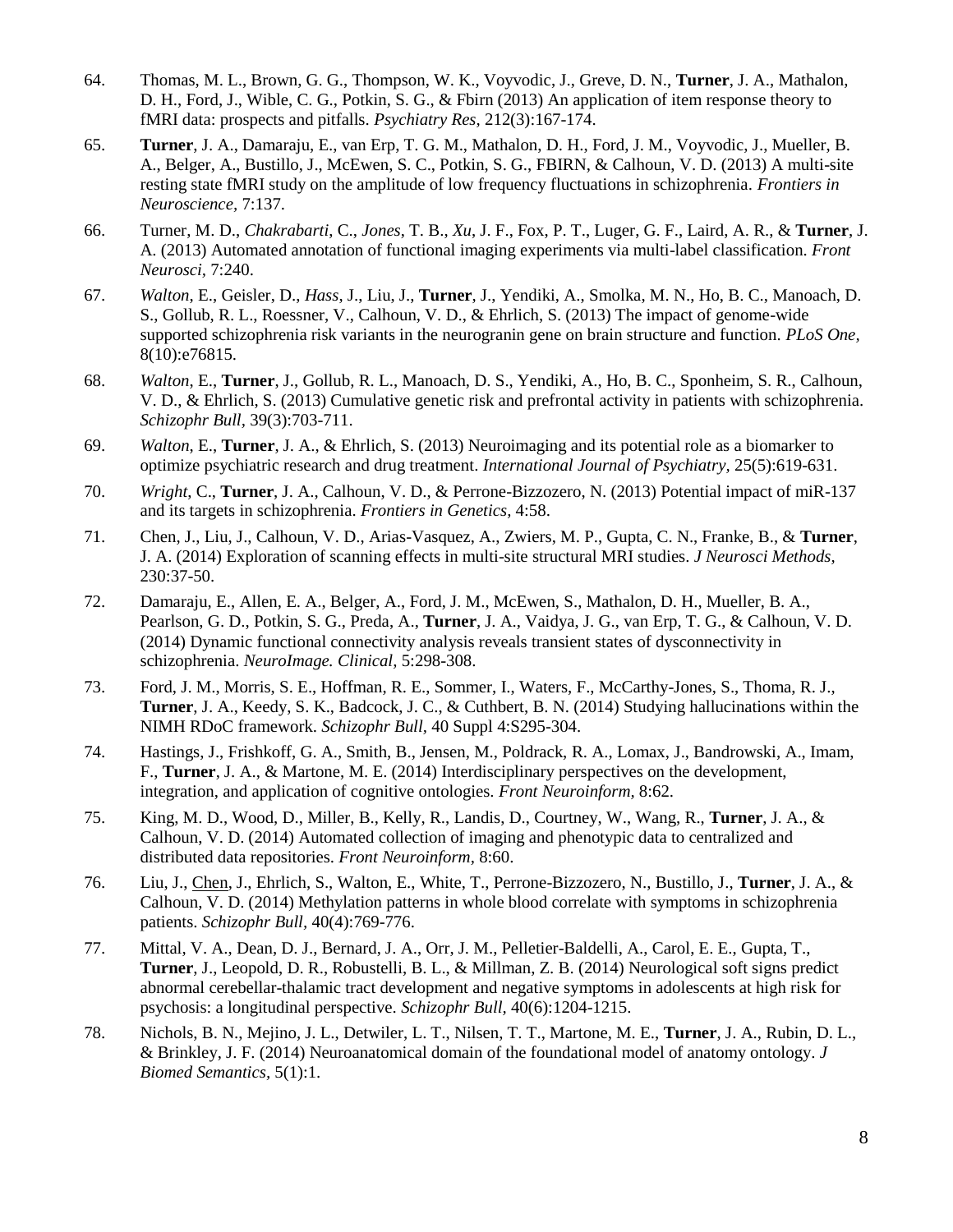64. Thomas, M. L., Brown, G. G., Thompson, W. K., Voyvodic, J., Greve, D. N., **Turner**, J. A., Mathalon, D. H., Ford, J., Wible, C. G., Potkin, S. G., & Fbirn (2013) An application of item response theory to fMRI data: prospects and pitfalls. *Psychiatry Res,* 212(3):167-174.

65. **Turner**, J. A., Damaraju, E., van Erp, T. G. M., Mathalon, D. H., Ford, J. M., Voyvodic, J., Mueller, B. A., Belger, A., Bustillo, J., McEwen, S. C., Potkin, S. G., FBIRN, & Calhoun, V. D. (2013) A multi-site resting state fMRI study on the amplitude of low frequency fluctuations in schizophrenia. *Frontiers in Neuroscience,* 7:137.

66. Turner, M. D., *Chakrabarti*, C., *Jones*, T. B., *Xu*, J. F., Fox, P. T., Luger, G. F., Laird, A. R., & **Turner**, J. A. (2013) Automated annotation of functional imaging experiments via multi-label classification. *Front Neurosci,* 7:240.

67. *Walton*, E., Geisler, D., *Hass*, J., Liu, J., **Turner**, J., Yendiki, A., Smolka, M. N., Ho, B. C., Manoach, D. S., Gollub, R. L., Roessner, V., Calhoun, V. D., & Ehrlich, S. (2013) The impact of genome-wide supported schizophrenia risk variants in the neurogranin gene on brain structure and function. *PLoS One,* 8(10):e76815.

68. *Walton*, E., **Turner**, J., Gollub, R. L., Manoach, D. S., Yendiki, A., Ho, B. C., Sponheim, S. R., Calhoun, V. D., & Ehrlich, S. (2013) Cumulative genetic risk and prefrontal activity in patients with schizophrenia. *Schizophr Bull,* 39(3):703-711.

69. *Walton*, E., **Turner**, J. A., & Ehrlich, S. (2013) Neuroimaging and its potential role as a biomarker to optimize psychiatric research and drug treatment. *International Journal of Psychiatry,* 25(5):619-631.

70. *Wright*, C., **Turner**, J. A., Calhoun, V. D., & Perrone-Bizzozero, N. (2013) Potential impact of miR-137 and its targets in schizophrenia. *Frontiers in Genetics,* 4:58.

71. Chen, J., Liu, J., Calhoun, V. D., Arias-Vasquez, A., Zwiers, M. P., Gupta, C. N., Franke, B., & **Turner**, J. A. (2014) Exploration of scanning effects in multi-site structural MRI studies. *J Neurosci Methods,* 230:37-50.

72. Damaraju, E., Allen, E. A., Belger, A., Ford, J. M., McEwen, S., Mathalon, D. H., Mueller, B. A., Pearlson, G. D., Potkin, S. G., Preda, A., **Turner**, J. A., Vaidya, J. G., van Erp, T. G., & Calhoun, V. D. (2014) Dynamic functional connectivity analysis reveals transient states of dysconnectivity in schizophrenia. *NeuroImage. Clinical,* 5:298-308.

73. Ford, J. M., Morris, S. E., Hoffman, R. E., Sommer, I., Waters, F., McCarthy-Jones, S., Thoma, R. J., **Turner**, J. A., Keedy, S. K., Badcock, J. C., & Cuthbert, B. N. (2014) Studying hallucinations within the NIMH RDoC framework. *Schizophr Bull,* 40 Suppl 4:S295-304.

74. Hastings, J., Frishkoff, G. A., Smith, B., Jensen, M., Poldrack, R. A., Lomax, J., Bandrowski, A., Imam, F., **Turner**, J. A., & Martone, M. E. (2014) Interdisciplinary perspectives on the development, integration, and application of cognitive ontologies. *Front Neuroinform,* 8:62.

75. King, M. D., Wood, D., Miller, B., Kelly, R., Landis, D., Courtney, W., Wang, R., **Turner**, J. A., & Calhoun, V. D. (2014) Automated collection of imaging and phenotypic data to centralized and distributed data repositories. *Front Neuroinform,* 8:60.

76. Liu, J., Chen, J., Ehrlich, S., Walton, E., White, T., Perrone-Bizzozero, N., Bustillo, J., **Turner**, J. A., & Calhoun, V. D. (2014) Methylation patterns in whole blood correlate with symptoms in schizophrenia patients. *Schizophr Bull,* 40(4):769-776.

77. Mittal, V. A., Dean, D. J., Bernard, J. A., Orr, J. M., Pelletier-Baldelli, A., Carol, E. E., Gupta, T., **Turner**, J., Leopold, D. R., Robustelli, B. L., & Millman, Z. B. (2014) Neurological soft signs predict abnormal cerebellar-thalamic tract development and negative symptoms in adolescents at high risk for psychosis: a longitudinal perspective. *Schizophr Bull,* 40(6):1204-1215.

78. Nichols, B. N., Mejino, J. L., Detwiler, L. T., Nilsen, T. T., Martone, M. E., **Turner**, J. A., Rubin, D. L., & Brinkley, J. F. (2014) Neuroanatomical domain of the foundational model of anatomy ontology. *J Biomed Semantics,* 5(1):1.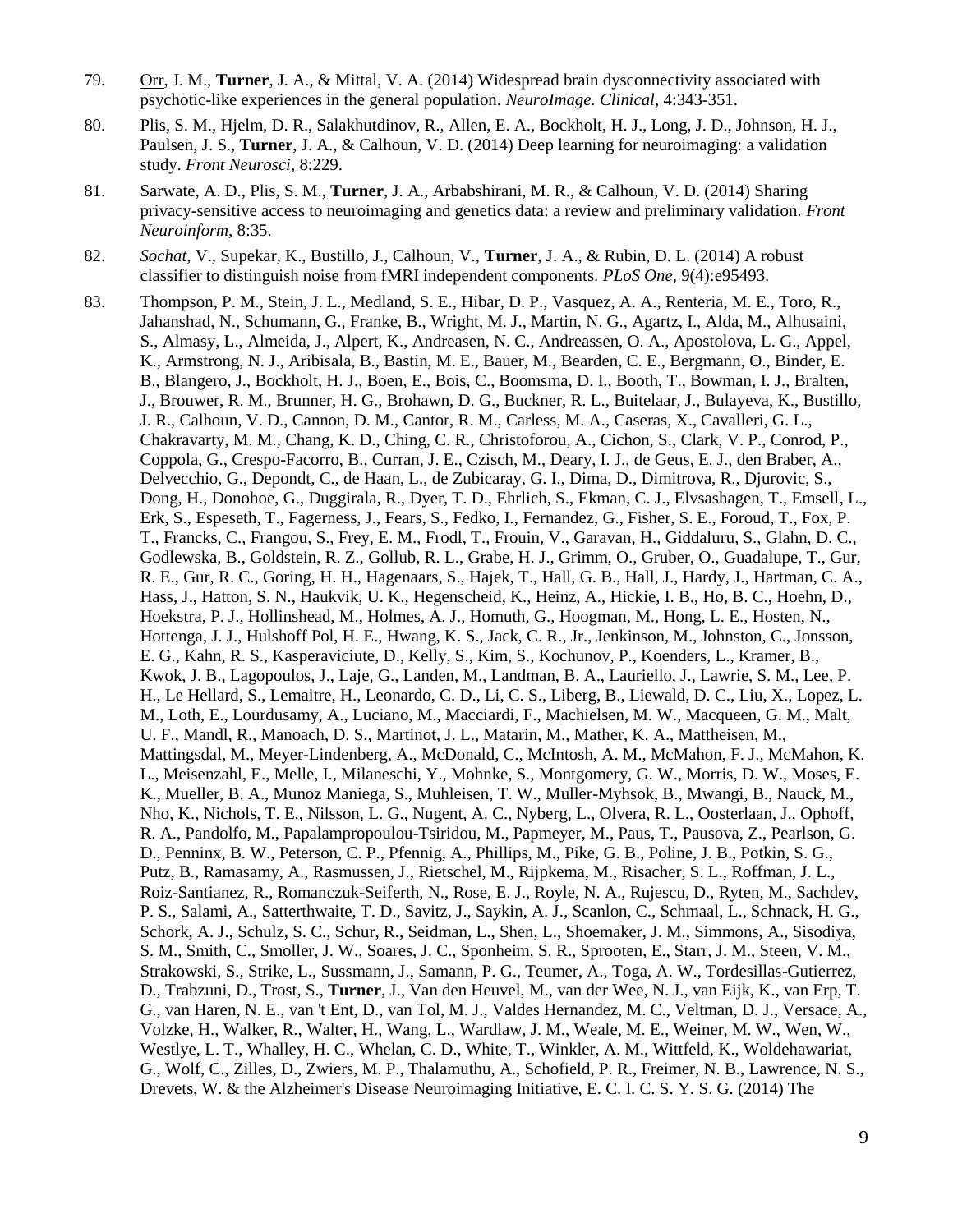79. Orr, J. M., **Turner**, J. A., & Mittal, V. A. (2014) Widespread brain dysconnectivity associated with psychotic-like experiences in the general population. *NeuroImage. Clinical*, 4:343-351.

80. Plis, S. M., Hjelm, D. R., Salakhutdinov, R., Allen, E. A., Bockholt, H. J., Long, J. D., Johnson, H. J., Paulsen, J. S., **Turner**, J. A., & Calhoun, V. D. (2014) Deep learning for neuroimaging: a validation study. *Front Neurosci*, 8:229.

81. Sarwate, A. D., Plis, S. M., **Turner**, J. A., Arbabshirani, M. R., & Calhoun, V. D. (2014) Sharing privacy-sensitive access to neuroimaging and genetics data: a review and preliminary validation. *Front Neuroinform*, 8:35.

82. *Sochat*, V., Supekar, K., Bustillo, J., Calhoun, V., **Turner**, J. A., & Rubin, D. L. (2014) A robust classifier to distinguish noise from fMRI independent components. *PLoS One*, 9(4):e95493.

83. Thompson, P. M., Stein, J. L., Medland, S. E., Hibar, D. P., Vasquez, A. A., Renteria, M. E., Toro, R., Jahanshad, N., Schumann, G., Franke, B., Wright, M. J., Martin, N. G., Agartz, I., Alda, M., Alhusaini, S., Almasy, L., Almeida, J., Alpert, K., Andreasen, N. C., Andreassen, O. A., Apostolova, L. G., Appel, K., Armstrong, N. J., Aribisala, B., Bastin, M. E., Bauer, M., Bearden, C. E., Bergmann, O., Binder, E. B., Blangero, J., Bockholt, H. J., Boen, E., Bois, C., Boomsma, D. I., Booth, T., Bowman, I. J., Bralten, J., Brouwer, R. M., Brunner, H. G., Brohawn, D. G., Buckner, R. L., Buitelaar, J., Bulayeva, K., Bustillo, J. R., Calhoun, V. D., Cannon, D. M., Cantor, R. M., Carless, M. A., Caseras, X., Cavalleri, G. L., Chakravarty, M. M., Chang, K. D., Ching, C. R., Christoforou, A., Cichon, S., Clark, V. P., Conrod, P., Coppola, G., Crespo-Facorro, B., Curran, J. E., Czisch, M., Deary, I. J., de Geus, E. J., den Braber, A., Delvecchio, G., Depondt, C., de Haan, L., de Zubicaray, G. I., Dima, D., Dimitrova, R., Djurovic, S., Dong, H., Donohoe, G., Duggirala, R., Dyer, T. D., Ehrlich, S., Ekman, C. J., Elvsashagen, T., Emsell, L., Erk, S., Espeseth, T., Fagerness, J., Fears, S., Fedko, I., Fernandez, G., Fisher, S. E., Foroud, T., Fox, P. T., Francks, C., Frangou, S., Frey, E. M., Frodl, T., Frouin, V., Garavan, H., Giddaluru, S., Glahn, D. C., Godlewska, B., Goldstein, R. Z., Gollub, R. L., Grabe, H. J., Grimm, O., Gruber, O., Guadalupe, T., Gur, R. E., Gur, R. C., Goring, H. H., Hagenaars, S., Hajek, T., Hall, G. B., Hall, J., Hardy, J., Hartman, C. A., Hass, J., Hatton, S. N., Haukvik, U. K., Hegenscheid, K., Heinz, A., Hickie, I. B., Ho, B. C., Hoehn, D., Hoekstra, P. J., Hollinshead, M., Holmes, A. J., Homuth, G., Hoogman, M., Hong, L. E., Hosten, N., Hottenga, J. J., Hulshoff Pol, H. E., Hwang, K. S., Jack, C. R., Jr., Jenkinson, M., Johnston, C., Jonsson, E. G., Kahn, R. S., Kasperaviciute, D., Kelly, S., Kim, S., Kochunov, P., Koenders, L., Kramer, B., Kwok, J. B., Lagopoulos, J., Laje, G., Landen, M., Landman, B. A., Lauriello, J., Lawrie, S. M., Lee, P. H., Le Hellard, S., Lemaitre, H., Leonardo, C. D., Li, C. S., Liberg, B., Liewald, D. C., Liu, X., Lopez, L. M., Loth, E., Lourdusamy, A., Luciano, M., Macciardi, F., Machielsen, M. W., Macqueen, G. M., Malt, U. F., Mandl, R., Manoach, D. S., Martinot, J. L., Matarin, M., Mather, K. A., Mattheisen, M., Mattingsdal, M., Meyer-Lindenberg, A., McDonald, C., McIntosh, A. M., McMahon, F. J., McMahon, K. L., Meisenzahl, E., Melle, I., Milaneschi, Y., Mohnke, S., Montgomery, G. W., Morris, D. W., Moses, E. K., Mueller, B. A., Munoz Maniega, S., Muhleisen, T. W., Muller-Myhsok, B., Mwangi, B., Nauck, M., Nho, K., Nichols, T. E., Nilsson, L. G., Nugent, A. C., Nyberg, L., Olvera, R. L., Oosterlaan, J., Ophoff, R. A., Pandolfo, M., Papalampropoulou-Tsiridou, M., Papmeyer, M., Paus, T., Pausova, Z., Pearlson, G. D., Penninx, B. W., Peterson, C. P., Pfennig, A., Phillips, M., Pike, G. B., Poline, J. B., Potkin, S. G., Putz, B., Ramasamy, A., Rasmussen, J., Rietschel, M., Rijpkema, M., Risacher, S. L., Roffman, J. L., Roiz-Santianez, R., Romanczuk-Seiferth, N., Rose, E. J., Royle, N. A., Rujescu, D., Ryten, M., Sachdev, P. S., Salami, A., Satterthwaite, T. D., Savitz, J., Saykin, A. J., Scanlon, C., Schmaal, L., Schnack, H. G., Schork, A. J., Schulz, S. C., Schur, R., Seidman, L., Shen, L., Shoemaker, J. M., Simmons, A., Sisodiya, S. M., Smith, C., Smoller, J. W., Soares, J. C., Sponheim, S. R., Sprooten, E., Starr, J. M., Steen, V. M., Strakowski, S., Strike, L., Sussmann, J., Samann, P. G., Teumer, A., Toga, A. W., Tordesillas-Gutierrez, D., Trabzuni, D., Trost, S., **Turner**, J., Van den Heuvel, M., van der Wee, N. J., van Eijk, K., van Erp, T. G., van Haren, N. E., van 't Ent, D., van Tol, M. J., Valdes Hernandez, M. C., Veltman, D. J., Versace, A., Volzke, H., Walker, R., Walter, H., Wang, L., Wardlaw, J. M., Weale, M. E., Weiner, M. W., Wen, W., Westlye, L. T., Whalley, H. C., Whelan, C. D., White, T., Winkler, A. M., Wittfeld, K., Woldehawariat, G., Wolf, C., Zilles, D., Zwiers, M. P., Thalamuthu, A., Schofield, P. R., Freimer, N. B., Lawrence, N. S., Drevets, W. & the Alzheimer's Disease Neuroimaging Initiative, E. C. I. C. S. Y. S. G. (2014) The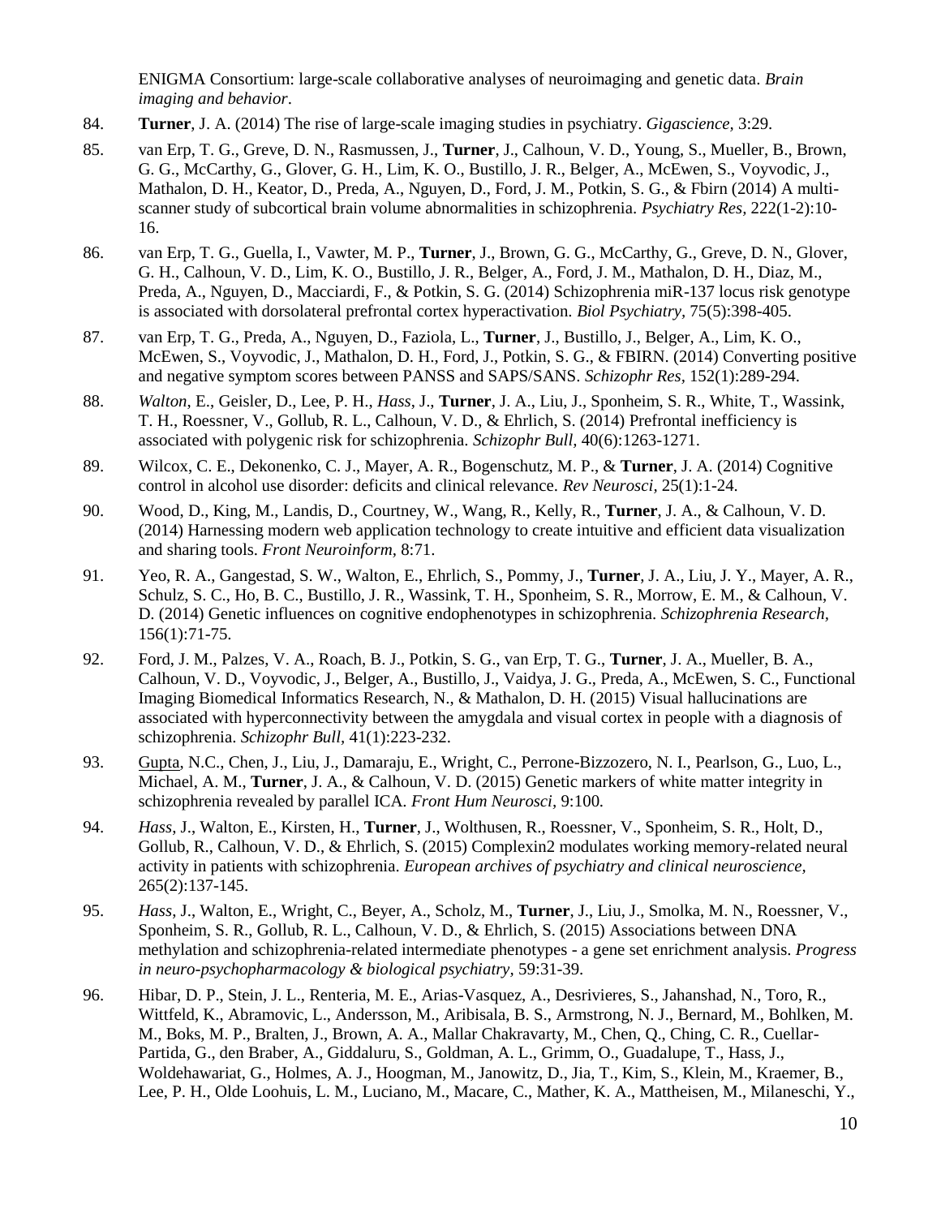ENIGMA Consortium: large-scale collaborative analyses of neuroimaging and genetic data. *Brain imaging and behavior*.

84. **Turner**, J. A. (2014) The rise of large-scale imaging studies in psychiatry. *Gigascience*, 3:29.

85. van Erp, T. G., Greve, D. N., Rasmussen, J., **Turner**, J., Calhoun, V. D., Young, S., Mueller, B., Brown, G. G., McCarthy, G., Glover, G. H., Lim, K. O., Bustillo, J. R., Belger, A., McEwen, S., Voyvodic, J., Mathalon, D. H., Keator, D., Preda, A., Nguyen, D., Ford, J. M., Potkin, S. G., & Fbirn (2014) A multi-scanner study of subcortical brain volume abnormalities in schizophrenia. *Psychiatry Res*, 222(1-2):10-16.

86. van Erp, T. G., Guella, I., Vawter, M. P., **Turner**, J., Brown, G. G., McCarthy, G., Greve, D. N., Glover, G. H., Calhoun, V. D., Lim, K. O., Bustillo, J. R., Belger, A., Ford, J. M., Mathalon, D. H., Diaz, M., Preda, A., Nguyen, D., Macciardi, F., & Potkin, S. G. (2014) Schizophrenia miR-137 locus risk genotype is associated with dorsolateral prefrontal cortex hyperactivation. *Biol Psychiatry*, 75(5):398-405.

87. van Erp, T. G., Preda, A., Nguyen, D., Faziola, L., **Turner**, J., Bustillo, J., Belger, A., Lim, K. O., McEwen, S., Voyvodic, J., Mathalon, D. H., Ford, J., Potkin, S. G., & FBIRN. (2014) Converting positive and negative symptom scores between PANSS and SAPS/SANS. *Schizophr Res*, 152(1):289-294.

88. *Walton*, E., Geisler, D., Lee, P. H., *Hass*, J., **Turner**, J. A., Liu, J., Sponheim, S. R., White, T., Wassink, T. H., Roessner, V., Gollub, R. L., Calhoun, V. D., & Ehrlich, S. (2014) Prefrontal inefficiency is associated with polygenic risk for schizophrenia. *Schizophr Bull*, 40(6):1263-1271.

89. Wilcox, C. E., Dekonenko, C. J., Mayer, A. R., Bogenschutz, M. P., & **Turner**, J. A. (2014) Cognitive control in alcohol use disorder: deficits and clinical relevance. *Rev Neurosci*, 25(1):1-24.

90. Wood, D., King, M., Landis, D., Courtney, W., Wang, R., Kelly, R., **Turner**, J. A., & Calhoun, V. D. (2014) Harnessing modern web application technology to create intuitive and efficient data visualization and sharing tools. *Front Neuroinform*, 8:71.

91. Yeo, R. A., Gangestad, S. W., Walton, E., Ehrlich, S., Pommy, J., **Turner**, J. A., Liu, J. Y., Mayer, A. R., Schulz, S. C., Ho, B. C., Bustillo, J. R., Wassink, T. H., Sponheim, S. R., Morrow, E. M., & Calhoun, V. D. (2014) Genetic influences on cognitive endophenotypes in schizophrenia. *Schizophrenia Research*, 156(1):71-75.

92. Ford, J. M., Palzes, V. A., Roach, B. J., Potkin, S. G., van Erp, T. G., **Turner**, J. A., Mueller, B. A., Calhoun, V. D., Voyvodic, J., Belger, A., Bustillo, J., Vaidya, J. G., Preda, A., McEwen, S. C., Functional Imaging Biomedical Informatics Research, N., & Mathalon, D. H. (2015) Visual hallucinations are associated with hyperconnectivity between the amygdala and visual cortex in people with a diagnosis of schizophrenia. *Schizophr Bull*, 41(1):223-232.

93. Gupta, N.C., Chen, J., Liu, J., Damaraju, E., Wright, C., Perrone-Bizzozero, N. I., Pearlson, G., Luo, L., Michael, A. M., **Turner**, J. A., & Calhoun, V. D. (2015) Genetic markers of white matter integrity in schizophrenia revealed by parallel ICA. *Front Hum Neurosci*, 9:100.

94. *Hass*, J., Walton, E., Kirsten, H., **Turner**, J., Wolthusen, R., Roessner, V., Sponheim, S. R., Holt, D., Gollub, R., Calhoun, V. D., & Ehrlich, S. (2015) Complexin2 modulates working memory-related neural activity in patients with schizophrenia. *European archives of psychiatry and clinical neuroscience*, 265(2):137-145.

95. *Hass*, J., Walton, E., Wright, C., Beyer, A., Scholz, M., **Turner**, J., Liu, J., Smolka, M. N., Roessner, V., Sponheim, S. R., Gollub, R. L., Calhoun, V. D., & Ehrlich, S. (2015) Associations between DNA methylation and schizophrenia-related intermediate phenotypes - a gene set enrichment analysis. *Progress in neuro-psychopharmacology & biological psychiatry*, 59:31-39.

96. Hibar, D. P., Stein, J. L., Renteria, M. E., Arias-Vasquez, A., Desrivieres, S., Jahanshad, N., Toro, R., Wittfeld, K., Abramovic, L., Andersson, M., Aribisala, B. S., Armstrong, N. J., Bernard, M., Bohlken, M. M., Boks, M. P., Bralten, J., Brown, A. A., Mallar Chakravarty, M., Chen, Q., Ching, C. R., Cuellar-Partida, G., den Braber, A., Giddaluru, S., Goldman, A. L., Grimm, O., Guadalupe, T., Hass, J., Woldehawariat, G., Holmes, A. J., Hoogman, M., Janowitz, D., Jia, T., Kim, S., Klein, M., Kraemer, B., Lee, P. H., Olde Loohuis, L. M., Luciano, M., Macare, C., Mather, K. A., Mattheisen, M., Milaneschi, Y.,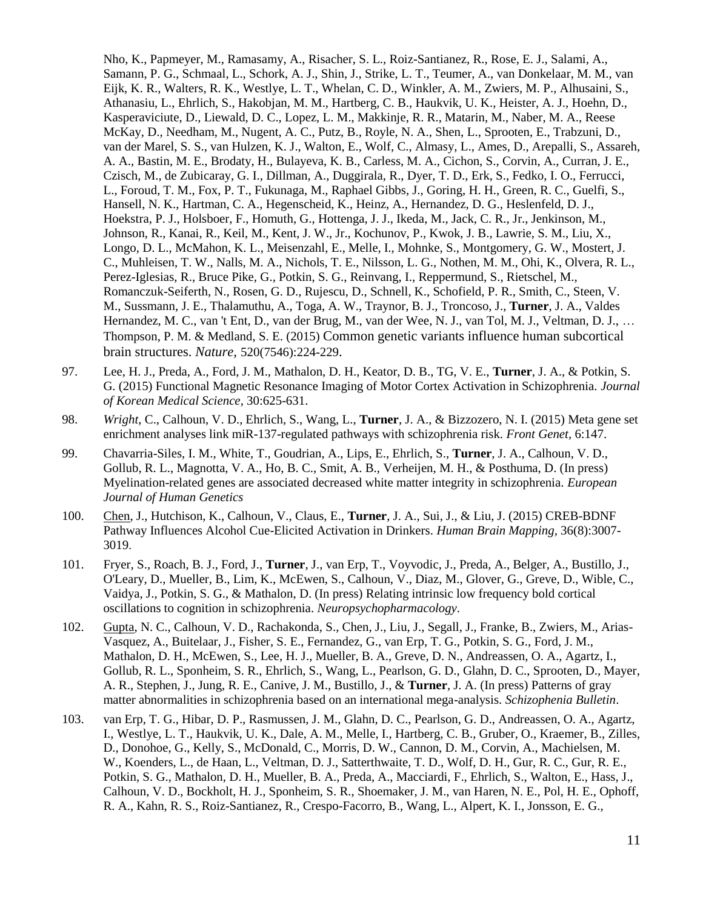Nho, K., Papmeyer, M., Ramasamy, A., Risacher, S. L., Roiz-Santianez, R., Rose, E. J., Salami, A., Samann, P. G., Schmaal, L., Schork, A. J., Shin, J., Strike, L. T., Teumer, A., van Donkelaar, M. M., van Eijk, K. R., Walters, R. K., Westlye, L. T., Whelan, C. D., Winkler, A. M., Zwiers, M. P., Alhusaini, S., Athanasiu, L., Ehrlich, S., Hakobjan, M. M., Hartberg, C. B., Haukvik, U. K., Heister, A. J., Hoehn, D., Kasperaviciute, D., Liewald, D. C., Lopez, L. M., Makkinje, R. R., Matarin, M., Naber, M. A., Reese McKay, D., Needham, M., Nugent, A. C., Putz, B., Royle, N. A., Shen, L., Sprooten, E., Trabzuni, D., van der Marel, S. S., van Hulzen, K. J., Walton, E., Wolf, C., Almasy, L., Ames, D., Arepalli, S., Assareh, A. A., Bastin, M. E., Brodaty, H., Bulayeva, K. B., Carless, M. A., Cichon, S., Corvin, A., Curran, J. E., Czisch, M., de Zubicaray, G. I., Dillman, A., Duggirala, R., Dyer, T. D., Erk, S., Fedko, I. O., Ferrucci, L., Foroud, T. M., Fox, P. T., Fukunaga, M., Raphael Gibbs, J., Goring, H. H., Green, R. C., Guelfi, S., Hansell, N. K., Hartman, C. A., Hegenscheid, K., Heinz, A., Hernandez, D. G., Heslenfeld, D. J., Hoekstra, P. J., Holsboer, F., Homuth, G., Hottenga, J. J., Ikeda, M., Jack, C. R., Jr., Jenkinson, M., Johnson, R., Kanai, R., Keil, M., Kent, J. W., Jr., Kochunov, P., Kwok, J. B., Lawrie, S. M., Liu, X., Longo, D. L., McMahon, K. L., Meisenzahl, E., Melle, I., Mohnke, S., Montgomery, G. W., Mostert, J. C., Muhleisen, T. W., Nalls, M. A., Nichols, T. E., Nilsson, L. G., Nothen, M. M., Ohi, K., Olvera, R. L., Perez-Iglesias, R., Bruce Pike, G., Potkin, S. G., Reinvang, I., Reppermund, S., Rietschel, M., Romanczuk-Seiferth, N., Rosen, G. D., Rujescu, D., Schnell, K., Schofield, P. R., Smith, C., Steen, V. M., Sussmann, J. E., Thalamuthu, A., Toga, A. W., Traynor, B. J., Troncoso, J., **Turner**, J. A., Valdes Hernandez, M. C., van 't Ent, D., van der Brug, M., van der Wee, N. J., van Tol, M. J., Veltman, D. J., … Thompson, P. M. & Medland, S. E. (2015) Common genetic variants influence human subcortical brain structures. *Nature*, 520(7546):224-229.

97. Lee, H. J., Preda, A., Ford, J. M., Mathalon, D. H., Keator, D. B., TG, V. E., **Turner**, J. A., & Potkin, S. G. (2015) Functional Magnetic Resonance Imaging of Motor Cortex Activation in Schizophrenia. *Journal of Korean Medical Science*, 30:625-631.

98. *Wright*, C., Calhoun, V. D., Ehrlich, S., Wang, L., **Turner**, J. A., & Bizzozero, N. I. (2015) Meta gene set enrichment analyses link miR-137-regulated pathways with schizophrenia risk. *Front Genet*, 6:147.

99. Chavarria-Siles, I. M., White, T., Goudrian, A., Lips, E., Ehrlich, S., **Turner**, J. A., Calhoun, V. D., Gollub, R. L., Magnotta, V. A., Ho, B. C., Smit, A. B., Verheijen, M. H., & Posthuma, D. (In press) Myelination-related genes are associated decreased white matter integrity in schizophrenia. *European Journal of Human Genetics*

100. Chen, J., Hutchison, K., Calhoun, V., Claus, E., **Turner**, J. A., Sui, J., & Liu, J. (2015) CREB-BDNF Pathway Influences Alcohol Cue-Elicited Activation in Drinkers. *Human Brain Mapping*, 36(8):3007-3019.

101. Fryer, S., Roach, B. J., Ford, J., **Turner**, J., van Erp, T., Voyvodic, J., Preda, A., Belger, A., Bustillo, J., O'Leary, D., Mueller, B., Lim, K., McEwen, S., Calhoun, V., Diaz, M., Glover, G., Greve, D., Wible, C., Vaidya, J., Potkin, S. G., & Mathalon, D. (In press) Relating intrinsic low frequency bold cortical oscillations to cognition in schizophrenia. *Neuropsychopharmacology*.

102. Gupta, N. C., Calhoun, V. D., Rachakonda, S., Chen, J., Liu, J., Segall, J., Franke, B., Zwiers, M., Arias-Vasquez, A., Buitelaar, J., Fisher, S. E., Fernandez, G., van Erp, T. G., Potkin, S. G., Ford, J. M., Mathalon, D. H., McEwen, S., Lee, H. J., Mueller, B. A., Greve, D. N., Andreassen, O. A., Agartz, I., Gollub, R. L., Sponheim, S. R., Ehrlich, S., Wang, L., Pearlson, G. D., Glahn, D. C., Sprooten, D., Mayer, A. R., Stephen, J., Jung, R. E., Canive, J. M., Bustillo, J., & **Turner**, J. A. (In press) Patterns of gray matter abnormalities in schizophrenia based on an international mega-analysis. *Schizophenia Bulletin*.

103. van Erp, T. G., Hibar, D. P., Rasmussen, J. M., Glahn, D. C., Pearlson, G. D., Andreassen, O. A., Agartz, I., Westlye, L. T., Haukvik, U. K., Dale, A. M., Melle, I., Hartberg, C. B., Gruber, O., Kraemer, B., Zilles, D., Donohoe, G., Kelly, S., McDonald, C., Morris, D. W., Cannon, D. M., Corvin, A., Machielsen, M. W., Koenders, L., de Haan, L., Veltman, D. J., Satterthwaite, T. D., Wolf, D. H., Gur, R. C., Gur, R. E., Potkin, S. G., Mathalon, D. H., Mueller, B. A., Preda, A., Macciardi, F., Ehrlich, S., Walton, E., Hass, J., Calhoun, V. D., Bockholt, H. J., Sponheim, S. R., Shoemaker, J. M., van Haren, N. E., Pol, H. E., Ophoff, R. A., Kahn, R. S., Roiz-Santianez, R., Crespo-Facorro, B., Wang, L., Alpert, K. I., Jonsson, E. G.,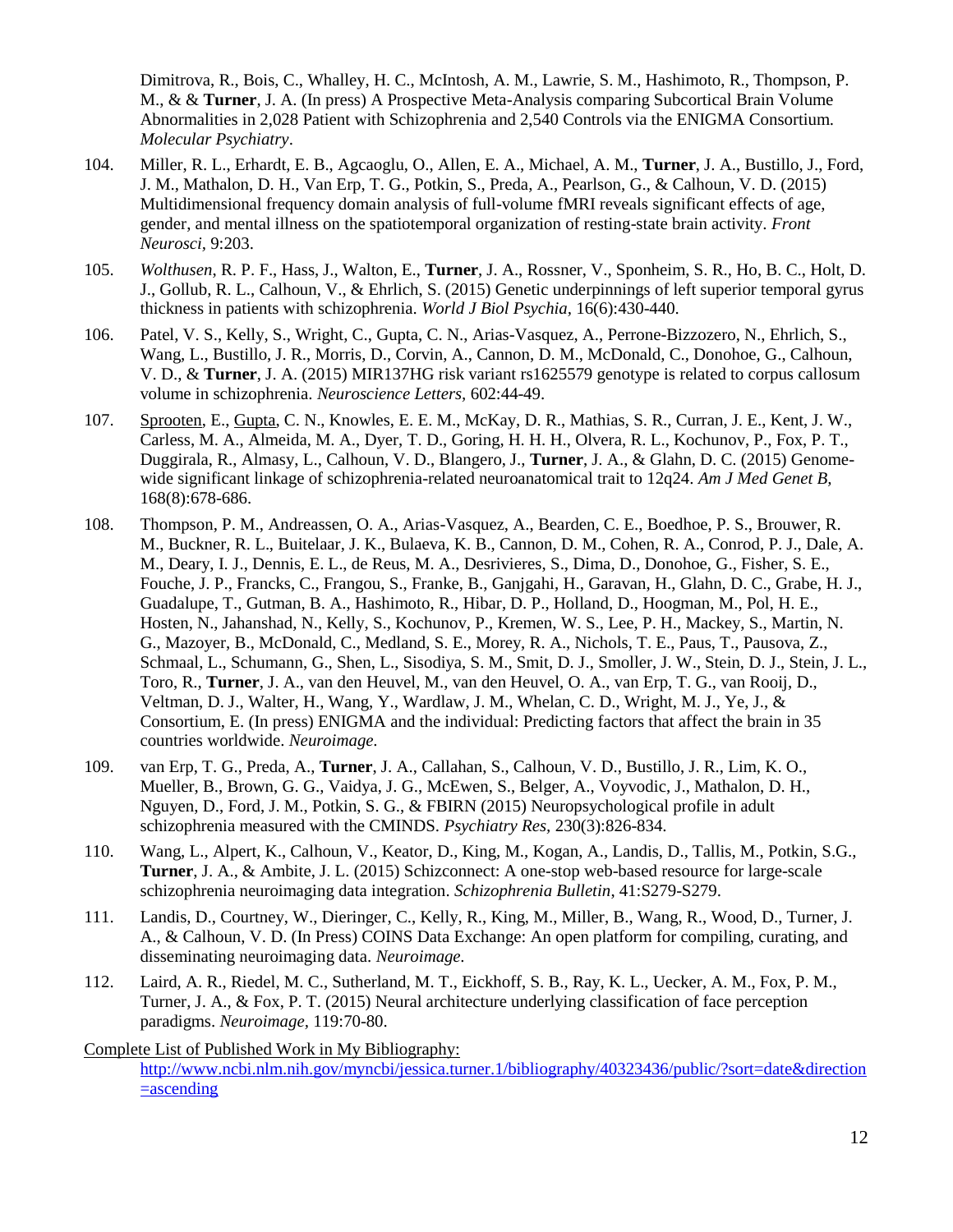Dimitrova, R., Bois, C., Whalley, H. C., McIntosh, A. M., Lawrie, S. M., Hashimoto, R., Thompson, P. M., & & **Turner**, J. A. (In press) A Prospective Meta-Analysis comparing Subcortical Brain Volume Abnormalities in 2,028 Patient with Schizophrenia and 2,540 Controls via the ENIGMA Consortium. *Molecular Psychiatry*.

104. Miller, R. L., Erhardt, E. B., Agcaoglu, O., Allen, E. A., Michael, A. M., **Turner**, J. A., Bustillo, J., Ford, J. M., Mathalon, D. H., Van Erp, T. G., Potkin, S., Preda, A., Pearlson, G., & Calhoun, V. D. (2015) Multidimensional frequency domain analysis of full-volume fMRI reveals significant effects of age, gender, and mental illness on the spatiotemporal organization of resting-state brain activity. *Front Neurosci*, 9:203.

105. *Wolthusen*, R. P. F., Hass, J., Walton, E., **Turner**, J. A., Rossner, V., Sponheim, S. R., Ho, B. C., Holt, D. J., Gollub, R. L., Calhoun, V., & Ehrlich, S. (2015) Genetic underpinnings of left superior temporal gyrus thickness in patients with schizophrenia. *World J Biol Psychia*, 16(6):430-440.

106. Patel, V. S., Kelly, S., Wright, C., Gupta, C. N., Arias-Vasquez, A., Perrone-Bizzozero, N., Ehrlich, S., Wang, L., Bustillo, J. R., Morris, D., Corvin, A., Cannon, D. M., McDonald, C., Donohoe, G., Calhoun, V. D., & **Turner**, J. A. (2015) MIR137HG risk variant rs1625579 genotype is related to corpus callosum volume in schizophrenia. *Neuroscience Letters*, 602:44-49.

107. <u>Sprooten</u>, E., <u>Gupta</u>, C. N., Knowles, E. E. M., McKay, D. R., Mathias, S. R., Curran, J. E., Kent, J. W., Carless, M. A., Almeida, M. A., Dyer, T. D., Goring, H. H. H., Olvera, R. L., Kochunov, P., Fox, P. T., Duggirala, R., Almasy, L., Calhoun, V. D., Blangero, J., **Turner**, J. A., & Glahn, D. C. (2015) Genome-wide significant linkage of schizophrenia-related neuroanatomical trait to 12q24. *Am J Med Genet B*, 168(8):678-686.

108. Thompson, P. M., Andreassen, O. A., Arias-Vasquez, A., Bearden, C. E., Boedhoe, P. S., Brouwer, R. M., Buckner, R. L., Buitelaar, J. K., Bulaeva, K. B., Cannon, D. M., Cohen, R. A., Conrod, P. J., Dale, A. M., Deary, I. J., Dennis, E. L., de Reus, M. A., Desrivieres, S., Dima, D., Donohoe, G., Fisher, S. E., Fouche, J. P., Francks, C., Frangou, S., Franke, B., Ganjgahi, H., Garavan, H., Glahn, D. C., Grabe, H. J., Guadalupe, T., Gutman, B. A., Hashimoto, R., Hibar, D. P., Holland, D., Hoogman, M., Pol, H. E., Hosten, N., Jahanshad, N., Kelly, S., Kochunov, P., Kremen, W. S., Lee, P. H., Mackey, S., Martin, N. G., Mazoyer, B., McDonald, C., Medland, S. E., Morey, R. A., Nichols, T. E., Paus, T., Pausova, Z., Schmaal, L., Schumann, G., Shen, L., Sisodiya, S. M., Smit, D. J., Smoller, J. W., Stein, D. J., Stein, J. L., Toro, R., **Turner**, J. A., van den Heuvel, M., van den Heuvel, O. A., van Erp, T. G., van Rooij, D., Veltman, D. J., Walter, H., Wang, Y., Wardlaw, J. M., Whelan, C. D., Wright, M. J., Ye, J., & Consortium, E. (In press) ENIGMA and the individual: Predicting factors that affect the brain in 35 countries worldwide. *Neuroimage.*

109. van Erp, T. G., Preda, A., **Turner**, J. A., Callahan, S., Calhoun, V. D., Bustillo, J. R., Lim, K. O., Mueller, B., Brown, G. G., Vaidya, J. G., McEwen, S., Belger, A., Voyvodic, J., Mathalon, D. H., Nguyen, D., Ford, J. M., Potkin, S. G., & FBIRN (2015) Neuropsychological profile in adult schizophrenia measured with the CMINDS. *Psychiatry Res*, 230(3):826-834.

110. Wang, L., Alpert, K., Calhoun, V., Keator, D., King, M., Kogan, A., Landis, D., Tallis, M., Potkin, S.G., **Turner**, J. A., & Ambite, J. L. (2015) Schizconnect: A one-stop web-based resource for large-scale schizophrenia neuroimaging data integration. *Schizophrenia Bulletin*, 41:S279-S279.

111. Landis, D., Courtney, W., Dieringer, C., Kelly, R., King, M., Miller, B., Wang, R., Wood, D., Turner, J. A., & Calhoun, V. D. (In Press) COINS Data Exchange: An open platform for compiling, curating, and disseminating neuroimaging data. *Neuroimage.*

112. Laird, A. R., Riedel, M. C., Sutherland, M. T., Eickhoff, S. B., Ray, K. L., Uecker, A. M., Fox, P. M., Turner, J. A., & Fox, P. T. (2015) Neural architecture underlying classification of face perception paradigms. *Neuroimage*, 119:70-80.

<u>Complete List of Published Work in My Bibliography:</u>
[http://www.ncbi.nlm.nih.gov/myncbi/jessica.turner.1/bibliography/40323436/public/?sort=date&direction=ascending](http://www.ncbi.nlm.nih.gov/myncbi/jessica.turner.1/bibliography/40323436/public/?sort=date&direction=ascending)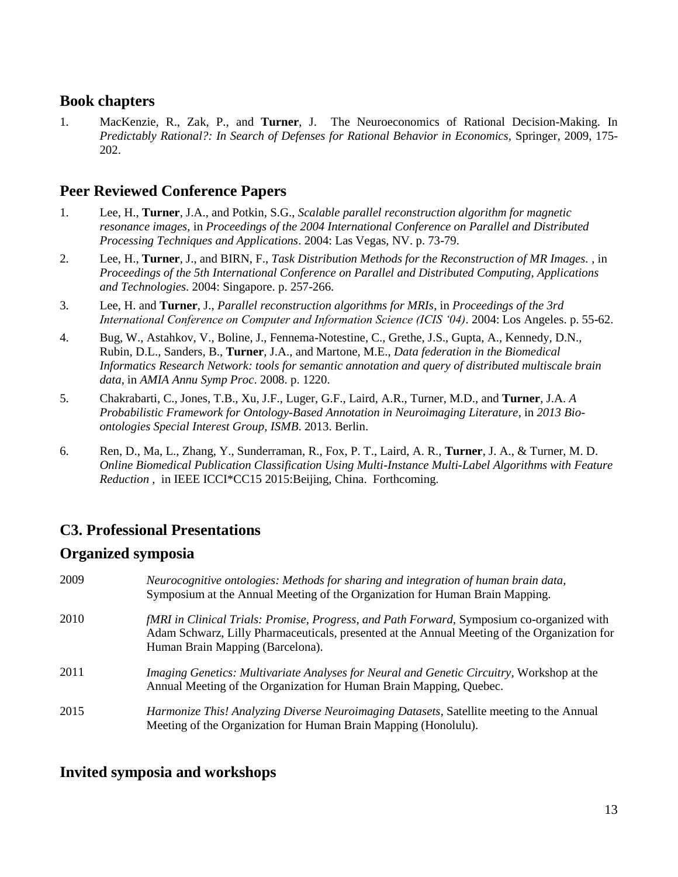## Book chapters

1. MacKenzie, R., Zak, P., and **Turner**, J. The Neuroeconomics of Rational Decision-Making. In *Predictably Rational?: In Search of Defenses for Rational Behavior in Economics*, Springer, 2009, 175-202.

## Peer Reviewed Conference Papers

1. Lee, H., **Turner**, J.A., and Potkin, S.G., *Scalable parallel reconstruction algorithm for magnetic resonance images*, in *Proceedings of the 2004 International Conference on Parallel and Distributed Processing Techniques and Applications*. 2004: Las Vegas, NV. p. 73-79.
2. Lee, H., **Turner**, J., and BIRN, F., *Task Distribution Methods for the Reconstruction of MR Images.* , in *Proceedings of the 5th International Conference on Parallel and Distributed Computing, Applications and Technologies*. 2004: Singapore. p. 257-266.
3. Lee, H. and **Turner**, J., *Parallel reconstruction algorithms for MRIs*, in *Proceedings of the 3rd International Conference on Computer and Information Science (ICIS '04)*. 2004: Los Angeles. p. 55-62.
4. Bug, W., Astahkov, V., Boline, J., Fennema-Notestine, C., Grethe, J.S., Gupta, A., Kennedy, D.N., Rubin, D.L., Sanders, B., **Turner**, J.A., and Martone, M.E., *Data federation in the Biomedical Informatics Research Network: tools for semantic annotation and query of distributed multiscale brain data*, in *AMIA Annu Symp Proc*. 2008. p. 1220.
5. Chakrabarti, C., Jones, T.B., Xu, J.F., Luger, G.F., Laird, A.R., Turner, M.D., and **Turner**, J.A. *A Probabilistic Framework for Ontology-Based Annotation in Neuroimaging Literature*, in *2013 Bio-ontologies Special Interest Group, ISMB*. 2013. Berlin.
6. Ren, D., Ma, L., Zhang, Y., Sunderraman, R., Fox, P. T., Laird, A. R., **Turner**, J. A., & Turner, M. D. *Online Biomedical Publication Classification Using Multi-Instance Multi-Label Algorithms with Feature Reduction* , in IEEE ICCI*CC15 2015:Beijing, China. Forthcoming.

## C3. Professional Presentations

## Organized symposia

2009 *Neurocognitive ontologies: Methods for sharing and integration of human brain data*, Symposium at the Annual Meeting of the Organization for Human Brain Mapping.

2010 *fMRI in Clinical Trials: Promise, Progress, and Path Forward*, Symposium co-organized with Adam Schwarz, Lilly Pharmaceuticals, presented at the Annual Meeting of the Organization for Human Brain Mapping (Barcelona).

2011 *Imaging Genetics: Multivariate Analyses for Neural and Genetic Circuitry*, Workshop at the Annual Meeting of the Organization for Human Brain Mapping, Quebec.

2015 *Harmonize This! Analyzing Diverse Neuroimaging Datasets*, Satellite meeting to the Annual Meeting of the Organization for Human Brain Mapping (Honolulu).

## Invited symposia and workshops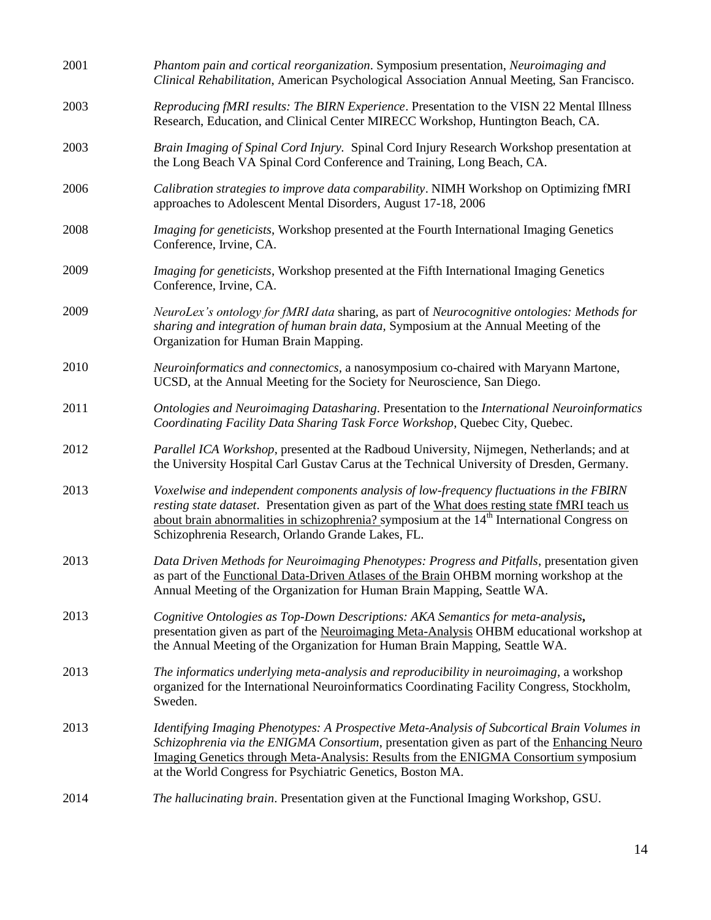2001 *Phantom pain and cortical reorganization*. Symposium presentation, *Neuroimaging and Clinical Rehabilitation*, American Psychological Association Annual Meeting, San Francisco.

2003 *Reproducing fMRI results: The BIRN Experience*. Presentation to the VISN 22 Mental Illness Research, Education, and Clinical Center MIRECC Workshop, Huntington Beach, CA.

2003 *Brain Imaging of Spinal Cord Injury.* Spinal Cord Injury Research Workshop presentation at the Long Beach VA Spinal Cord Conference and Training, Long Beach, CA.

2006 *Calibration strategies to improve data comparability*. NIMH Workshop on Optimizing fMRI approaches to Adolescent Mental Disorders, August 17-18, 2006

2008 *Imaging for geneticists*, Workshop presented at the Fourth International Imaging Genetics Conference, Irvine, CA.

2009 *Imaging for geneticists*, Workshop presented at the Fifth International Imaging Genetics Conference, Irvine, CA.

2009 *NeuroLex's ontology for fMRI data* sharing, as part of *Neurocognitive ontologies: Methods for sharing and integration of human brain data,* Symposium at the Annual Meeting of the Organization for Human Brain Mapping.

2010 *Neuroinformatics and connectomics,* a nanosymposium co-chaired with Maryann Martone, UCSD, at the Annual Meeting for the Society for Neuroscience, San Diego.

2011 *Ontologies and Neuroimaging Datasharing.* Presentation to the *International Neuroinformatics Coordinating Facility Data Sharing Task Force Workshop,* Quebec City, Quebec.

2012 *Parallel ICA Workshop*, presented at the Radboud University, Nijmegen, Netherlands; and at the University Hospital Carl Gustav Carus at the Technical University of Dresden, Germany.

2013 *Voxelwise and independent components analysis of low-frequency fluctuations in the FBIRN resting state dataset*. Presentation given as part of the What does resting state fMRI teach us about brain abnormalities in schizophrenia? symposium at the 14th International Congress on Schizophrenia Research, Orlando Grande Lakes, FL.

2013 *Data Driven Methods for Neuroimaging Phenotypes: Progress and Pitfalls*, presentation given as part of the Functional Data-Driven Atlases of the Brain OHBM morning workshop at the Annual Meeting of the Organization for Human Brain Mapping, Seattle WA.

2013 *Cognitive Ontologies as Top-Down Descriptions: AKA Semantics for meta-analysis***,** presentation given as part of the Neuroimaging Meta-Analysis OHBM educational workshop at the Annual Meeting of the Organization for Human Brain Mapping, Seattle WA.

2013 *The informatics underlying meta-analysis and reproducibility in neuroimaging*, a workshop organized for the International Neuroinformatics Coordinating Facility Congress, Stockholm, Sweden.

2013 *Identifying Imaging Phenotypes: A Prospective Meta-Analysis of Subcortical Brain Volumes in Schizophrenia via the ENIGMA Consortium*, presentation given as part of the Enhancing Neuro Imaging Genetics through Meta-Analysis: Results from the ENIGMA Consortium symposium at the World Congress for Psychiatric Genetics, Boston MA.

2014 *The hallucinating brain*. Presentation given at the Functional Imaging Workshop, GSU.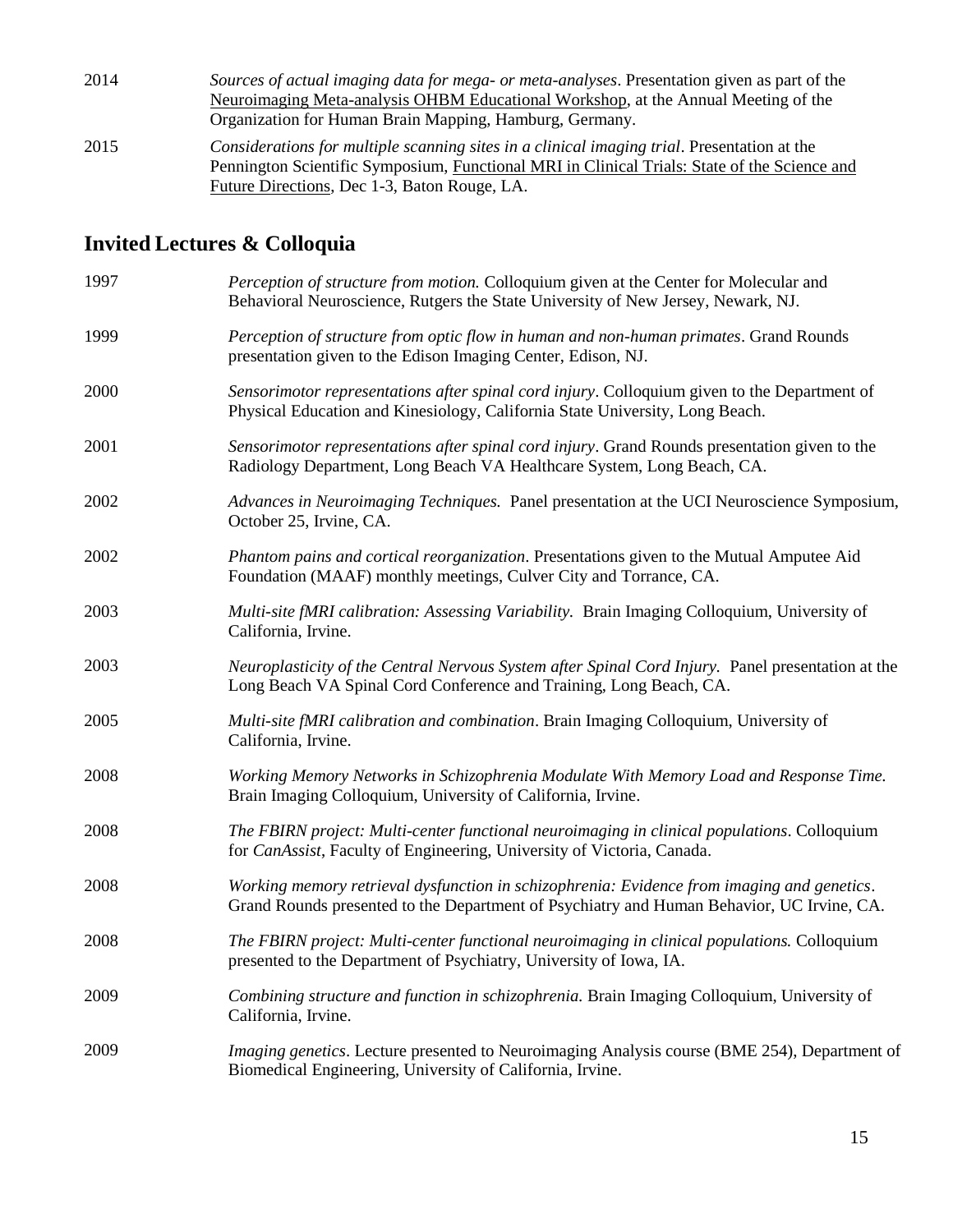2014 *Sources of actual imaging data for mega- or meta-analyses*. Presentation given as part of the Neuroimaging Meta-analysis OHBM Educational Workshop, at the Annual Meeting of the Organization for Human Brain Mapping, Hamburg, Germany.

2015 *Considerations for multiple scanning sites in a clinical imaging trial*. Presentation at the Pennington Scientific Symposium, Functional MRI in Clinical Trials: State of the Science and Future Directions, Dec 1-3, Baton Rouge, LA.

## Invited Lectures & Colloquia

1997 *Perception of structure from motion.* Colloquium given at the Center for Molecular and Behavioral Neuroscience, Rutgers the State University of New Jersey, Newark, NJ.

1999 *Perception of structure from optic flow in human and non-human primates*. Grand Rounds presentation given to the Edison Imaging Center, Edison, NJ.

2000 *Sensorimotor representations after spinal cord injury*. Colloquium given to the Department of Physical Education and Kinesiology, California State University, Long Beach.

2001 *Sensorimotor representations after spinal cord injury*. Grand Rounds presentation given to the Radiology Department, Long Beach VA Healthcare System, Long Beach, CA.

2002 *Advances in Neuroimaging Techniques.* Panel presentation at the UCI Neuroscience Symposium, October 25, Irvine, CA.

2002 *Phantom pains and cortical reorganization*. Presentations given to the Mutual Amputee Aid Foundation (MAAF) monthly meetings, Culver City and Torrance, CA.

2003 *Multi-site fMRI calibration: Assessing Variability.* Brain Imaging Colloquium, University of California, Irvine.

2003 *Neuroplasticity of the Central Nervous System after Spinal Cord Injury.* Panel presentation at the Long Beach VA Spinal Cord Conference and Training, Long Beach, CA.

2005 *Multi-site fMRI calibration and combination*. Brain Imaging Colloquium, University of California, Irvine.

2008 *Working Memory Networks in Schizophrenia Modulate With Memory Load and Response Time.* Brain Imaging Colloquium, University of California, Irvine.

2008 *The FBIRN project: Multi-center functional neuroimaging in clinical populations*. Colloquium for *CanAssist*, Faculty of Engineering, University of Victoria, Canada.

2008 *Working memory retrieval dysfunction in schizophrenia: Evidence from imaging and genetics*. Grand Rounds presented to the Department of Psychiatry and Human Behavior, UC Irvine, CA.

2008 *The FBIRN project: Multi-center functional neuroimaging in clinical populations.* Colloquium presented to the Department of Psychiatry, University of Iowa, IA.

2009 *Combining structure and function in schizophrenia.* Brain Imaging Colloquium, University of California, Irvine.

2009 *Imaging genetics*. Lecture presented to Neuroimaging Analysis course (BME 254), Department of Biomedical Engineering, University of California, Irvine.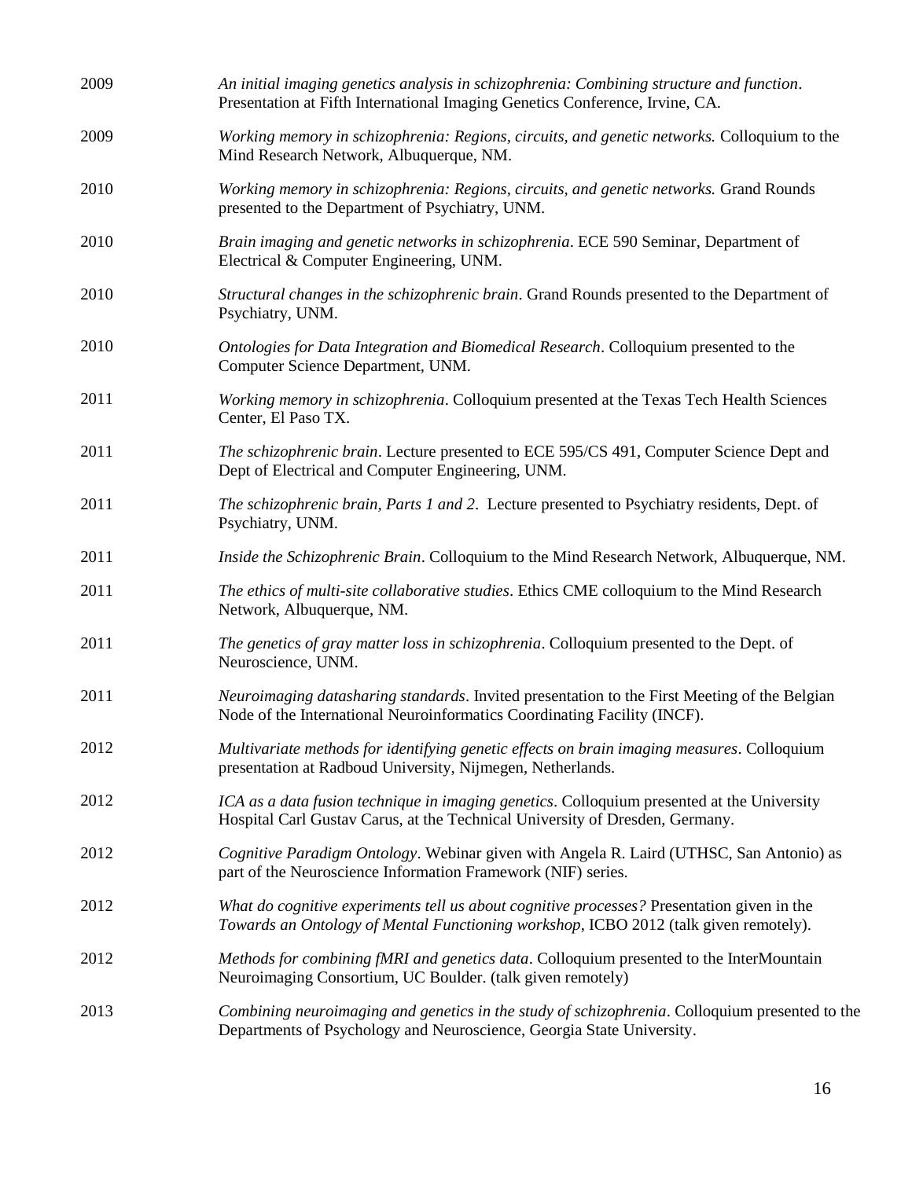2009 *An initial imaging genetics analysis in schizophrenia: Combining structure and function*. Presentation at Fifth International Imaging Genetics Conference, Irvine, CA.

2009 *Working memory in schizophrenia: Regions, circuits, and genetic networks.* Colloquium to the Mind Research Network, Albuquerque, NM.

2010 *Working memory in schizophrenia: Regions, circuits, and genetic networks.* Grand Rounds presented to the Department of Psychiatry, UNM.

2010 *Brain imaging and genetic networks in schizophrenia*. ECE 590 Seminar, Department of Electrical & Computer Engineering, UNM.

2010 *Structural changes in the schizophrenic brain*. Grand Rounds presented to the Department of Psychiatry, UNM.

2010 *Ontologies for Data Integration and Biomedical Research*. Colloquium presented to the Computer Science Department, UNM.

2011 *Working memory in schizophrenia*. Colloquium presented at the Texas Tech Health Sciences Center, El Paso TX.

2011 *The schizophrenic brain*. Lecture presented to ECE 595/CS 491, Computer Science Dept and Dept of Electrical and Computer Engineering, UNM.

2011 *The schizophrenic brain, Parts 1 and 2*. Lecture presented to Psychiatry residents, Dept. of Psychiatry, UNM.

2011 *Inside the Schizophrenic Brain*. Colloquium to the Mind Research Network, Albuquerque, NM.

2011 *The ethics of multi-site collaborative studies*. Ethics CME colloquium to the Mind Research Network, Albuquerque, NM.

2011 *The genetics of gray matter loss in schizophrenia*. Colloquium presented to the Dept. of Neuroscience, UNM.

2011 *Neuroimaging datasharing standards*. Invited presentation to the First Meeting of the Belgian Node of the International Neuroinformatics Coordinating Facility (INCF).

2012 *Multivariate methods for identifying genetic effects on brain imaging measures*. Colloquium presentation at Radboud University, Nijmegen, Netherlands.

2012 *ICA as a data fusion technique in imaging genetics*. Colloquium presented at the University Hospital Carl Gustav Carus, at the Technical University of Dresden, Germany.

2012 *Cognitive Paradigm Ontology*. Webinar given with Angela R. Laird (UTHSC, San Antonio) as part of the Neuroscience Information Framework (NIF) series.

2012 *What do cognitive experiments tell us about cognitive processes?* Presentation given in the *Towards an Ontology of Mental Functioning workshop*, ICBO 2012 (talk given remotely).

2012 *Methods for combining fMRI and genetics data*. Colloquium presented to the InterMountain Neuroimaging Consortium, UC Boulder. (talk given remotely)

2013 *Combining neuroimaging and genetics in the study of schizophrenia*. Colloquium presented to the Departments of Psychology and Neuroscience, Georgia State University.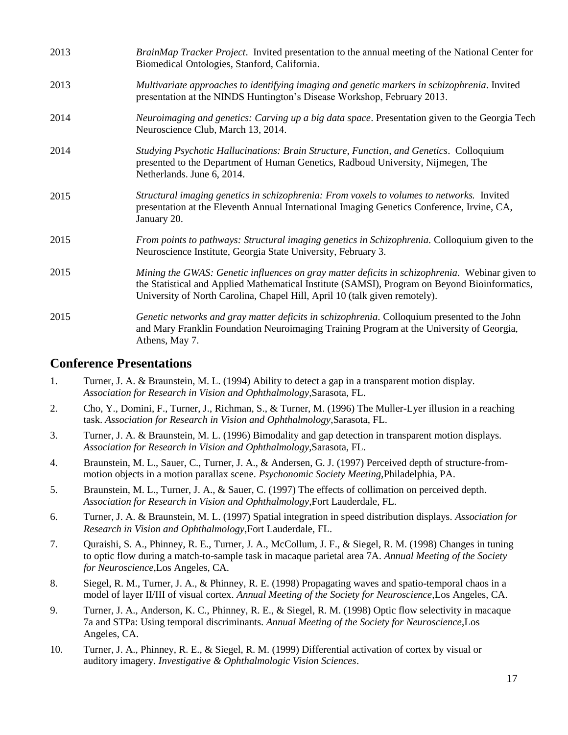2013 *BrainMap Tracker Project*. Invited presentation to the annual meeting of the National Center for Biomedical Ontologies, Stanford, California.

2013 *Multivariate approaches to identifying imaging and genetic markers in schizophrenia*. Invited presentation at the NINDS Huntington's Disease Workshop, February 2013.

2014 *Neuroimaging and genetics: Carving up a big data space*. Presentation given to the Georgia Tech Neuroscience Club, March 13, 2014.

2014 *Studying Psychotic Hallucinations: Brain Structure, Function, and Genetics*. Colloquium presented to the Department of Human Genetics, Radboud University, Nijmegen, The Netherlands. June 6, 2014.

2015 *Structural imaging genetics in schizophrenia: From voxels to volumes to networks.* Invited presentation at the Eleventh Annual International Imaging Genetics Conference, Irvine, CA, January 20.

2015 *From points to pathways: Structural imaging genetics in Schizophrenia*. Colloquium given to the Neuroscience Institute, Georgia State University, February 3.

2015 *Mining the GWAS: Genetic influences on gray matter deficits in schizophrenia*. Webinar given to the Statistical and Applied Mathematical Institute (SAMSI), Program on Beyond Bioinformatics, University of North Carolina, Chapel Hill, April 10 (talk given remotely).

2015 *Genetic networks and gray matter deficits in schizophrenia.* Colloquium presented to the John and Mary Franklin Foundation Neuroimaging Training Program at the University of Georgia, Athens, May 7.

## Conference Presentations

1. Turner, J. A. & Braunstein, M. L. (1994) Ability to detect a gap in a transparent motion display. *Association for Research in Vision and Ophthalmology*,Sarasota, FL.
2. Cho, Y., Domini, F., Turner, J., Richman, S., & Turner, M. (1996) The Muller-Lyer illusion in a reaching task. *Association for Research in Vision and Ophthalmology*,Sarasota, FL.
3. Turner, J. A. & Braunstein, M. L. (1996) Bimodality and gap detection in transparent motion displays. *Association for Research in Vision and Ophthalmology*,Sarasota, FL.
4. Braunstein, M. L., Sauer, C., Turner, J. A., & Andersen, G. J. (1997) Perceived depth of structure-from-motion objects in a motion parallax scene. *Psychonomic Society Meeting*,Philadelphia, PA.
5. Braunstein, M. L., Turner, J. A., & Sauer, C. (1997) The effects of collimation on perceived depth. *Association for Research in Vision and Ophthalmology*,Fort Lauderdale, FL.
6. Turner, J. A. & Braunstein, M. L. (1997) Spatial integration in speed distribution displays. *Association for Research in Vision and Ophthalmology*,Fort Lauderdale, FL.
7. Quraishi, S. A., Phinney, R. E., Turner, J. A., McCollum, J. F., & Siegel, R. M. (1998) Changes in tuning to optic flow during a match-to-sample task in macaque parietal area 7A. *Annual Meeting of the Society for Neuroscience*,Los Angeles, CA.
8. Siegel, R. M., Turner, J. A., & Phinney, R. E. (1998) Propagating waves and spatio-temporal chaos in a model of layer II/III of visual cortex. *Annual Meeting of the Society for Neuroscience*,Los Angeles, CA.
9. Turner, J. A., Anderson, K. C., Phinney, R. E., & Siegel, R. M. (1998) Optic flow selectivity in macaque 7a and STPa: Using temporal discriminants. *Annual Meeting of the Society for Neuroscience*,Los Angeles, CA.
10. Turner, J. A., Phinney, R. E., & Siegel, R. M. (1999) Differential activation of cortex by visual or auditory imagery. *Investigative & Ophthalmologic Vision Sciences*.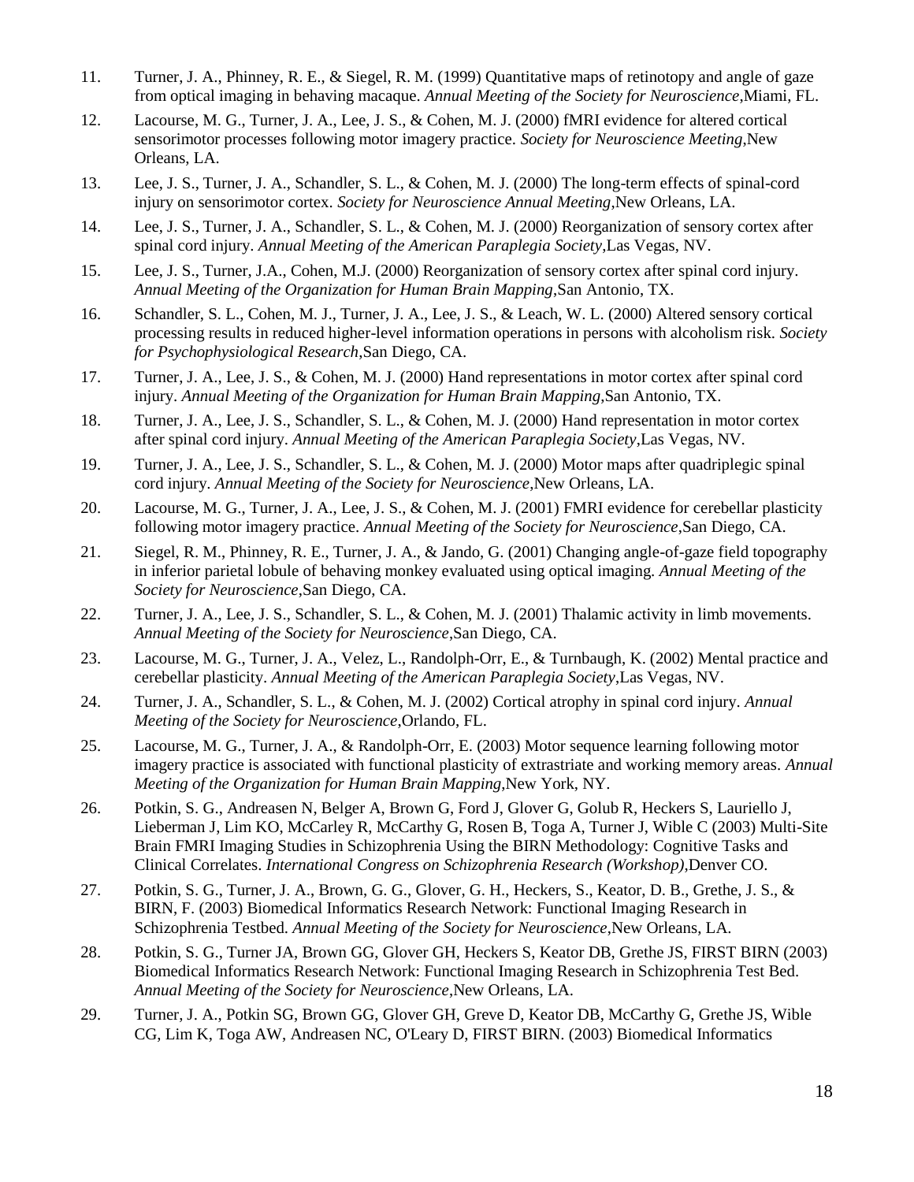11. Turner, J. A., Phinney, R. E., & Siegel, R. M. (1999) Quantitative maps of retinotopy and angle of gaze from optical imaging in behaving macaque. *Annual Meeting of the Society for Neuroscience*,Miami, FL.

12. Lacourse, M. G., Turner, J. A., Lee, J. S., & Cohen, M. J. (2000) fMRI evidence for altered cortical sensorimotor processes following motor imagery practice. *Society for Neuroscience Meeting*,New Orleans, LA.

13. Lee, J. S., Turner, J. A., Schandler, S. L., & Cohen, M. J. (2000) The long-term effects of spinal-cord injury on sensorimotor cortex. *Society for Neuroscience Annual Meeting*,New Orleans, LA.

14. Lee, J. S., Turner, J. A., Schandler, S. L., & Cohen, M. J. (2000) Reorganization of sensory cortex after spinal cord injury. *Annual Meeting of the American Paraplegia Society*,Las Vegas, NV.

15. Lee, J. S., Turner, J.A., Cohen, M.J. (2000) Reorganization of sensory cortex after spinal cord injury. *Annual Meeting of the Organization for Human Brain Mapping*,San Antonio, TX.

16. Schandler, S. L., Cohen, M. J., Turner, J. A., Lee, J. S., & Leach, W. L. (2000) Altered sensory cortical processing results in reduced higher-level information operations in persons with alcoholism risk. *Society for Psychophysiological Research*,San Diego, CA.

17. Turner, J. A., Lee, J. S., & Cohen, M. J. (2000) Hand representations in motor cortex after spinal cord injury. *Annual Meeting of the Organization for Human Brain Mapping*,San Antonio, TX.

18. Turner, J. A., Lee, J. S., Schandler, S. L., & Cohen, M. J. (2000) Hand representation in motor cortex after spinal cord injury. *Annual Meeting of the American Paraplegia Society*,Las Vegas, NV.

19. Turner, J. A., Lee, J. S., Schandler, S. L., & Cohen, M. J. (2000) Motor maps after quadriplegic spinal cord injury. *Annual Meeting of the Society for Neuroscience*,New Orleans, LA.

20. Lacourse, M. G., Turner, J. A., Lee, J. S., & Cohen, M. J. (2001) FMRI evidence for cerebellar plasticity following motor imagery practice. *Annual Meeting of the Society for Neuroscience*,San Diego, CA.

21. Siegel, R. M., Phinney, R. E., Turner, J. A., & Jando, G. (2001) Changing angle-of-gaze field topography in inferior parietal lobule of behaving monkey evaluated using optical imaging. *Annual Meeting of the Society for Neuroscience*,San Diego, CA.

22. Turner, J. A., Lee, J. S., Schandler, S. L., & Cohen, M. J. (2001) Thalamic activity in limb movements. *Annual Meeting of the Society for Neuroscience*,San Diego, CA.

23. Lacourse, M. G., Turner, J. A., Velez, L., Randolph-Orr, E., & Turnbaugh, K. (2002) Mental practice and cerebellar plasticity. *Annual Meeting of the American Paraplegia Society*,Las Vegas, NV.

24. Turner, J. A., Schandler, S. L., & Cohen, M. J. (2002) Cortical atrophy in spinal cord injury. *Annual Meeting of the Society for Neuroscience*,Orlando, FL.

25. Lacourse, M. G., Turner, J. A., & Randolph-Orr, E. (2003) Motor sequence learning following motor imagery practice is associated with functional plasticity of extrastriate and working memory areas. *Annual Meeting of the Organization for Human Brain Mapping*,New York, NY.

26. Potkin, S. G., Andreasen N, Belger A, Brown G, Ford J, Glover G, Golub R, Heckers S, Lauriello J, Lieberman J, Lim KO, McCarley R, McCarthy G, Rosen B, Toga A, Turner J, Wible C (2003) Multi-Site Brain FMRI Imaging Studies in Schizophrenia Using the BIRN Methodology: Cognitive Tasks and Clinical Correlates. *International Congress on Schizophrenia Research (Workshop)*,Denver CO.

27. Potkin, S. G., Turner, J. A., Brown, G. G., Glover, G. H., Heckers, S., Keator, D. B., Grethe, J. S., & BIRN, F. (2003) Biomedical Informatics Research Network: Functional Imaging Research in Schizophrenia Testbed. *Annual Meeting of the Society for Neuroscience*,New Orleans, LA.

28. Potkin, S. G., Turner JA, Brown GG, Glover GH, Heckers S, Keator DB, Grethe JS, FIRST BIRN (2003) Biomedical Informatics Research Network: Functional Imaging Research in Schizophrenia Test Bed. *Annual Meeting of the Society for Neuroscience*,New Orleans, LA.

29. Turner, J. A., Potkin SG, Brown GG, Glover GH, Greve D, Keator DB, McCarthy G, Grethe JS, Wible CG, Lim K, Toga AW, Andreasen NC, O'Leary D, FIRST BIRN. (2003) Biomedical Informatics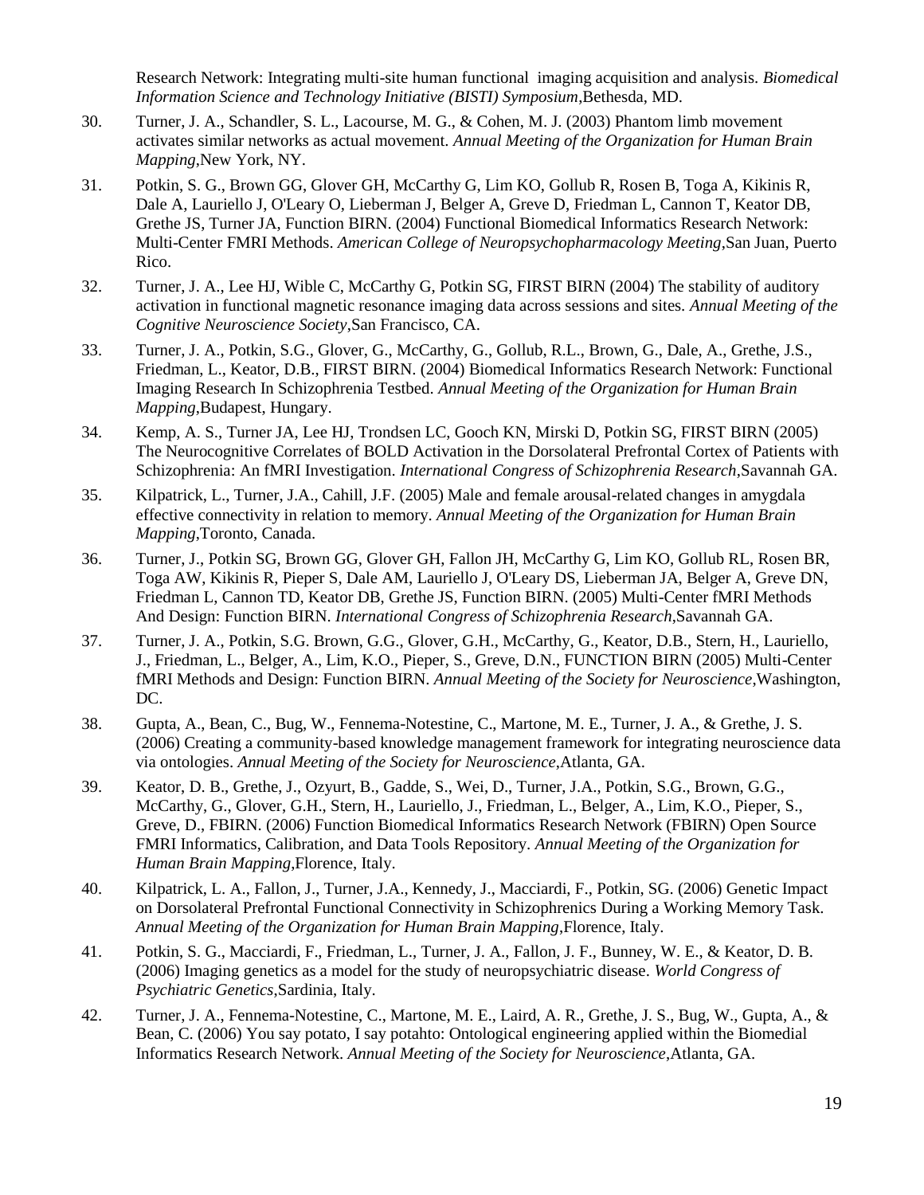Research Network: Integrating multi-site human functional imaging acquisition and analysis. *Biomedical Information Science and Technology Initiative (BISTI) Symposium*,Bethesda, MD.

30. Turner, J. A., Schandler, S. L., Lacourse, M. G., & Cohen, M. J. (2003) Phantom limb movement activates similar networks as actual movement. *Annual Meeting of the Organization for Human Brain Mapping*,New York, NY.

31. Potkin, S. G., Brown GG, Glover GH, McCarthy G, Lim KO, Gollub R, Rosen B, Toga A, Kikinis R, Dale A, Lauriello J, O'Leary O, Lieberman J, Belger A, Greve D, Friedman L, Cannon T, Keator DB, Grethe JS, Turner JA, Function BIRN. (2004) Functional Biomedical Informatics Research Network: Multi-Center FMRI Methods. *American College of Neuropsychopharmacology Meeting*,San Juan, Puerto Rico.

32. Turner, J. A., Lee HJ, Wible C, McCarthy G, Potkin SG, FIRST BIRN (2004) The stability of auditory activation in functional magnetic resonance imaging data across sessions and sites. *Annual Meeting of the Cognitive Neuroscience Society*,San Francisco, CA.

33. Turner, J. A., Potkin, S.G., Glover, G., McCarthy, G., Gollub, R.L., Brown, G., Dale, A., Grethe, J.S., Friedman, L., Keator, D.B., FIRST BIRN. (2004) Biomedical Informatics Research Network: Functional Imaging Research In Schizophrenia Testbed. *Annual Meeting of the Organization for Human Brain Mapping*,Budapest, Hungary.

34. Kemp, A. S., Turner JA, Lee HJ, Trondsen LC, Gooch KN, Mirski D, Potkin SG, FIRST BIRN (2005) The Neurocognitive Correlates of BOLD Activation in the Dorsolateral Prefrontal Cortex of Patients with Schizophrenia: An fMRI Investigation. *International Congress of Schizophrenia Research*,Savannah GA.

35. Kilpatrick, L., Turner, J.A., Cahill, J.F. (2005) Male and female arousal-related changes in amygdala effective connectivity in relation to memory. *Annual Meeting of the Organization for Human Brain Mapping*,Toronto, Canada.

36. Turner, J., Potkin SG, Brown GG, Glover GH, Fallon JH, McCarthy G, Lim KO, Gollub RL, Rosen BR, Toga AW, Kikinis R, Pieper S, Dale AM, Lauriello J, O'Leary DS, Lieberman JA, Belger A, Greve DN, Friedman L, Cannon TD, Keator DB, Grethe JS, Function BIRN. (2005) Multi-Center fMRI Methods And Design: Function BIRN. *International Congress of Schizophrenia Research*,Savannah GA.

37. Turner, J. A., Potkin, S.G. Brown, G.G., Glover, G.H., McCarthy, G., Keator, D.B., Stern, H., Lauriello, J., Friedman, L., Belger, A., Lim, K.O., Pieper, S., Greve, D.N., FUNCTION BIRN (2005) Multi-Center fMRI Methods and Design: Function BIRN. *Annual Meeting of the Society for Neuroscience*,Washington, DC.

38. Gupta, A., Bean, C., Bug, W., Fennema-Notestine, C., Martone, M. E., Turner, J. A., & Grethe, J. S. (2006) Creating a community-based knowledge management framework for integrating neuroscience data via ontologies. *Annual Meeting of the Society for Neuroscience*,Atlanta, GA.

39. Keator, D. B., Grethe, J., Ozyurt, B., Gadde, S., Wei, D., Turner, J.A., Potkin, S.G., Brown, G.G., McCarthy, G., Glover, G.H., Stern, H., Lauriello, J., Friedman, L., Belger, A., Lim, K.O., Pieper, S., Greve, D., FBIRN. (2006) Function Biomedical Informatics Research Network (FBIRN) Open Source FMRI Informatics, Calibration, and Data Tools Repository. *Annual Meeting of the Organization for Human Brain Mapping*,Florence, Italy.

40. Kilpatrick, L. A., Fallon, J., Turner, J.A., Kennedy, J., Macciardi, F., Potkin, SG. (2006) Genetic Impact on Dorsolateral Prefrontal Functional Connectivity in Schizophrenics During a Working Memory Task. *Annual Meeting of the Organization for Human Brain Mapping*,Florence, Italy.

41. Potkin, S. G., Macciardi, F., Friedman, L., Turner, J. A., Fallon, J. F., Bunney, W. E., & Keator, D. B. (2006) Imaging genetics as a model for the study of neuropsychiatric disease. *World Congress of Psychiatric Genetics*,Sardinia, Italy.

42. Turner, J. A., Fennema-Notestine, C., Martone, M. E., Laird, A. R., Grethe, J. S., Bug, W., Gupta, A., & Bean, C. (2006) You say potato, I say potahto: Ontological engineering applied within the Biomedial Informatics Research Network. *Annual Meeting of the Society for Neuroscience*,Atlanta, GA.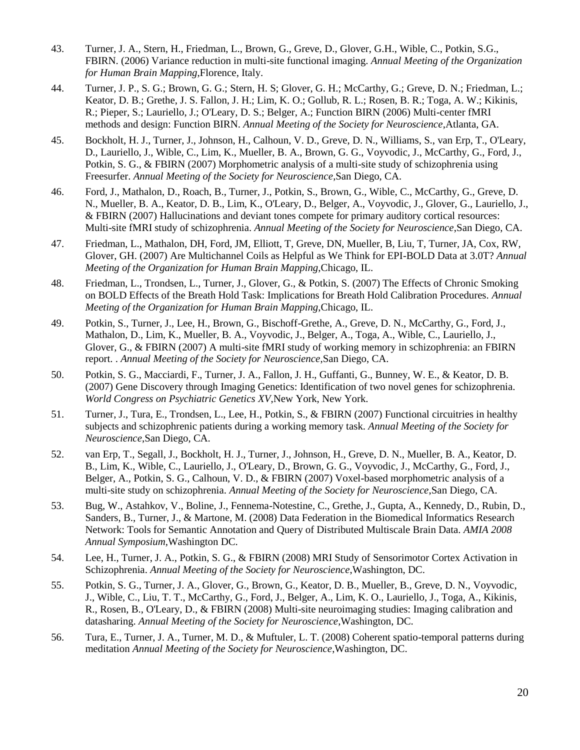43. Turner, J. A., Stern, H., Friedman, L., Brown, G., Greve, D., Glover, G.H., Wible, C., Potkin, S.G., FBIRN. (2006) Variance reduction in multi-site functional imaging. *Annual Meeting of the Organization for Human Brain Mapping*,Florence, Italy.

44. Turner, J. P., S. G.; Brown, G. G.; Stern, H. S; Glover, G. H.; McCarthy, G.; Greve, D. N.; Friedman, L.; Keator, D. B.; Grethe, J. S. Fallon, J. H.; Lim, K. O.; Gollub, R. L.; Rosen, B. R.; Toga, A. W.; Kikinis, R.; Pieper, S.; Lauriello, J.; O'Leary, D. S.; Belger, A.; Function BIRN (2006) Multi-center fMRI methods and design: Function BIRN. *Annual Meeting of the Society for Neuroscience*,Atlanta, GA.

45. Bockholt, H. J., Turner, J., Johnson, H., Calhoun, V. D., Greve, D. N., Williams, S., van Erp, T., O'Leary, D., Lauriello, J., Wible, C., Lim, K., Mueller, B. A., Brown, G. G., Voyvodic, J., McCarthy, G., Ford, J., Potkin, S. G., & FBIRN (2007) Morphometric analysis of a multi-site study of schizophrenia using Freesurfer. *Annual Meeting of the Society for Neuroscience*,San Diego, CA.

46. Ford, J., Mathalon, D., Roach, B., Turner, J., Potkin, S., Brown, G., Wible, C., McCarthy, G., Greve, D. N., Mueller, B. A., Keator, D. B., Lim, K., O'Leary, D., Belger, A., Voyvodic, J., Glover, G., Lauriello, J., & FBIRN (2007) Hallucinations and deviant tones compete for primary auditory cortical resources: Multi-site fMRI study of schizophrenia. *Annual Meeting of the Society for Neuroscience*,San Diego, CA.

47. Friedman, L., Mathalon, DH, Ford, JM, Elliott, T, Greve, DN, Mueller, B, Liu, T, Turner, JA, Cox, RW, Glover, GH. (2007) Are Multichannel Coils as Helpful as We Think for EPI-BOLD Data at 3.0T? *Annual Meeting of the Organization for Human Brain Mapping*,Chicago, IL.

48. Friedman, L., Trondsen, L., Turner, J., Glover, G., & Potkin, S. (2007) The Effects of Chronic Smoking on BOLD Effects of the Breath Hold Task: Implications for Breath Hold Calibration Procedures. *Annual Meeting of the Organization for Human Brain Mapping*,Chicago, IL.

49. Potkin, S., Turner, J., Lee, H., Brown, G., Bischoff-Grethe, A., Greve, D. N., McCarthy, G., Ford, J., Mathalon, D., Lim, K., Mueller, B. A., Voyvodic, J., Belger, A., Toga, A., Wible, C., Lauriello, J., Glover, G., & FBIRN (2007) A multi-site fMRI study of working memory in schizophrenia: an FBIRN report. . *Annual Meeting of the Society for Neuroscience*,San Diego, CA.

50. Potkin, S. G., Macciardi, F., Turner, J. A., Fallon, J. H., Guffanti, G., Bunney, W. E., & Keator, D. B. (2007) Gene Discovery through Imaging Genetics: Identification of two novel genes for schizophrenia. *World Congress on Psychiatric Genetics XV*,New York, New York.

51. Turner, J., Tura, E., Trondsen, L., Lee, H., Potkin, S., & FBIRN (2007) Functional circuitries in healthy subjects and schizophrenic patients during a working memory task. *Annual Meeting of the Society for Neuroscience*,San Diego, CA.

52. van Erp, T., Segall, J., Bockholt, H. J., Turner, J., Johnson, H., Greve, D. N., Mueller, B. A., Keator, D. B., Lim, K., Wible, C., Lauriello, J., O'Leary, D., Brown, G. G., Voyvodic, J., McCarthy, G., Ford, J., Belger, A., Potkin, S. G., Calhoun, V. D., & FBIRN (2007) Voxel-based morphometric analysis of a multi-site study on schizophrenia. *Annual Meeting of the Society for Neuroscience*,San Diego, CA.

53. Bug, W., Astahkov, V., Boline, J., Fennema-Notestine, C., Grethe, J., Gupta, A., Kennedy, D., Rubin, D., Sanders, B., Turner, J., & Martone, M. (2008) Data Federation in the Biomedical Informatics Research Network: Tools for Semantic Annotation and Query of Distributed Multiscale Brain Data. *AMIA 2008 Annual Symposium*,Washington DC.

54. Lee, H., Turner, J. A., Potkin, S. G., & FBIRN (2008) MRI Study of Sensorimotor Cortex Activation in Schizophrenia. *Annual Meeting of the Society for Neuroscience*,Washington, DC.

55. Potkin, S. G., Turner, J. A., Glover, G., Brown, G., Keator, D. B., Mueller, B., Greve, D. N., Voyvodic, J., Wible, C., Liu, T. T., McCarthy, G., Ford, J., Belger, A., Lim, K. O., Lauriello, J., Toga, A., Kikinis, R., Rosen, B., O'Leary, D., & FBIRN (2008) Multi-site neuroimaging studies: Imaging calibration and datasharing. *Annual Meeting of the Society for Neuroscience*,Washington, DC.

56. Tura, E., Turner, J. A., Turner, M. D., & Muftuler, L. T. (2008) Coherent spatio-temporal patterns during meditation *Annual Meeting of the Society for Neuroscience*,Washington, DC.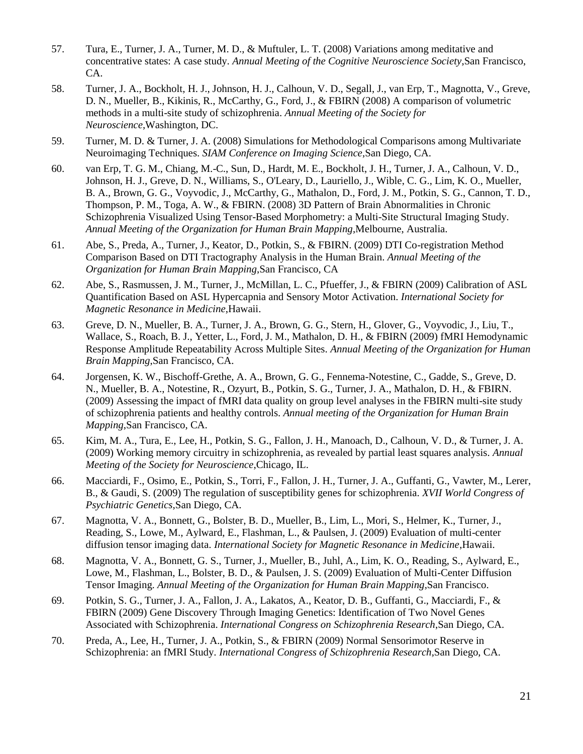57. Tura, E., Turner, J. A., Turner, M. D., & Muftuler, L. T. (2008) Variations among meditative and concentrative states: A case study. *Annual Meeting of the Cognitive Neuroscience Society*,San Francisco, CA.

58. Turner, J. A., Bockholt, H. J., Johnson, H. J., Calhoun, V. D., Segall, J., van Erp, T., Magnotta, V., Greve, D. N., Mueller, B., Kikinis, R., McCarthy, G., Ford, J., & FBIRN (2008) A comparison of volumetric methods in a multi-site study of schizophrenia. *Annual Meeting of the Society for Neuroscience*,Washington, DC.

59. Turner, M. D. & Turner, J. A. (2008) Simulations for Methodological Comparisons among Multivariate Neuroimaging Techniques. *SIAM Conference on Imaging Science*,San Diego, CA.

60. van Erp, T. G. M., Chiang, M.-C., Sun, D., Hardt, M. E., Bockholt, J. H., Turner, J. A., Calhoun, V. D., Johnson, H. J., Greve, D. N., Williams, S., O'Leary, D., Lauriello, J., Wible, C. G., Lim, K. O., Mueller, B. A., Brown, G. G., Voyvodic, J., McCarthy, G., Mathalon, D., Ford, J. M., Potkin, S. G., Cannon, T. D., Thompson, P. M., Toga, A. W., & FBIRN. (2008) 3D Pattern of Brain Abnormalities in Chronic Schizophrenia Visualized Using Tensor-Based Morphometry: a Multi-Site Structural Imaging Study. *Annual Meeting of the Organization for Human Brain Mapping*,Melbourne, Australia.

61. Abe, S., Preda, A., Turner, J., Keator, D., Potkin, S., & FBIRN. (2009) DTI Co-registration Method Comparison Based on DTI Tractography Analysis in the Human Brain. *Annual Meeting of the Organization for Human Brain Mapping*,San Francisco, CA

62. Abe, S., Rasmussen, J. M., Turner, J., McMillan, L. C., Pfueffer, J., & FBIRN (2009) Calibration of ASL Quantification Based on ASL Hypercapnia and Sensory Motor Activation. *International Society for Magnetic Resonance in Medicine*,Hawaii.

63. Greve, D. N., Mueller, B. A., Turner, J. A., Brown, G. G., Stern, H., Glover, G., Voyvodic, J., Liu, T., Wallace, S., Roach, B. J., Yetter, L., Ford, J. M., Mathalon, D. H., & FBIRN (2009) fMRI Hemodynamic Response Amplitude Repeatability Across Multiple Sites. *Annual Meeting of the Organization for Human Brain Mapping*,San Francisco, CA.

64. Jorgensen, K. W., Bischoff-Grethe, A. A., Brown, G. G., Fennema-Notestine, C., Gadde, S., Greve, D. N., Mueller, B. A., Notestine, R., Ozyurt, B., Potkin, S. G., Turner, J. A., Mathalon, D. H., & FBIRN. (2009) Assessing the impact of fMRI data quality on group level analyses in the FBIRN multi-site study of schizophrenia patients and healthy controls. *Annual meeting of the Organization for Human Brain Mapping*,San Francisco, CA.

65. Kim, M. A., Tura, E., Lee, H., Potkin, S. G., Fallon, J. H., Manoach, D., Calhoun, V. D., & Turner, J. A. (2009) Working memory circuitry in schizophrenia, as revealed by partial least squares analysis. *Annual Meeting of the Society for Neuroscience*,Chicago, IL.

66. Macciardi, F., Osimo, E., Potkin, S., Torri, F., Fallon, J. H., Turner, J. A., Guffanti, G., Vawter, M., Lerer, B., & Gaudi, S. (2009) The regulation of susceptibility genes for schizophrenia. *XVII World Congress of Psychiatric Genetics*,San Diego, CA.

67. Magnotta, V. A., Bonnett, G., Bolster, B. D., Mueller, B., Lim, L., Mori, S., Helmer, K., Turner, J., Reading, S., Lowe, M., Aylward, E., Flashman, L., & Paulsen, J. (2009) Evaluation of multi-center diffusion tensor imaging data. *International Society for Magnetic Resonance in Medicine*,Hawaii.

68. Magnotta, V. A., Bonnett, G. S., Turner, J., Mueller, B., Juhl, A., Lim, K. O., Reading, S., Aylward, E., Lowe, M., Flashman, L., Bolster, B. D., & Paulsen, J. S. (2009) Evaluation of Multi-Center Diffusion Tensor Imaging. *Annual Meeting of the Organization for Human Brain Mapping*,San Francisco.

69. Potkin, S. G., Turner, J. A., Fallon, J. A., Lakatos, A., Keator, D. B., Guffanti, G., Macciardi, F., & FBIRN (2009) Gene Discovery Through Imaging Genetics: Identification of Two Novel Genes Associated with Schizophrenia. *International Congress on Schizophrenia Research*,San Diego, CA.

70. Preda, A., Lee, H., Turner, J. A., Potkin, S., & FBIRN (2009) Normal Sensorimotor Reserve in Schizophrenia: an fMRI Study. *International Congress of Schizophrenia Research*,San Diego, CA.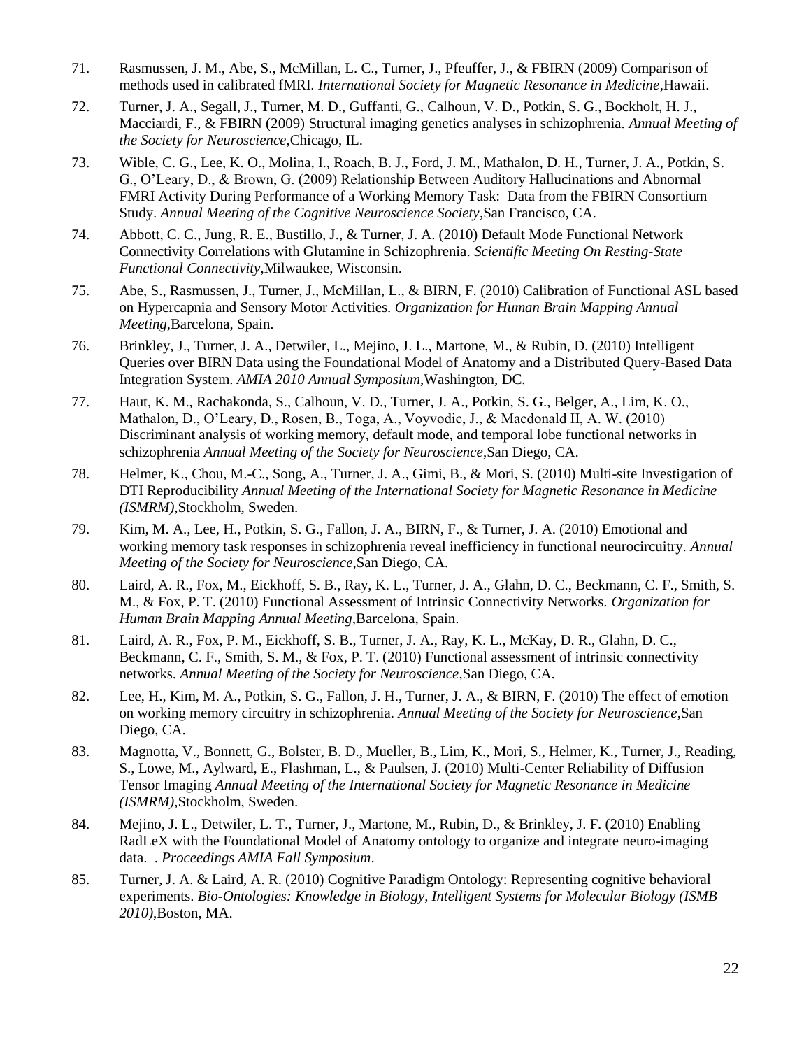71. Rasmussen, J. M., Abe, S., McMillan, L. C., Turner, J., Pfeuffer, J., & FBIRN (2009) Comparison of methods used in calibrated fMRI. *International Society for Magnetic Resonance in Medicine*,Hawaii.

72. Turner, J. A., Segall, J., Turner, M. D., Guffanti, G., Calhoun, V. D., Potkin, S. G., Bockholt, H. J., Macciardi, F., & FBIRN (2009) Structural imaging genetics analyses in schizophrenia. *Annual Meeting of the Society for Neuroscience*,Chicago, IL.

73. Wible, C. G., Lee, K. O., Molina, I., Roach, B. J., Ford, J. M., Mathalon, D. H., Turner, J. A., Potkin, S. G., O'Leary, D., & Brown, G. (2009) Relationship Between Auditory Hallucinations and Abnormal FMRI Activity During Performance of a Working Memory Task: Data from the FBIRN Consortium Study. *Annual Meeting of the Cognitive Neuroscience Society*,San Francisco, CA.

74. Abbott, C. C., Jung, R. E., Bustillo, J., & Turner, J. A. (2010) Default Mode Functional Network Connectivity Correlations with Glutamine in Schizophrenia. *Scientific Meeting On Resting-State Functional Connectivity*,Milwaukee, Wisconsin.

75. Abe, S., Rasmussen, J., Turner, J., McMillan, L., & BIRN, F. (2010) Calibration of Functional ASL based on Hypercapnia and Sensory Motor Activities. *Organization for Human Brain Mapping Annual Meeting*,Barcelona, Spain.

76. Brinkley, J., Turner, J. A., Detwiler, L., Mejino, J. L., Martone, M., & Rubin, D. (2010) Intelligent Queries over BIRN Data using the Foundational Model of Anatomy and a Distributed Query-Based Data Integration System. *AMIA 2010 Annual Symposium*,Washington, DC.

77. Haut, K. M., Rachakonda, S., Calhoun, V. D., Turner, J. A., Potkin, S. G., Belger, A., Lim, K. O., Mathalon, D., O'Leary, D., Rosen, B., Toga, A., Voyvodic, J., & Macdonald II, A. W. (2010) Discriminant analysis of working memory, default mode, and temporal lobe functional networks in schizophrenia *Annual Meeting of the Society for Neuroscience*,San Diego, CA.

78. Helmer, K., Chou, M.-C., Song, A., Turner, J. A., Gimi, B., & Mori, S. (2010) Multi-site Investigation of DTI Reproducibility *Annual Meeting of the International Society for Magnetic Resonance in Medicine (ISMRM)*,Stockholm, Sweden.

79. Kim, M. A., Lee, H., Potkin, S. G., Fallon, J. A., BIRN, F., & Turner, J. A. (2010) Emotional and working memory task responses in schizophrenia reveal inefficiency in functional neurocircuitry. *Annual Meeting of the Society for Neuroscience*,San Diego, CA.

80. Laird, A. R., Fox, M., Eickhoff, S. B., Ray, K. L., Turner, J. A., Glahn, D. C., Beckmann, C. F., Smith, S. M., & Fox, P. T. (2010) Functional Assessment of Intrinsic Connectivity Networks. *Organization for Human Brain Mapping Annual Meeting*,Barcelona, Spain.

81. Laird, A. R., Fox, P. M., Eickhoff, S. B., Turner, J. A., Ray, K. L., McKay, D. R., Glahn, D. C., Beckmann, C. F., Smith, S. M., & Fox, P. T. (2010) Functional assessment of intrinsic connectivity networks. *Annual Meeting of the Society for Neuroscience*,San Diego, CA.

82. Lee, H., Kim, M. A., Potkin, S. G., Fallon, J. H., Turner, J. A., & BIRN, F. (2010) The effect of emotion on working memory circuitry in schizophrenia. *Annual Meeting of the Society for Neuroscience*,San Diego, CA.

83. Magnotta, V., Bonnett, G., Bolster, B. D., Mueller, B., Lim, K., Mori, S., Helmer, K., Turner, J., Reading, S., Lowe, M., Aylward, E., Flashman, L., & Paulsen, J. (2010) Multi-Center Reliability of Diffusion Tensor Imaging *Annual Meeting of the International Society for Magnetic Resonance in Medicine (ISMRM)*,Stockholm, Sweden.

84. Mejino, J. L., Detwiler, L. T., Turner, J., Martone, M., Rubin, D., & Brinkley, J. F. (2010) Enabling RadLeX with the Foundational Model of Anatomy ontology to organize and integrate neuro-imaging data. . *Proceedings AMIA Fall Symposium*.

85. Turner, J. A. & Laird, A. R. (2010) Cognitive Paradigm Ontology: Representing cognitive behavioral experiments. *Bio-Ontologies: Knowledge in Biology, Intelligent Systems for Molecular Biology (ISMB 2010)*,Boston, MA.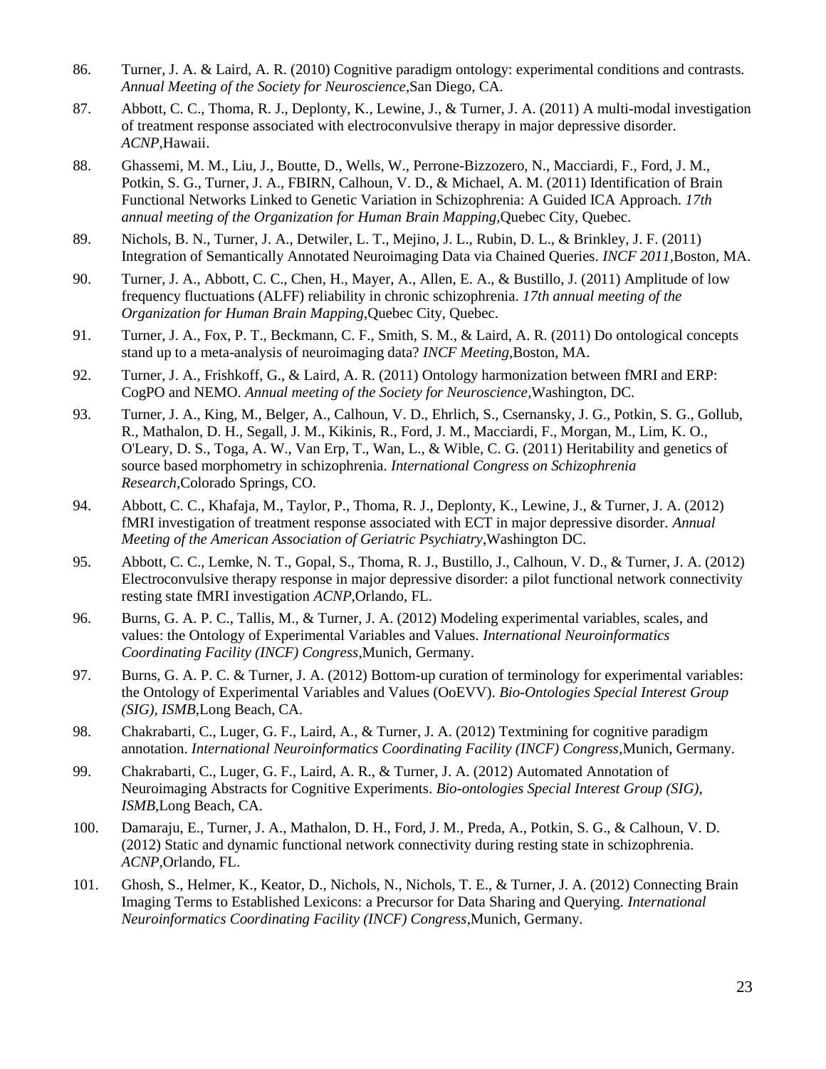86. Turner, J. A. & Laird, A. R. (2010) Cognitive paradigm ontology: experimental conditions and contrasts. *Annual Meeting of the Society for Neuroscience*,San Diego, CA.

87. Abbott, C. C., Thoma, R. J., Deplonty, K., Lewine, J., & Turner, J. A. (2011) A multi-modal investigation of treatment response associated with electroconvulsive therapy in major depressive disorder. *ACNP*,Hawaii.

88. Ghassemi, M. M., Liu, J., Boutte, D., Wells, W., Perrone-Bizzozero, N., Macciardi, F., Ford, J. M., Potkin, S. G., Turner, J. A., FBIRN, Calhoun, V. D., & Michael, A. M. (2011) Identification of Brain Functional Networks Linked to Genetic Variation in Schizophrenia: A Guided ICA Approach. *17th annual meeting of the Organization for Human Brain Mapping*,Quebec City, Quebec.

89. Nichols, B. N., Turner, J. A., Detwiler, L. T., Mejino, J. L., Rubin, D. L., & Brinkley, J. F. (2011) Integration of Semantically Annotated Neuroimaging Data via Chained Queries. *INCF 2011*,Boston, MA.

90. Turner, J. A., Abbott, C. C., Chen, H., Mayer, A., Allen, E. A., & Bustillo, J. (2011) Amplitude of low frequency fluctuations (ALFF) reliability in chronic schizophrenia. *17th annual meeting of the Organization for Human Brain Mapping*,Quebec City, Quebec.

91. Turner, J. A., Fox, P. T., Beckmann, C. F., Smith, S. M., & Laird, A. R. (2011) Do ontological concepts stand up to a meta-analysis of neuroimaging data? *INCF Meeting*,Boston, MA.

92. Turner, J. A., Frishkoff, G., & Laird, A. R. (2011) Ontology harmonization between fMRI and ERP: CogPO and NEMO. *Annual meeting of the Society for Neuroscience*,Washington, DC.

93. Turner, J. A., King, M., Belger, A., Calhoun, V. D., Ehrlich, S., Csernansky, J. G., Potkin, S. G., Gollub, R., Mathalon, D. H., Segall, J. M., Kikinis, R., Ford, J. M., Macciardi, F., Morgan, M., Lim, K. O., O'Leary, D. S., Toga, A. W., Van Erp, T., Wan, L., & Wible, C. G. (2011) Heritability and genetics of source based morphometry in schizophrenia. *International Congress on Schizophrenia Research*,Colorado Springs, CO.

94. Abbott, C. C., Khafaja, M., Taylor, P., Thoma, R. J., Deplonty, K., Lewine, J., & Turner, J. A. (2012) fMRI investigation of treatment response associated with ECT in major depressive disorder. *Annual Meeting of the American Association of Geriatric Psychiatry*,Washington DC.

95. Abbott, C. C., Lemke, N. T., Gopal, S., Thoma, R. J., Bustillo, J., Calhoun, V. D., & Turner, J. A. (2012) Electroconvulsive therapy response in major depressive disorder: a pilot functional network connectivity resting state fMRI investigation *ACNP*,Orlando, FL.

96. Burns, G. A. P. C., Tallis, M., & Turner, J. A. (2012) Modeling experimental variables, scales, and values: the Ontology of Experimental Variables and Values. *International Neuroinformatics Coordinating Facility (INCF) Congress*,Munich, Germany.

97. Burns, G. A. P. C. & Turner, J. A. (2012) Bottom-up curation of terminology for experimental variables: the Ontology of Experimental Variables and Values (OoEVV). *Bio-Ontologies Special Interest Group (SIG), ISMB*,Long Beach, CA.

98. Chakrabarti, C., Luger, G. F., Laird, A., & Turner, J. A. (2012) Textmining for cognitive paradigm annotation. *International Neuroinformatics Coordinating Facility (INCF) Congress*,Munich, Germany.

99. Chakrabarti, C., Luger, G. F., Laird, A. R., & Turner, J. A. (2012) Automated Annotation of Neuroimaging Abstracts for Cognitive Experiments. *Bio-ontologies Special Interest Group (SIG), ISMB*,Long Beach, CA.

100. Damaraju, E., Turner, J. A., Mathalon, D. H., Ford, J. M., Preda, A., Potkin, S. G., & Calhoun, V. D. (2012) Static and dynamic functional network connectivity during resting state in schizophrenia. *ACNP*,Orlando, FL.

101. Ghosh, S., Helmer, K., Keator, D., Nichols, N., Nichols, T. E., & Turner, J. A. (2012) Connecting Brain Imaging Terms to Established Lexicons: a Precursor for Data Sharing and Querying. *International Neuroinformatics Coordinating Facility (INCF) Congress*,Munich, Germany.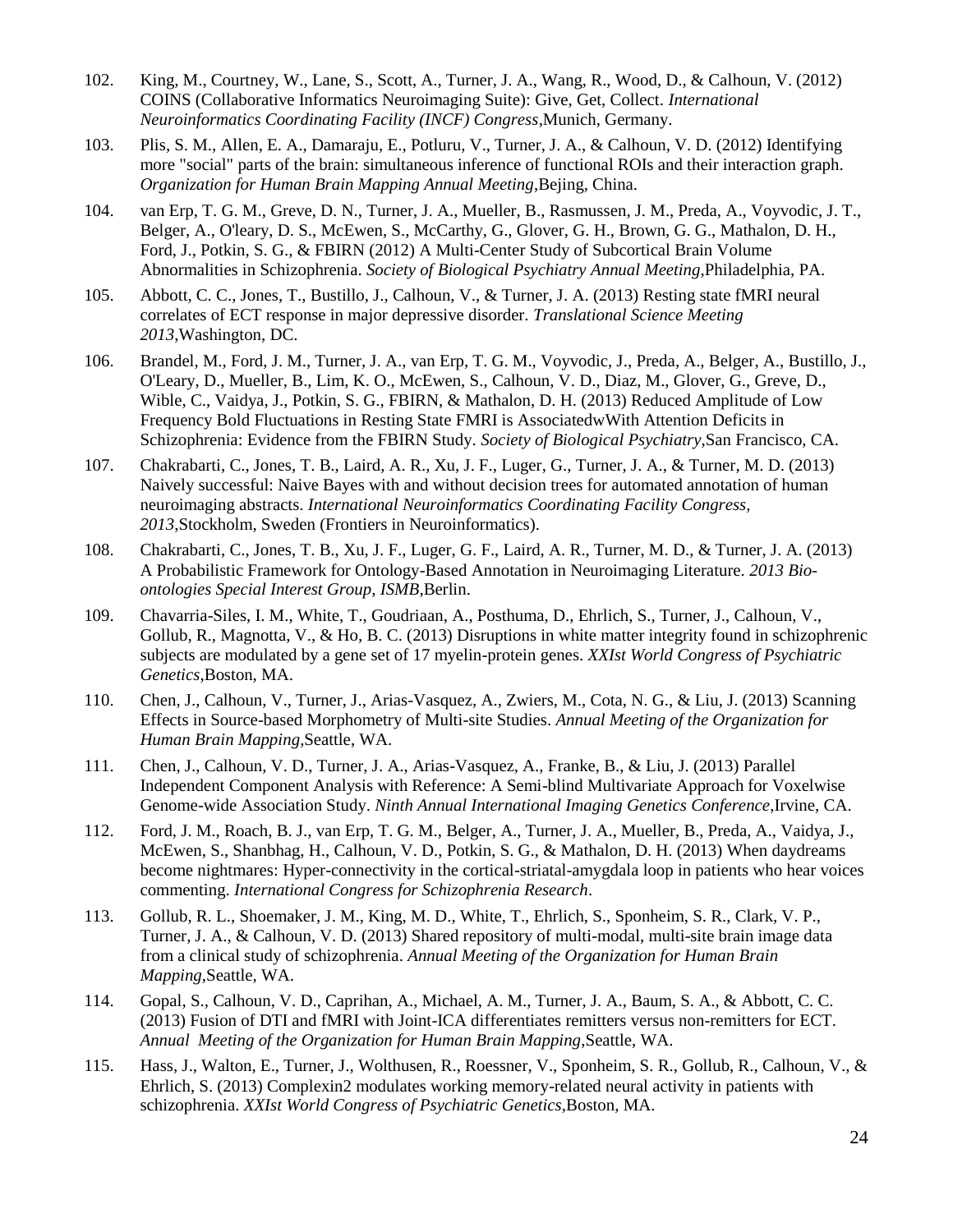102. King, M., Courtney, W., Lane, S., Scott, A., Turner, J. A., Wang, R., Wood, D., & Calhoun, V. (2012) COINS (Collaborative Informatics Neuroimaging Suite): Give, Get, Collect. *International Neuroinformatics Coordinating Facility (INCF) Congress*,Munich, Germany.

103. Plis, S. M., Allen, E. A., Damaraju, E., Potluru, V., Turner, J. A., & Calhoun, V. D. (2012) Identifying more "social" parts of the brain: simultaneous inference of functional ROIs and their interaction graph. *Organization for Human Brain Mapping Annual Meeting*,Bejing, China.

104. van Erp, T. G. M., Greve, D. N., Turner, J. A., Mueller, B., Rasmussen, J. M., Preda, A., Voyvodic, J. T., Belger, A., O'leary, D. S., McEwen, S., McCarthy, G., Glover, G. H., Brown, G. G., Mathalon, D. H., Ford, J., Potkin, S. G., & FBIRN (2012) A Multi-Center Study of Subcortical Brain Volume Abnormalities in Schizophrenia. *Society of Biological Psychiatry Annual Meeting*,Philadelphia, PA.

105. Abbott, C. C., Jones, T., Bustillo, J., Calhoun, V., & Turner, J. A. (2013) Resting state fMRI neural correlates of ECT response in major depressive disorder. *Translational Science Meeting 2013*,Washington, DC.

106. Brandel, M., Ford, J. M., Turner, J. A., van Erp, T. G. M., Voyvodic, J., Preda, A., Belger, A., Bustillo, J., O'Leary, D., Mueller, B., Lim, K. O., McEwen, S., Calhoun, V. D., Diaz, M., Glover, G., Greve, D., Wible, C., Vaidya, J., Potkin, S. G., FBIRN, & Mathalon, D. H. (2013) Reduced Amplitude of Low Frequency Bold Fluctuations in Resting State FMRI is AssociatedwWith Attention Deficits in Schizophrenia: Evidence from the FBIRN Study. *Society of Biological Psychiatry*,San Francisco, CA.

107. Chakrabarti, C., Jones, T. B., Laird, A. R., Xu, J. F., Luger, G., Turner, J. A., & Turner, M. D. (2013) Naively successful: Naive Bayes with and without decision trees for automated annotation of human neuroimaging abstracts. *International Neuroinformatics Coordinating Facility Congress, 2013*,Stockholm, Sweden (Frontiers in Neuroinformatics).

108. Chakrabarti, C., Jones, T. B., Xu, J. F., Luger, G. F., Laird, A. R., Turner, M. D., & Turner, J. A. (2013) A Probabilistic Framework for Ontology-Based Annotation in Neuroimaging Literature. *2013 Bio-ontologies Special Interest Group, ISMB*,Berlin.

109. Chavarria-Siles, I. M., White, T., Goudriaan, A., Posthuma, D., Ehrlich, S., Turner, J., Calhoun, V., Gollub, R., Magnotta, V., & Ho, B. C. (2013) Disruptions in white matter integrity found in schizophrenic subjects are modulated by a gene set of 17 myelin-protein genes. *XXIst World Congress of Psychiatric Genetics*,Boston, MA.

110. Chen, J., Calhoun, V., Turner, J., Arias-Vasquez, A., Zwiers, M., Cota, N. G., & Liu, J. (2013) Scanning Effects in Source-based Morphometry of Multi-site Studies. *Annual Meeting of the Organization for Human Brain Mapping*,Seattle, WA.

111. Chen, J., Calhoun, V. D., Turner, J. A., Arias-Vasquez, A., Franke, B., & Liu, J. (2013) Parallel Independent Component Analysis with Reference: A Semi-blind Multivariate Approach for Voxelwise Genome-wide Association Study. *Ninth Annual International Imaging Genetics Conference*,Irvine, CA.

112. Ford, J. M., Roach, B. J., van Erp, T. G. M., Belger, A., Turner, J. A., Mueller, B., Preda, A., Vaidya, J., McEwen, S., Shanbhag, H., Calhoun, V. D., Potkin, S. G., & Mathalon, D. H. (2013) When daydreams become nightmares: Hyper-connectivity in the cortical-striatal-amygdala loop in patients who hear voices commenting. *International Congress for Schizophrenia Research*.

113. Gollub, R. L., Shoemaker, J. M., King, M. D., White, T., Ehrlich, S., Sponheim, S. R., Clark, V. P., Turner, J. A., & Calhoun, V. D. (2013) Shared repository of multi-modal, multi-site brain image data from a clinical study of schizophrenia. *Annual Meeting of the Organization for Human Brain Mapping*,Seattle, WA.

114. Gopal, S., Calhoun, V. D., Caprihan, A., Michael, A. M., Turner, J. A., Baum, S. A., & Abbott, C. C. (2013) Fusion of DTI and fMRI with Joint-ICA differentiates remitters versus non-remitters for ECT. *Annual Meeting of the Organization for Human Brain Mapping*,Seattle, WA.

115. Hass, J., Walton, E., Turner, J., Wolthusen, R., Roessner, V., Sponheim, S. R., Gollub, R., Calhoun, V., & Ehrlich, S. (2013) Complexin2 modulates working memory-related neural activity in patients with schizophrenia. *XXIst World Congress of Psychiatric Genetics*,Boston, MA.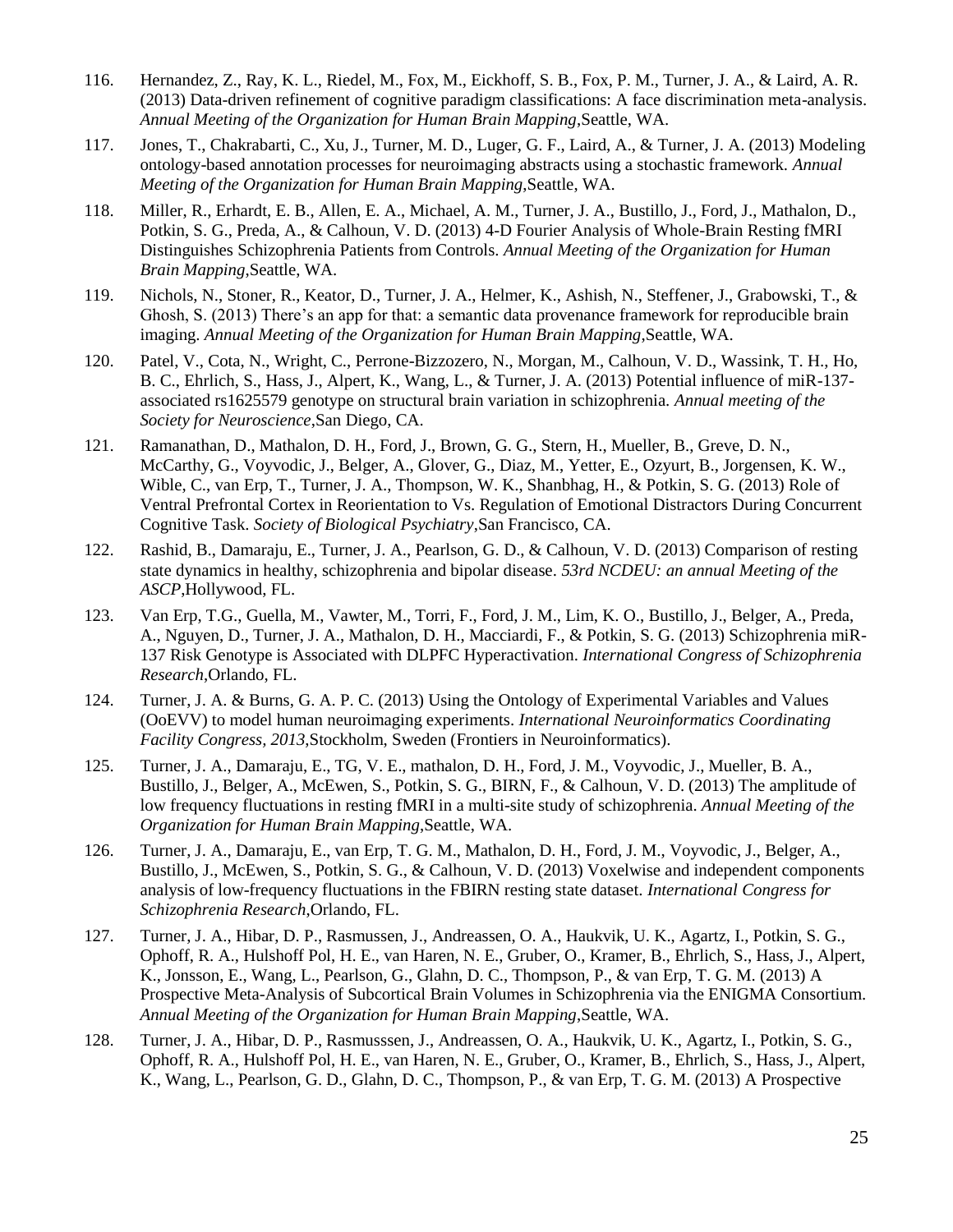116. Hernandez, Z., Ray, K. L., Riedel, M., Fox, M., Eickhoff, S. B., Fox, P. M., Turner, J. A., & Laird, A. R. (2013) Data-driven refinement of cognitive paradigm classifications: A face discrimination meta-analysis. *Annual Meeting of the Organization for Human Brain Mapping*,Seattle, WA.

117. Jones, T., Chakrabarti, C., Xu, J., Turner, M. D., Luger, G. F., Laird, A., & Turner, J. A. (2013) Modeling ontology-based annotation processes for neuroimaging abstracts using a stochastic framework. *Annual Meeting of the Organization for Human Brain Mapping*,Seattle, WA.

118. Miller, R., Erhardt, E. B., Allen, E. A., Michael, A. M., Turner, J. A., Bustillo, J., Ford, J., Mathalon, D., Potkin, S. G., Preda, A., & Calhoun, V. D. (2013) 4-D Fourier Analysis of Whole-Brain Resting fMRI Distinguishes Schizophrenia Patients from Controls. *Annual Meeting of the Organization for Human Brain Mapping*,Seattle, WA.

119. Nichols, N., Stoner, R., Keator, D., Turner, J. A., Helmer, K., Ashish, N., Steffener, J., Grabowski, T., & Ghosh, S. (2013) There's an app for that: a semantic data provenance framework for reproducible brain imaging. *Annual Meeting of the Organization for Human Brain Mapping*,Seattle, WA.

120. Patel, V., Cota, N., Wright, C., Perrone-Bizzozero, N., Morgan, M., Calhoun, V. D., Wassink, T. H., Ho, B. C., Ehrlich, S., Hass, J., Alpert, K., Wang, L., & Turner, J. A. (2013) Potential influence of miR-137-associated rs1625579 genotype on structural brain variation in schizophrenia. *Annual meeting of the Society for Neuroscience*,San Diego, CA.

121. Ramanathan, D., Mathalon, D. H., Ford, J., Brown, G. G., Stern, H., Mueller, B., Greve, D. N., McCarthy, G., Voyvodic, J., Belger, A., Glover, G., Diaz, M., Yetter, E., Ozyurt, B., Jorgensen, K. W., Wible, C., van Erp, T., Turner, J. A., Thompson, W. K., Shanbhag, H., & Potkin, S. G. (2013) Role of Ventral Prefrontal Cortex in Reorientation to Vs. Regulation of Emotional Distractors During Concurrent Cognitive Task. *Society of Biological Psychiatry*,San Francisco, CA.

122. Rashid, B., Damaraju, E., Turner, J. A., Pearlson, G. D., & Calhoun, V. D. (2013) Comparison of resting state dynamics in healthy, schizophrenia and bipolar disease. *53rd NCDEU: an annual Meeting of the ASCP*,Hollywood, FL.

123. Van Erp, T.G., Guella, M., Vawter, M., Torri, F., Ford, J. M., Lim, K. O., Bustillo, J., Belger, A., Preda, A., Nguyen, D., Turner, J. A., Mathalon, D. H., Macciardi, F., & Potkin, S. G. (2013) Schizophrenia miR-137 Risk Genotype is Associated with DLPFC Hyperactivation. *International Congress of Schizophrenia Research*,Orlando, FL.

124. Turner, J. A. & Burns, G. A. P. C. (2013) Using the Ontology of Experimental Variables and Values (OoEVV) to model human neuroimaging experiments. *International Neuroinformatics Coordinating Facility Congress, 2013*,Stockholm, Sweden (Frontiers in Neuroinformatics).

125. Turner, J. A., Damaraju, E., TG, V. E., mathalon, D. H., Ford, J. M., Voyvodic, J., Mueller, B. A., Bustillo, J., Belger, A., McEwen, S., Potkin, S. G., BIRN, F., & Calhoun, V. D. (2013) The amplitude of low frequency fluctuations in resting fMRI in a multi-site study of schizophrenia. *Annual Meeting of the Organization for Human Brain Mapping*,Seattle, WA.

126. Turner, J. A., Damaraju, E., van Erp, T. G. M., Mathalon, D. H., Ford, J. M., Voyvodic, J., Belger, A., Bustillo, J., McEwen, S., Potkin, S. G., & Calhoun, V. D. (2013) Voxelwise and independent components analysis of low-frequency fluctuations in the FBIRN resting state dataset. *International Congress for Schizophrenia Research*,Orlando, FL.

127. Turner, J. A., Hibar, D. P., Rasmussen, J., Andreassen, O. A., Haukvik, U. K., Agartz, I., Potkin, S. G., Ophoff, R. A., Hulshoff Pol, H. E., van Haren, N. E., Gruber, O., Kramer, B., Ehrlich, S., Hass, J., Alpert, K., Jonsson, E., Wang, L., Pearlson, G., Glahn, D. C., Thompson, P., & van Erp, T. G. M. (2013) A Prospective Meta-Analysis of Subcortical Brain Volumes in Schizophrenia via the ENIGMA Consortium. *Annual Meeting of the Organization for Human Brain Mapping*,Seattle, WA.

128. Turner, J. A., Hibar, D. P., Rasmusssen, J., Andreassen, O. A., Haukvik, U. K., Agartz, I., Potkin, S. G., Ophoff, R. A., Hulshoff Pol, H. E., van Haren, N. E., Gruber, O., Kramer, B., Ehrlich, S., Hass, J., Alpert, K., Wang, L., Pearlson, G. D., Glahn, D. C., Thompson, P., & van Erp, T. G. M. (2013) A Prospective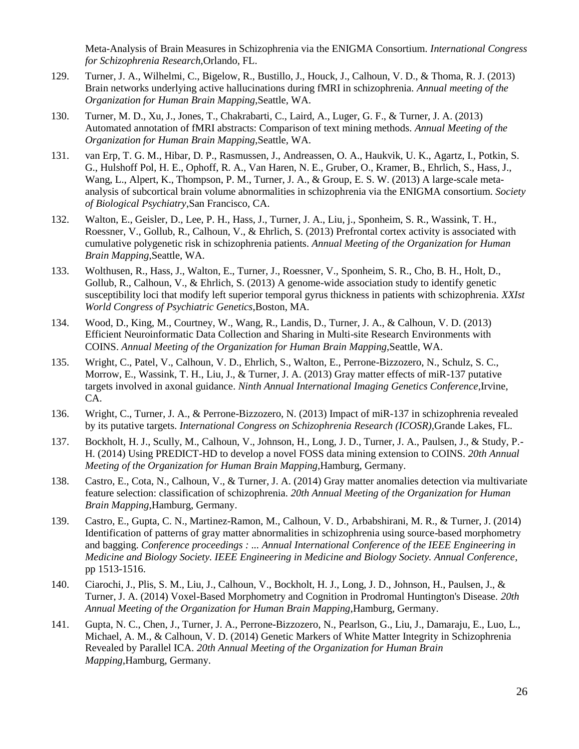Meta-Analysis of Brain Measures in Schizophrenia via the ENIGMA Consortium. *International Congress for Schizophrenia Research*,Orlando, FL.

129. Turner, J. A., Wilhelmi, C., Bigelow, R., Bustillo, J., Houck, J., Calhoun, V. D., & Thoma, R. J. (2013) Brain networks underlying active hallucinations during fMRI in schizophrenia. *Annual meeting of the Organization for Human Brain Mapping*,Seattle, WA.

130. Turner, M. D., Xu, J., Jones, T., Chakrabarti, C., Laird, A., Luger, G. F., & Turner, J. A. (2013) Automated annotation of fMRI abstracts: Comparison of text mining methods. *Annual Meeting of the Organization for Human Brain Mapping*,Seattle, WA.

131. van Erp, T. G. M., Hibar, D. P., Rasmussen, J., Andreassen, O. A., Haukvik, U. K., Agartz, I., Potkin, S. G., Hulshoff Pol, H. E., Ophoff, R. A., Van Haren, N. E., Gruber, O., Kramer, B., Ehrlich, S., Hass, J., Wang, L., Alpert, K., Thompson, P. M., Turner, J. A., & Group, E. S. W. (2013) A large-scale meta-analysis of subcortical brain volume abnormalities in schizophrenia via the ENIGMA consortium. *Society of Biological Psychiatry*,San Francisco, CA.

132. Walton, E., Geisler, D., Lee, P. H., Hass, J., Turner, J. A., Liu, j., Sponheim, S. R., Wassink, T. H., Roessner, V., Gollub, R., Calhoun, V., & Ehrlich, S. (2013) Prefrontal cortex activity is associated with cumulative polygenetic risk in schizophrenia patients. *Annual Meeting of the Organization for Human Brain Mapping*,Seattle, WA.

133. Wolthusen, R., Hass, J., Walton, E., Turner, J., Roessner, V., Sponheim, S. R., Cho, B. H., Holt, D., Gollub, R., Calhoun, V., & Ehrlich, S. (2013) A genome-wide association study to identify genetic susceptibility loci that modify left superior temporal gyrus thickness in patients with schizophrenia. *XXIst World Congress of Psychiatric Genetics*,Boston, MA.

134. Wood, D., King, M., Courtney, W., Wang, R., Landis, D., Turner, J. A., & Calhoun, V. D. (2013) Efficient Neuroinformatic Data Collection and Sharing in Multi-site Research Environments with COINS. *Annual Meeting of the Organization for Human Brain Mapping*,Seattle, WA.

135. Wright, C., Patel, V., Calhoun, V. D., Ehrlich, S., Walton, E., Perrone-Bizzozero, N., Schulz, S. C., Morrow, E., Wassink, T. H., Liu, J., & Turner, J. A. (2013) Gray matter effects of miR-137 putative targets involved in axonal guidance. *Ninth Annual International Imaging Genetics Conference*,Irvine, CA.

136. Wright, C., Turner, J. A., & Perrone-Bizzozero, N. (2013) Impact of miR-137 in schizophrenia revealed by its putative targets. *International Congress on Schizophrenia Research (ICOSR)*,Grande Lakes, FL.

137. Bockholt, H. J., Scully, M., Calhoun, V., Johnson, H., Long, J. D., Turner, J. A., Paulsen, J., & Study, P.-H. (2014) Using PREDICT-HD to develop a novel FOSS data mining extension to COINS. *20th Annual Meeting of the Organization for Human Brain Mapping*,Hamburg, Germany.

138. Castro, E., Cota, N., Calhoun, V., & Turner, J. A. (2014) Gray matter anomalies detection via multivariate feature selection: classification of schizophrenia. *20th Annual Meeting of the Organization for Human Brain Mapping*,Hamburg, Germany.

139. Castro, E., Gupta, C. N., Martinez-Ramon, M., Calhoun, V. D., Arbabshirani, M. R., & Turner, J. (2014) Identification of patterns of gray matter abnormalities in schizophrenia using source-based morphometry and bagging. *Conference proceedings : ... Annual International Conference of the IEEE Engineering in Medicine and Biology Society. IEEE Engineering in Medicine and Biology Society. Annual Conference*, pp 1513-1516.

140. Ciarochi, J., Plis, S. M., Liu, J., Calhoun, V., Bockholt, H. J., Long, J. D., Johnson, H., Paulsen, J., & Turner, J. A. (2014) Voxel-Based Morphometry and Cognition in Prodromal Huntington's Disease. *20th Annual Meeting of the Organization for Human Brain Mapping*,Hamburg, Germany.

141. Gupta, N. C., Chen, J., Turner, J. A., Perrone-Bizzozero, N., Pearlson, G., Liu, J., Damaraju, E., Luo, L., Michael, A. M., & Calhoun, V. D. (2014) Genetic Markers of White Matter Integrity in Schizophrenia Revealed by Parallel ICA. *20th Annual Meeting of the Organization for Human Brain Mapping*,Hamburg, Germany.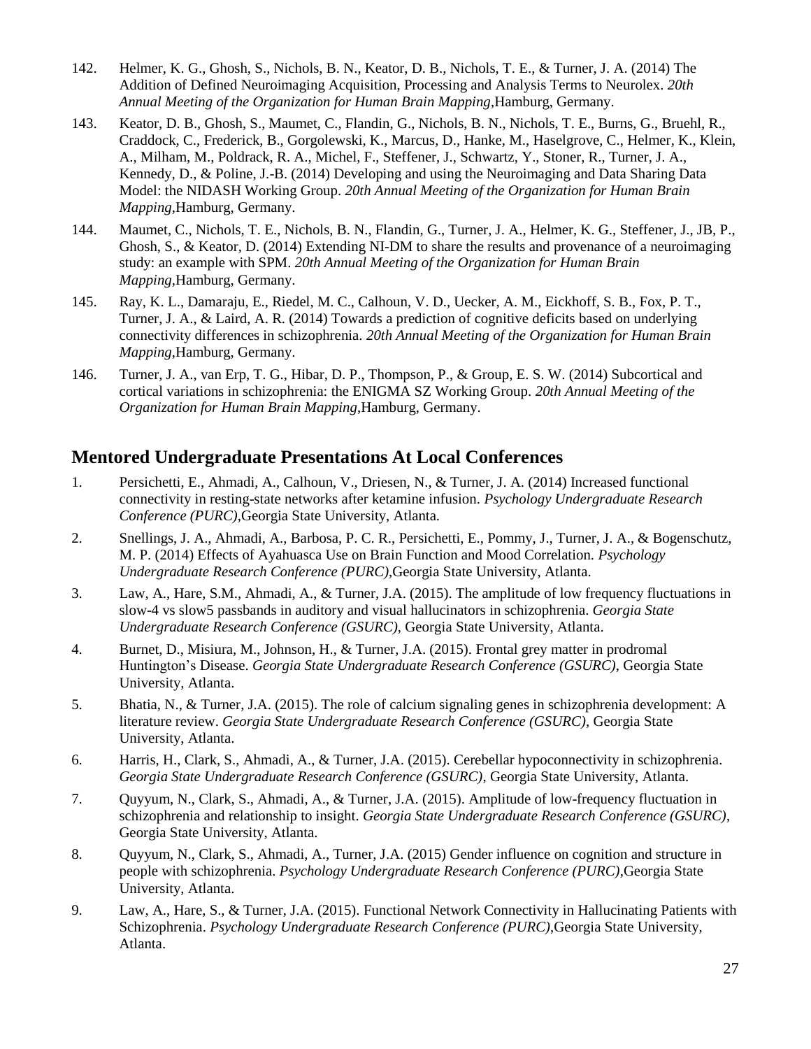142. Helmer, K. G., Ghosh, S., Nichols, B. N., Keator, D. B., Nichols, T. E., & Turner, J. A. (2014) The Addition of Defined Neuroimaging Acquisition, Processing and Analysis Terms to Neurolex. *20th Annual Meeting of the Organization for Human Brain Mapping*,Hamburg, Germany.

143. Keator, D. B., Ghosh, S., Maumet, C., Flandin, G., Nichols, B. N., Nichols, T. E., Burns, G., Bruehl, R., Craddock, C., Frederick, B., Gorgolewski, K., Marcus, D., Hanke, M., Haselgrove, C., Helmer, K., Klein, A., Milham, M., Poldrack, R. A., Michel, F., Steffener, J., Schwartz, Y., Stoner, R., Turner, J. A., Kennedy, D., & Poline, J.-B. (2014) Developing and using the Neuroimaging and Data Sharing Data Model: the NIDASH Working Group. *20th Annual Meeting of the Organization for Human Brain Mapping*,Hamburg, Germany.

144. Maumet, C., Nichols, T. E., Nichols, B. N., Flandin, G., Turner, J. A., Helmer, K. G., Steffener, J., JB, P., Ghosh, S., & Keator, D. (2014) Extending NI-DM to share the results and provenance of a neuroimaging study: an example with SPM. *20th Annual Meeting of the Organization for Human Brain Mapping*,Hamburg, Germany.

145. Ray, K. L., Damaraju, E., Riedel, M. C., Calhoun, V. D., Uecker, A. M., Eickhoff, S. B., Fox, P. T., Turner, J. A., & Laird, A. R. (2014) Towards a prediction of cognitive deficits based on underlying connectivity differences in schizophrenia. *20th Annual Meeting of the Organization for Human Brain Mapping*,Hamburg, Germany.

146. Turner, J. A., van Erp, T. G., Hibar, D. P., Thompson, P., & Group, E. S. W. (2014) Subcortical and cortical variations in schizophrenia: the ENIGMA SZ Working Group. *20th Annual Meeting of the Organization for Human Brain Mapping*,Hamburg, Germany.

## Mentored Undergraduate Presentations At Local Conferences

1. Persichetti, E., Ahmadi, A., Calhoun, V., Driesen, N., & Turner, J. A. (2014) Increased functional connectivity in resting-state networks after ketamine infusion. *Psychology Undergraduate Research Conference (PURC)*,Georgia State University, Atlanta.

2. Snellings, J. A., Ahmadi, A., Barbosa, P. C. R., Persichetti, E., Pommy, J., Turner, J. A., & Bogenschutz, M. P. (2014) Effects of Ayahuasca Use on Brain Function and Mood Correlation. *Psychology Undergraduate Research Conference (PURC)*,Georgia State University, Atlanta.

3. Law, A., Hare, S.M., Ahmadi, A., & Turner, J.A. (2015). The amplitude of low frequency fluctuations in slow-4 vs slow5 passbands in auditory and visual hallucinators in schizophrenia. *Georgia State Undergraduate Research Conference (GSURC)*, Georgia State University, Atlanta.

4. Burnet, D., Misiura, M., Johnson, H., & Turner, J.A. (2015). Frontal grey matter in prodromal Huntington's Disease. *Georgia State Undergraduate Research Conference (GSURC)*, Georgia State University, Atlanta.

5. Bhatia, N., & Turner, J.A. (2015). The role of calcium signaling genes in schizophrenia development: A literature review. *Georgia State Undergraduate Research Conference (GSURC)*, Georgia State University, Atlanta.

6. Harris, H., Clark, S., Ahmadi, A., & Turner, J.A. (2015). Cerebellar hypoconnectivity in schizophrenia. *Georgia State Undergraduate Research Conference (GSURC)*, Georgia State University, Atlanta.

7. Quyyum, N., Clark, S., Ahmadi, A., & Turner, J.A. (2015). Amplitude of low-frequency fluctuation in schizophrenia and relationship to insight. *Georgia State Undergraduate Research Conference (GSURC)*, Georgia State University, Atlanta.

8. Quyyum, N., Clark, S., Ahmadi, A., Turner, J.A. (2015) Gender influence on cognition and structure in people with schizophrenia. *Psychology Undergraduate Research Conference (PURC)*,Georgia State University, Atlanta.

9. Law, A., Hare, S., & Turner, J.A. (2015). Functional Network Connectivity in Hallucinating Patients with Schizophrenia. *Psychology Undergraduate Research Conference (PURC)*,Georgia State University, Atlanta.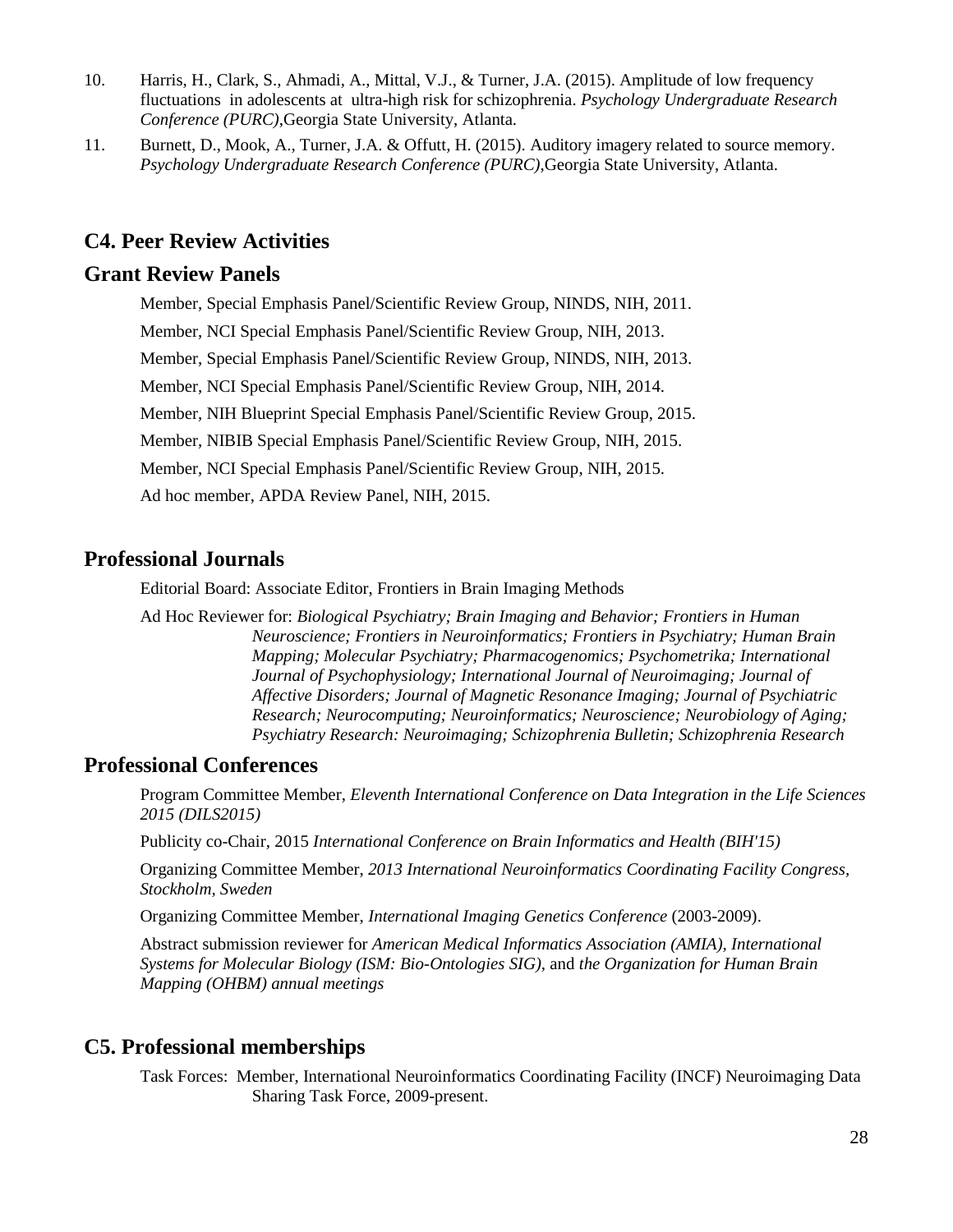10. Harris, H., Clark, S., Ahmadi, A., Mittal, V.J., & Turner, J.A. (2015). Amplitude of low frequency fluctuations in adolescents at ultra-high risk for schizophrenia. *Psychology Undergraduate Research Conference (PURC)*,Georgia State University, Atlanta.
11. Burnett, D., Mook, A., Turner, J.A. & Offutt, H. (2015). Auditory imagery related to source memory. *Psychology Undergraduate Research Conference (PURC)*,Georgia State University, Atlanta.

## C4. Peer Review Activities

## Grant Review Panels

Member, Special Emphasis Panel/Scientific Review Group, NINDS, NIH, 2011.

Member, NCI Special Emphasis Panel/Scientific Review Group, NIH, 2013.

Member, Special Emphasis Panel/Scientific Review Group, NINDS, NIH, 2013.

Member, NCI Special Emphasis Panel/Scientific Review Group, NIH, 2014.

Member, NIH Blueprint Special Emphasis Panel/Scientific Review Group, 2015.

Member, NIBIB Special Emphasis Panel/Scientific Review Group, NIH, 2015.

Member, NCI Special Emphasis Panel/Scientific Review Group, NIH, 2015.

Ad hoc member, APDA Review Panel, NIH, 2015.

## Professional Journals

Editorial Board: Associate Editor, Frontiers in Brain Imaging Methods

Ad Hoc Reviewer for: *Biological Psychiatry; Brain Imaging and Behavior; Frontiers in Human Neuroscience; Frontiers in Neuroinformatics; Frontiers in Psychiatry; Human Brain Mapping; Molecular Psychiatry; Pharmacogenomics; Psychometrika; International Journal of Psychophysiology; International Journal of Neuroimaging; Journal of Affective Disorders; Journal of Magnetic Resonance Imaging; Journal of Psychiatric Research; Neurocomputing; Neuroinformatics; Neuroscience; Neurobiology of Aging; Psychiatry Research: Neuroimaging; Schizophrenia Bulletin; Schizophrenia Research*

## Professional Conferences

Program Committee Member, *Eleventh International Conference on Data Integration in the Life Sciences 2015 (DILS2015)*

Publicity co-Chair, 2015 *International Conference on Brain Informatics and Health (BIH'15)*

Organizing Committee Member, *2013 International Neuroinformatics Coordinating Facility Congress, Stockholm, Sweden*

Organizing Committee Member, *International Imaging Genetics Conference* (2003-2009).

Abstract submission reviewer for *American Medical Informatics Association (AMIA), International Systems for Molecular Biology (ISM: Bio-Ontologies SIG),* and *the Organization for Human Brain Mapping (OHBM) annual meetings*

## C5. Professional memberships

Task Forces: Member, International Neuroinformatics Coordinating Facility (INCF) Neuroimaging Data Sharing Task Force, 2009-present.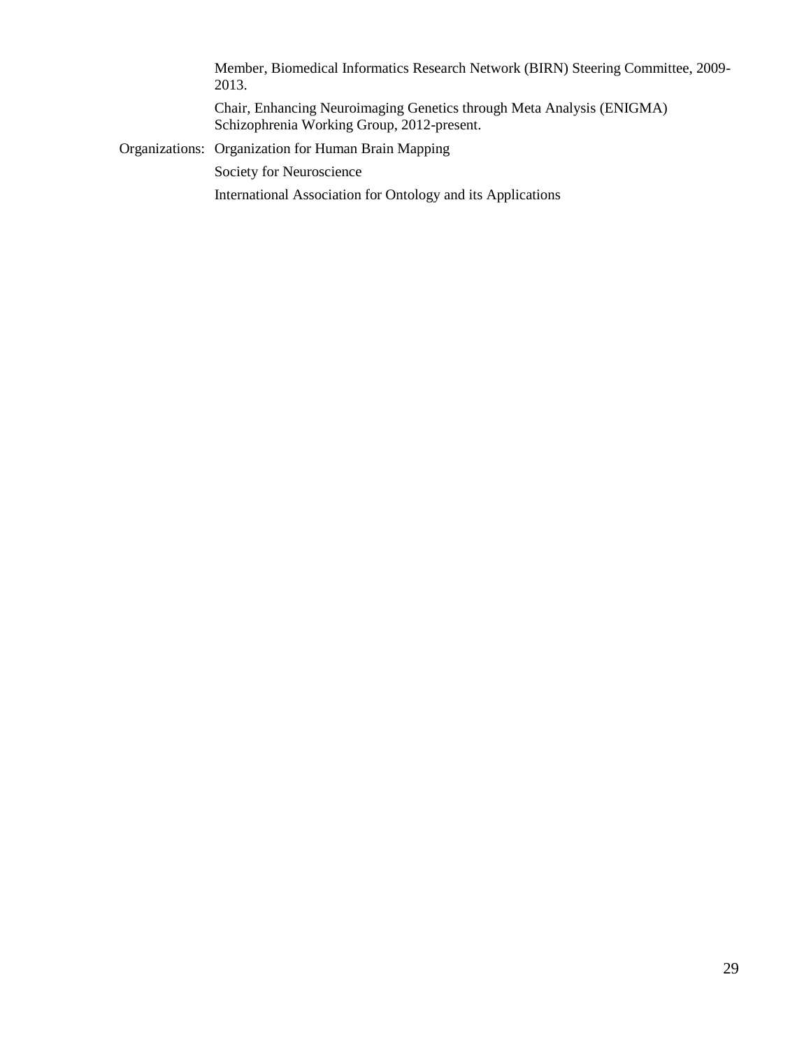Member, Biomedical Informatics Research Network (BIRN) Steering Committee, 2009-2013.

Chair, Enhancing Neuroimaging Genetics through Meta Analysis (ENIGMA) Schizophrenia Working Group, 2012-present.

Organizations: Organization for Human Brain Mapping

Society for Neuroscience

International Association for Ontology and its Applications